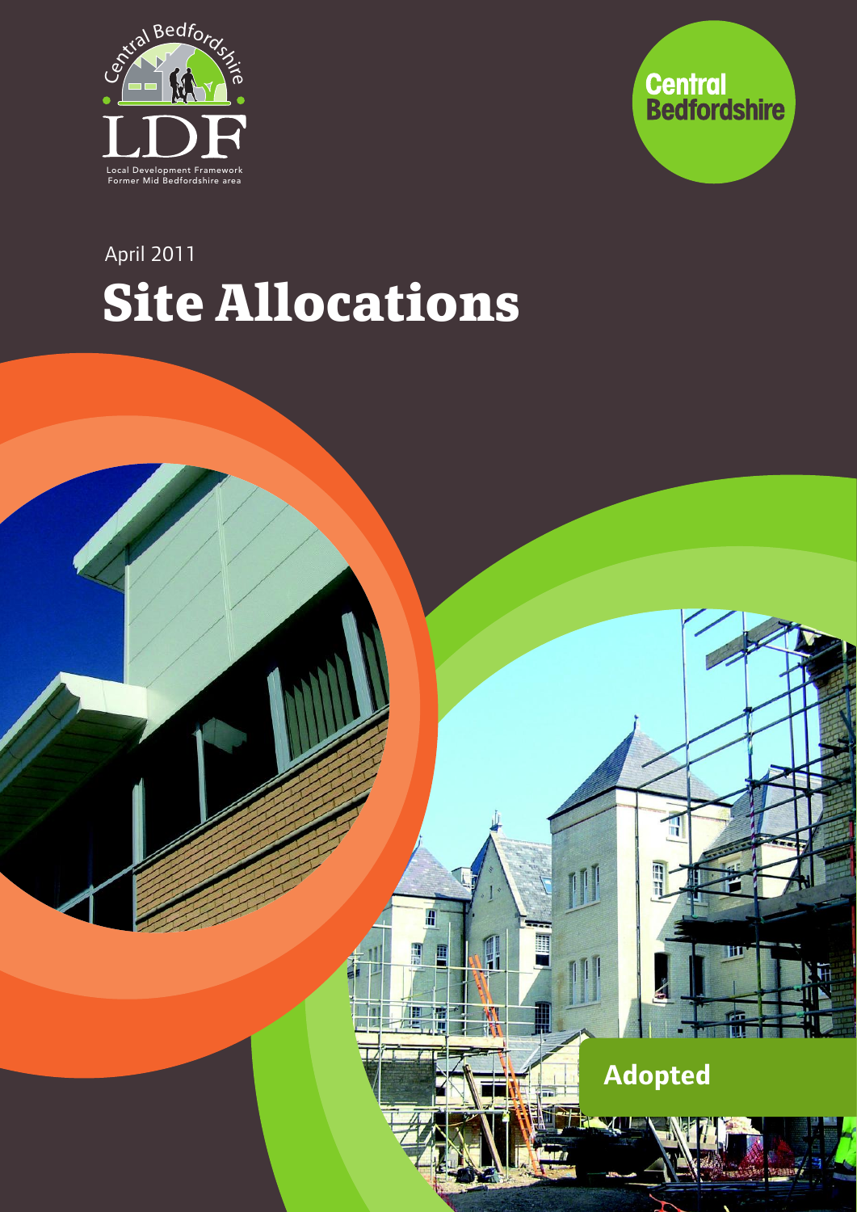Central Bedfordshire

LDF

Local Development Framework
Former Mid Bedfordshire area

Central Bedfordshire

April 2011

# Site Allocations

Adopted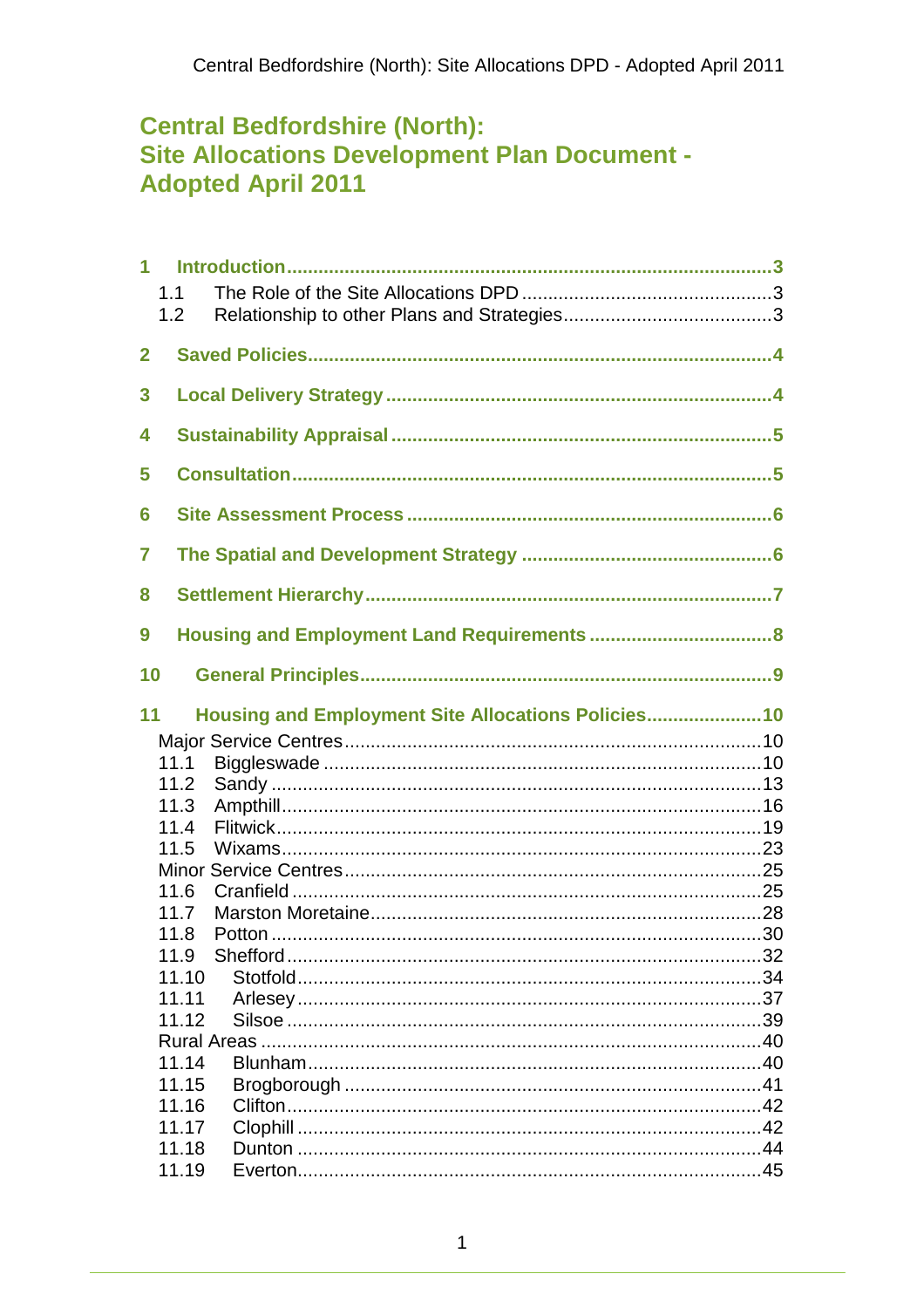# Central Bedfordshire (North): Site Allocations Development Plan Document - Adopted April 2011

**1 Introduction** ........ 3

- 1.1 The Role of the Site Allocations DPD ........ 3
- 1.2 Relationship to other Plans and Strategies ........ 3

**2 Saved Policies** ........ 4

**3 Local Delivery Strategy** ........ 4

**4 Sustainability Appraisal** ........ 5

**5 Consultation** ........ 5

**6 Site Assessment Process** ........ 6

**7 The Spatial and Development Strategy** ........ 6

**8 Settlement Hierarchy** ........ 7

**9 Housing and Employment Land Requirements** ........ 8

**10 General Principles** ........ 9

**11 Housing and Employment Site Allocations Policies** ........ 10

Major Service Centres ........ 10

- 11.1 Biggleswade ........ 10
- 11.2 Sandy ........ 13
- 11.3 Ampthill ........ 16
- 11.4 Flitwick ........ 19
- 11.5 Wixams ........ 23

Minor Service Centres ........ 25

- 11.6 Cranfield ........ 25
- 11.7 Marston Moretaine ........ 28
- 11.8 Potton ........ 30
- 11.9 Shefford ........ 32
- 11.10 Stotfold ........ 34
- 11.11 Arlesey ........ 37
- 11.12 Silsoe ........ 39

Rural Areas ........ 40

- 11.14 Blunham ........ 40
- 11.15 Brogborough ........ 41
- 11.16 Clifton ........ 42
- 11.17 Clophill ........ 42
- 11.18 Dunton ........ 44
- 11.19 Everton ........ 45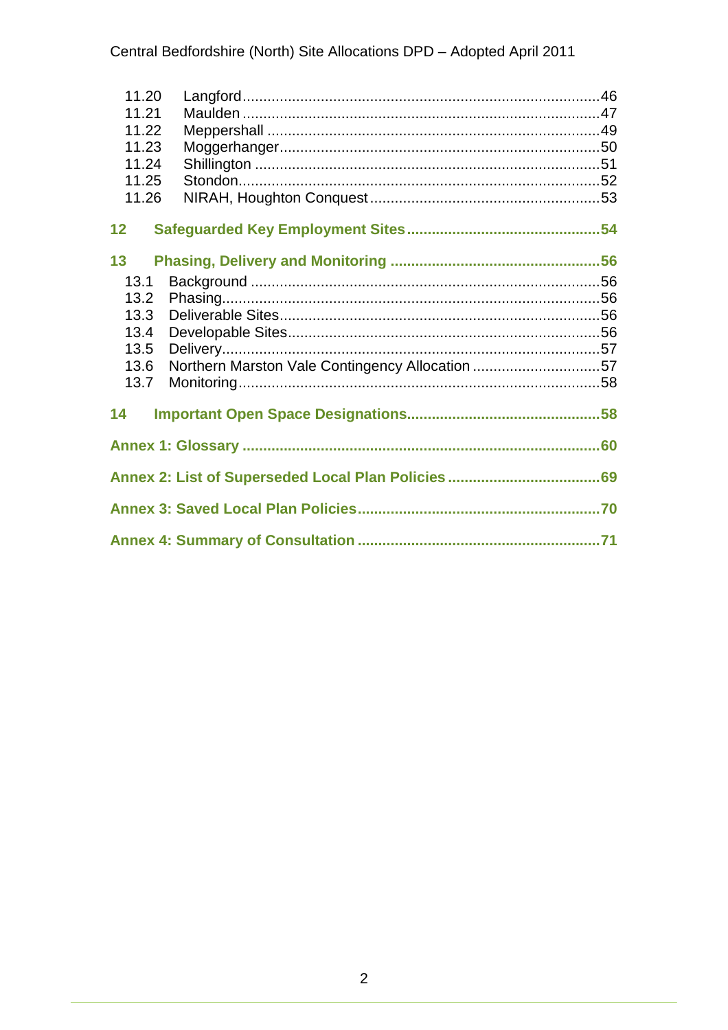11.20 Langford ..... 46
11.21 Maulden ..... 47
11.22 Meppershall ..... 49
11.23 Moggerhanger ..... 50
11.24 Shillington ..... 51
11.25 Stondon ..... 52
11.26 NIRAH, Houghton Conquest ..... 53

**12 Safeguarded Key Employment Sites ..... 54**

**13 Phasing, Delivery and Monitoring ..... 56**

13.1 Background ..... 56
13.2 Phasing ..... 56
13.3 Deliverable Sites ..... 56
13.4 Developable Sites ..... 56
13.5 Delivery ..... 57
13.6 Northern Marston Vale Contingency Allocation ..... 57
13.7 Monitoring ..... 58

**14 Important Open Space Designations ..... 58**

**Annex 1: Glossary ..... 60**

**Annex 2: List of Superseded Local Plan Policies ..... 69**

**Annex 3: Saved Local Plan Policies ..... 70**

**Annex 4: Summary of Consultation ..... 71**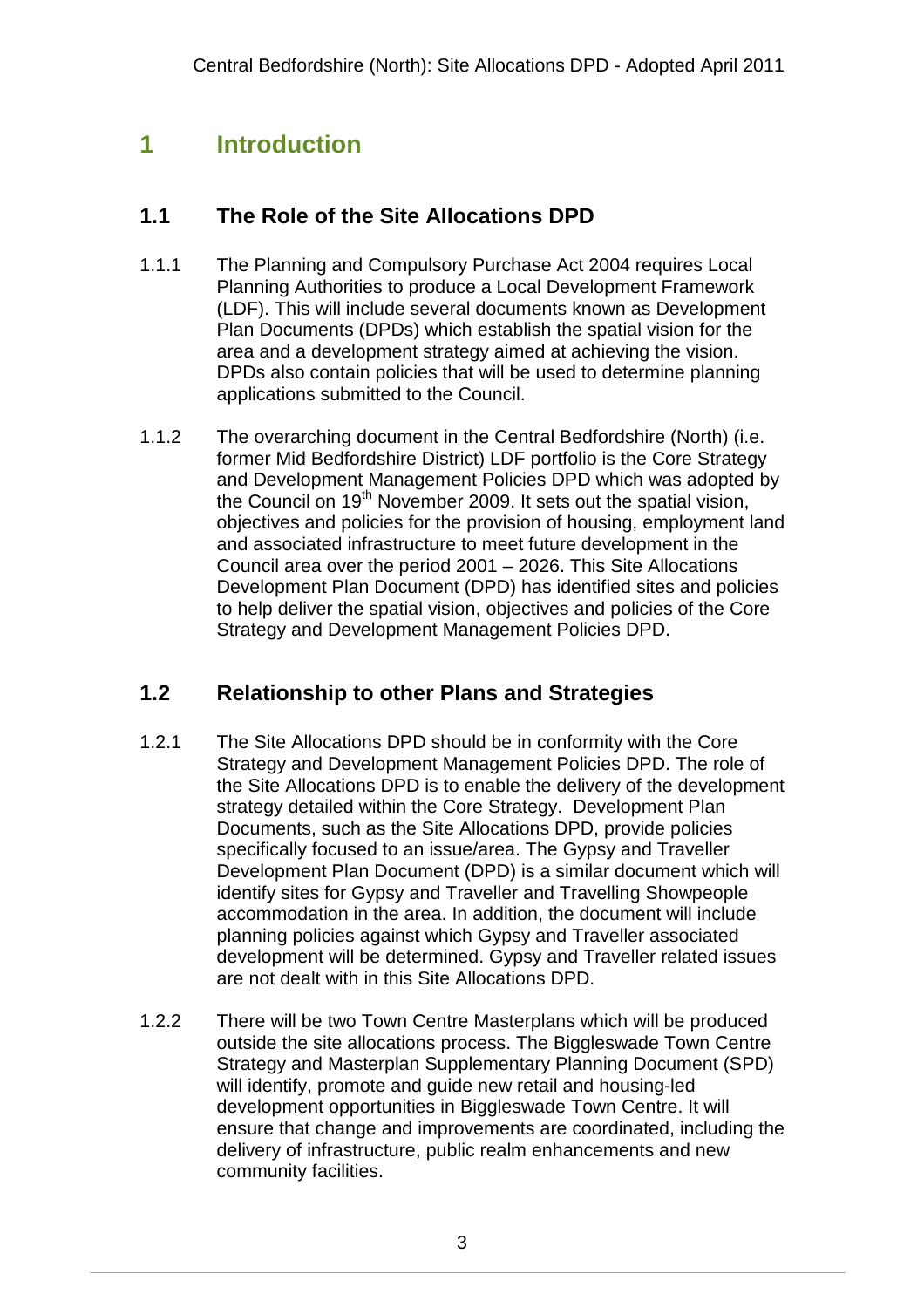# 1 Introduction

## 1.1 The Role of the Site Allocations DPD

1.1.1 The Planning and Compulsory Purchase Act 2004 requires Local Planning Authorities to produce a Local Development Framework (LDF). This will include several documents known as Development Plan Documents (DPDs) which establish the spatial vision for the area and a development strategy aimed at achieving the vision. DPDs also contain policies that will be used to determine planning applications submitted to the Council.

1.1.2 The overarching document in the Central Bedfordshire (North) (i.e. former Mid Bedfordshire District) LDF portfolio is the Core Strategy and Development Management Policies DPD which was adopted by the Council on 19th November 2009. It sets out the spatial vision, objectives and policies for the provision of housing, employment land and associated infrastructure to meet future development in the Council area over the period 2001 – 2026. This Site Allocations Development Plan Document (DPD) has identified sites and policies to help deliver the spatial vision, objectives and policies of the Core Strategy and Development Management Policies DPD.

## 1.2 Relationship to other Plans and Strategies

1.2.1 The Site Allocations DPD should be in conformity with the Core Strategy and Development Management Policies DPD. The role of the Site Allocations DPD is to enable the delivery of the development strategy detailed within the Core Strategy. Development Plan Documents, such as the Site Allocations DPD, provide policies specifically focused to an issue/area. The Gypsy and Traveller Development Plan Document (DPD) is a similar document which will identify sites for Gypsy and Traveller and Travelling Showpeople accommodation in the area. In addition, the document will include planning policies against which Gypsy and Traveller associated development will be determined. Gypsy and Traveller related issues are not dealt with in this Site Allocations DPD.

1.2.2 There will be two Town Centre Masterplans which will be produced outside the site allocations process. The Biggleswade Town Centre Strategy and Masterplan Supplementary Planning Document (SPD) will identify, promote and guide new retail and housing-led development opportunities in Biggleswade Town Centre. It will ensure that change and improvements are coordinated, including the delivery of infrastructure, public realm enhancements and new community facilities.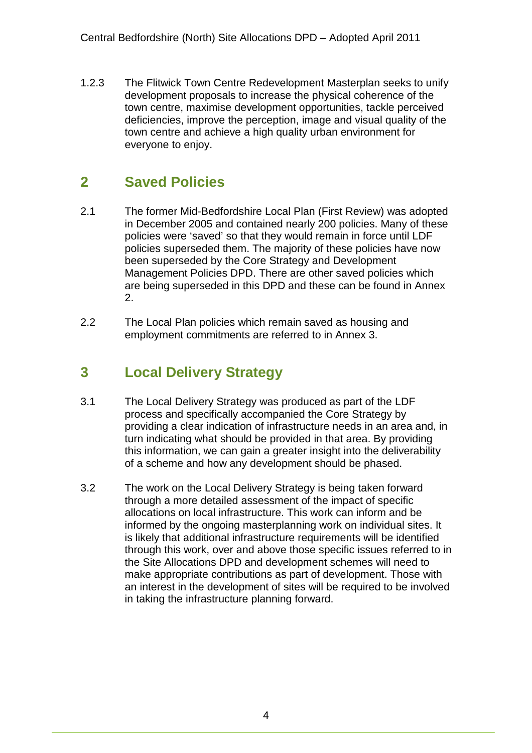1.2.3 The Flitwick Town Centre Redevelopment Masterplan seeks to unify development proposals to increase the physical coherence of the town centre, maximise development opportunities, tackle perceived deficiencies, improve the perception, image and visual quality of the town centre and achieve a high quality urban environment for everyone to enjoy.

## 2 Saved Policies

2.1 The former Mid-Bedfordshire Local Plan (First Review) was adopted in December 2005 and contained nearly 200 policies. Many of these policies were 'saved' so that they would remain in force until LDF policies superseded them. The majority of these policies have now been superseded by the Core Strategy and Development Management Policies DPD. There are other saved policies which are being superseded in this DPD and these can be found in Annex 2.

2.2 The Local Plan policies which remain saved as housing and employment commitments are referred to in Annex 3.

## 3 Local Delivery Strategy

3.1 The Local Delivery Strategy was produced as part of the LDF process and specifically accompanied the Core Strategy by providing a clear indication of infrastructure needs in an area and, in turn indicating what should be provided in that area. By providing this information, we can gain a greater insight into the deliverability of a scheme and how any development should be phased.

3.2 The work on the Local Delivery Strategy is being taken forward through a more detailed assessment of the impact of specific allocations on local infrastructure. This work can inform and be informed by the ongoing masterplanning work on individual sites. It is likely that additional infrastructure requirements will be identified through this work, over and above those specific issues referred to in the Site Allocations DPD and development schemes will need to make appropriate contributions as part of development. Those with an interest in the development of sites will be required to be involved in taking the infrastructure planning forward.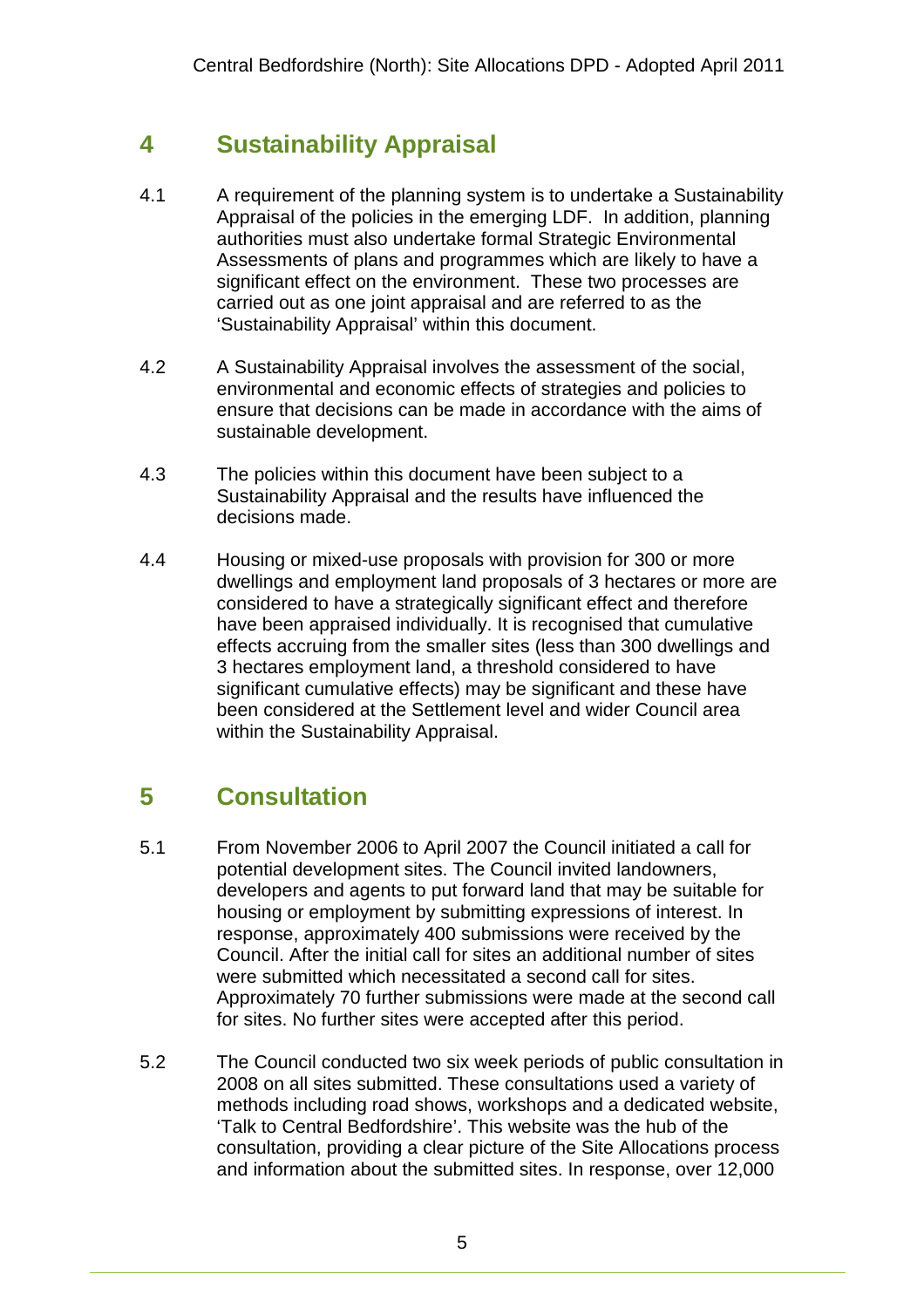## 4 Sustainability Appraisal

4.1 A requirement of the planning system is to undertake a Sustainability Appraisal of the policies in the emerging LDF. In addition, planning authorities must also undertake formal Strategic Environmental Assessments of plans and programmes which are likely to have a significant effect on the environment. These two processes are carried out as one joint appraisal and are referred to as the 'Sustainability Appraisal' within this document.

4.2 A Sustainability Appraisal involves the assessment of the social, environmental and economic effects of strategies and policies to ensure that decisions can be made in accordance with the aims of sustainable development.

4.3 The policies within this document have been subject to a Sustainability Appraisal and the results have influenced the decisions made.

4.4 Housing or mixed-use proposals with provision for 300 or more dwellings and employment land proposals of 3 hectares or more are considered to have a strategically significant effect and therefore have been appraised individually. It is recognised that cumulative effects accruing from the smaller sites (less than 300 dwellings and 3 hectares employment land, a threshold considered to have significant cumulative effects) may be significant and these have been considered at the Settlement level and wider Council area within the Sustainability Appraisal.

## 5 Consultation

5.1 From November 2006 to April 2007 the Council initiated a call for potential development sites. The Council invited landowners, developers and agents to put forward land that may be suitable for housing or employment by submitting expressions of interest. In response, approximately 400 submissions were received by the Council. After the initial call for sites an additional number of sites were submitted which necessitated a second call for sites. Approximately 70 further submissions were made at the second call for sites. No further sites were accepted after this period.

5.2 The Council conducted two six week periods of public consultation in 2008 on all sites submitted. These consultations used a variety of methods including road shows, workshops and a dedicated website, 'Talk to Central Bedfordshire'. This website was the hub of the consultation, providing a clear picture of the Site Allocations process and information about the submitted sites. In response, over 12,000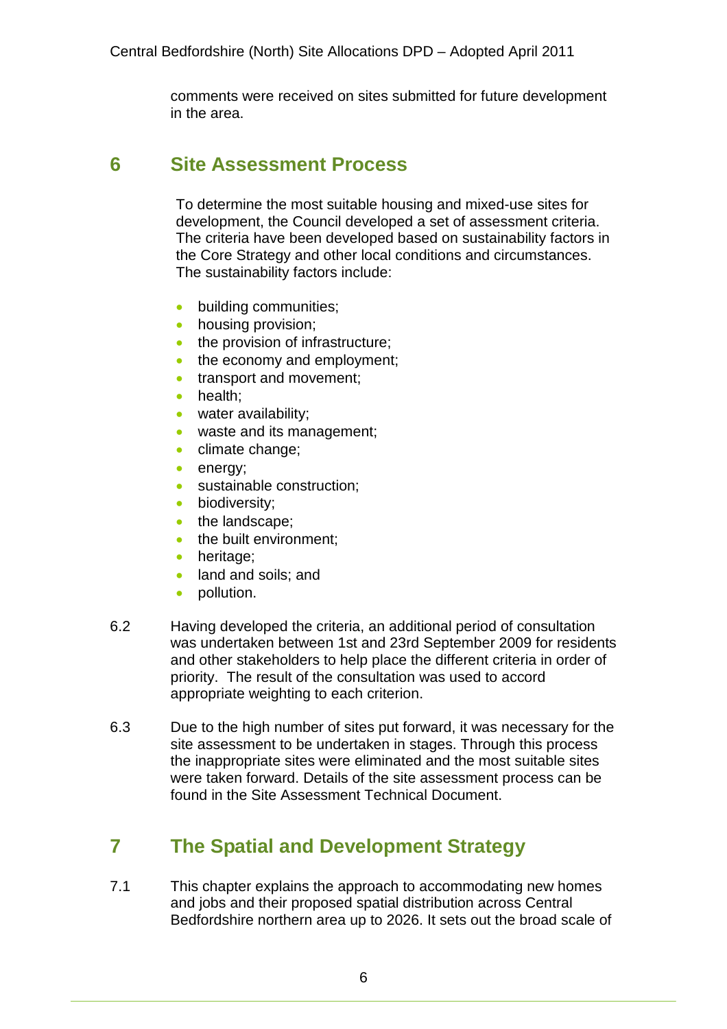comments were received on sites submitted for future development in the area.

## 6 Site Assessment Process

To determine the most suitable housing and mixed-use sites for development, the Council developed a set of assessment criteria. The criteria have been developed based on sustainability factors in the Core Strategy and other local conditions and circumstances. The sustainability factors include:

- building communities;
- housing provision;
- the provision of infrastructure;
- the economy and employment;
- transport and movement;
- health;
- water availability;
- waste and its management;
- climate change;
- energy;
- sustainable construction;
- biodiversity;
- the landscape;
- the built environment;
- heritage;
- land and soils; and
- pollution.

6.2 Having developed the criteria, an additional period of consultation was undertaken between 1st and 23rd September 2009 for residents and other stakeholders to help place the different criteria in order of priority. The result of the consultation was used to accord appropriate weighting to each criterion.

6.3 Due to the high number of sites put forward, it was necessary for the site assessment to be undertaken in stages. Through this process the inappropriate sites were eliminated and the most suitable sites were taken forward. Details of the site assessment process can be found in the Site Assessment Technical Document.

## 7 The Spatial and Development Strategy

7.1 This chapter explains the approach to accommodating new homes and jobs and their proposed spatial distribution across Central Bedfordshire northern area up to 2026. It sets out the broad scale of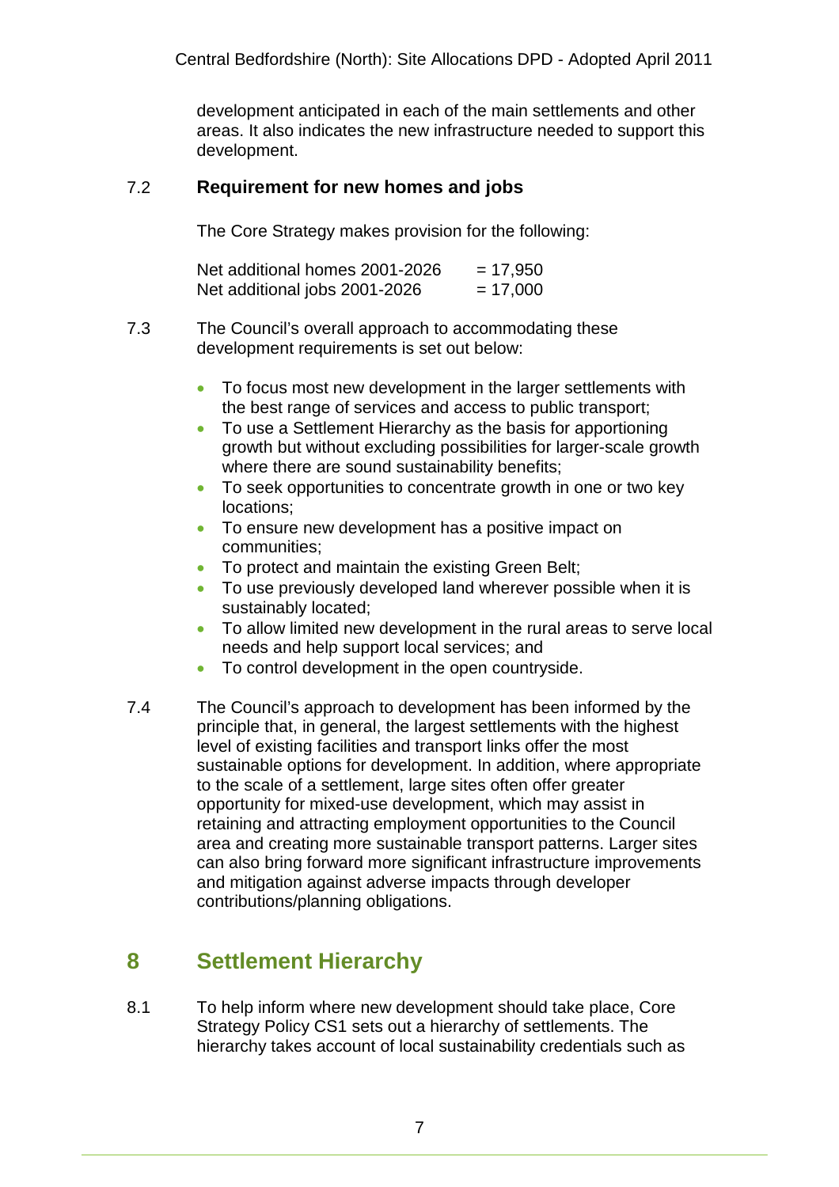development anticipated in each of the main settlements and other areas. It also indicates the new infrastructure needed to support this development.

7.2 **Requirement for new homes and jobs**

The Core Strategy makes provision for the following:

Net additional homes 2001-2026 = 17,950
Net additional jobs 2001-2026 = 17,000

7.3 The Council's overall approach to accommodating these development requirements is set out below:

- To focus most new development in the larger settlements with the best range of services and access to public transport;
- To use a Settlement Hierarchy as the basis for apportioning growth but without excluding possibilities for larger-scale growth where there are sound sustainability benefits;
- To seek opportunities to concentrate growth in one or two key locations;
- To ensure new development has a positive impact on communities;
- To protect and maintain the existing Green Belt;
- To use previously developed land wherever possible when it is sustainably located;
- To allow limited new development in the rural areas to serve local needs and help support local services; and
- To control development in the open countryside.

7.4 The Council's approach to development has been informed by the principle that, in general, the largest settlements with the highest level of existing facilities and transport links offer the most sustainable options for development. In addition, where appropriate to the scale of a settlement, large sites often offer greater opportunity for mixed-use development, which may assist in retaining and attracting employment opportunities to the Council area and creating more sustainable transport patterns. Larger sites can also bring forward more significant infrastructure improvements and mitigation against adverse impacts through developer contributions/planning obligations.

# 8 Settlement Hierarchy

8.1 To help inform where new development should take place, Core Strategy Policy CS1 sets out a hierarchy of settlements. The hierarchy takes account of local sustainability credentials such as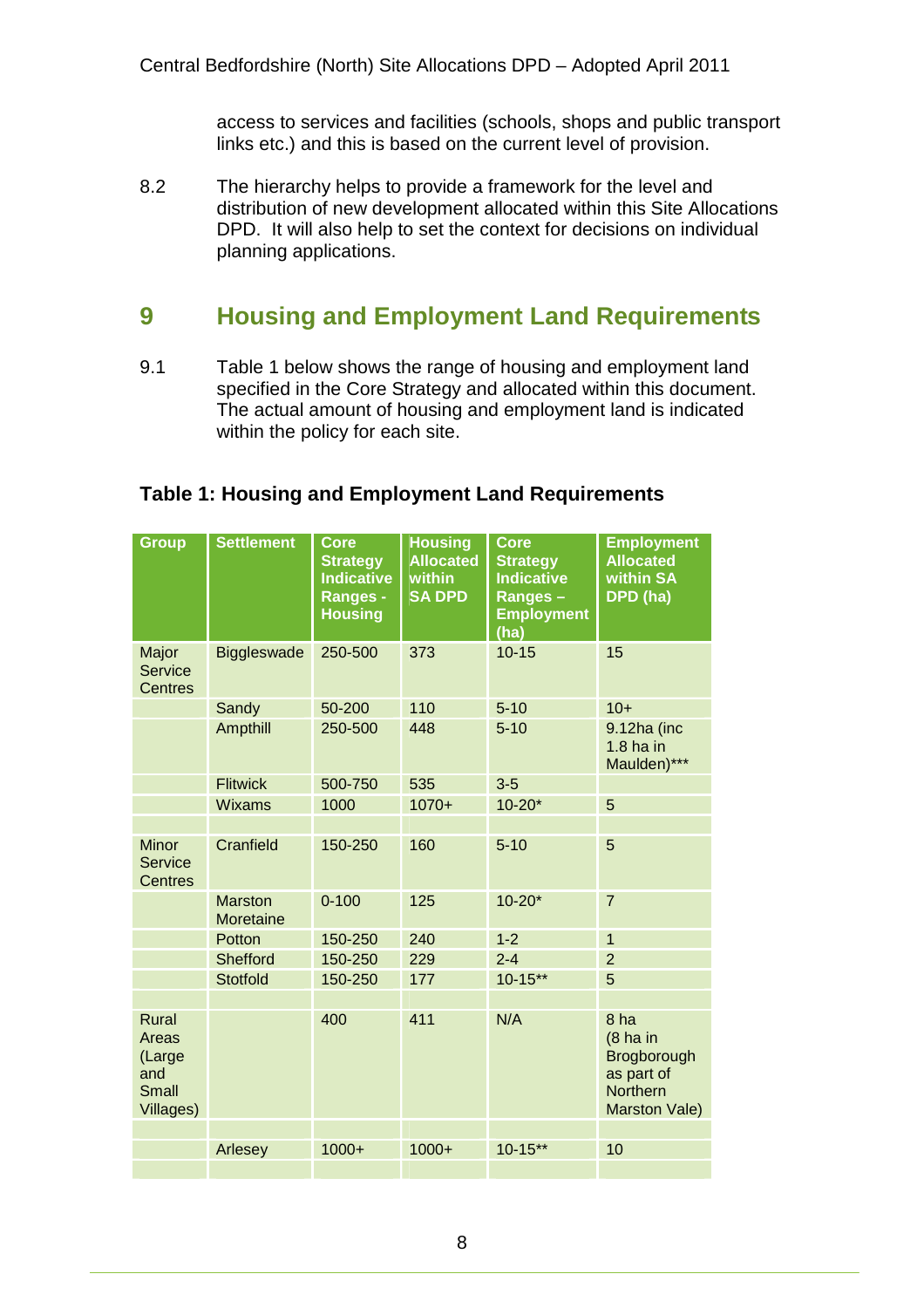access to services and facilities (schools, shops and public transport links etc.) and this is based on the current level of provision.

8.2 The hierarchy helps to provide a framework for the level and distribution of new development allocated within this Site Allocations DPD. It will also help to set the context for decisions on individual planning applications.

## 9 Housing and Employment Land Requirements

9.1 Table 1 below shows the range of housing and employment land specified in the Core Strategy and allocated within this document. The actual amount of housing and employment land is indicated within the policy for each site.

### Table 1: Housing and Employment Land Requirements

| Group | Settlement | Core Strategy Indicative Ranges - Housing | Housing Allocated within SA DPD | Core Strategy Indicative Ranges – Employment (ha) | Employment Allocated within SA DPD (ha) |
|---|---|---|---|---|---|
| Major Service Centres | Biggleswade | 250-500 | 373 | 10-15 | 15 |
| | Sandy | 50-200 | 110 | 5-10 | 10+ |
| | Ampthill | 250-500 | 448 | 5-10 | 9.12ha (inc 1.8 ha in Maulden)*** |
| | Flitwick | 500-750 | 535 | 3-5 | |
| | Wixams | 1000 | 1070+ | 10-20* | 5 |
| | | | | | |
| Minor Service Centres | Cranfield | 150-250 | 160 | 5-10 | 5 |
| | Marston Moretaine | 0-100 | 125 | 10-20* | 7 |
| | Potton | 150-250 | 240 | 1-2 | 1 |
| | Shefford | 150-250 | 229 | 2-4 | 2 |
| | Stotfold | 150-250 | 177 | 10-15** | 5 |
| | | | | | |
| Rural Areas (Large and Small Villages) | | 400 | 411 | N/A | 8 ha (8 ha in Brogborough as part of Northern Marston Vale) |
| | | | | | |
| | Arlesey | 1000+ | 1000+ | 10-15** | 10 |
| | | | | | |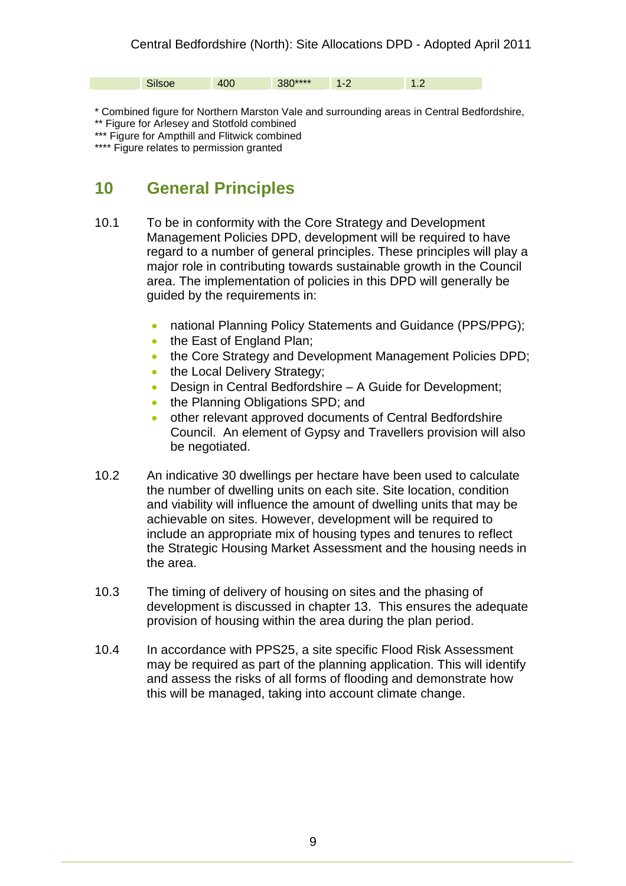| | Silsoe | 400 | 380**** | 1-2 | 1.2 |
|---|---|---|---|---|---|

* Combined figure for Northern Marston Vale and surrounding areas in Central Bedfordshire,
** Figure for Arlesey and Stotfold combined
*** Figure for Ampthill and Flitwick combined
**** Figure relates to permission granted

## 10 General Principles

10.1 To be in conformity with the Core Strategy and Development Management Policies DPD, development will be required to have regard to a number of general principles. These principles will play a major role in contributing towards sustainable growth in the Council area. The implementation of policies in this DPD will generally be guided by the requirements in:

- national Planning Policy Statements and Guidance (PPS/PPG);
- the East of England Plan;
- the Core Strategy and Development Management Policies DPD;
- the Local Delivery Strategy;
- Design in Central Bedfordshire – A Guide for Development;
- the Planning Obligations SPD; and
- other relevant approved documents of Central Bedfordshire Council. An element of Gypsy and Travellers provision will also be negotiated.

10.2 An indicative 30 dwellings per hectare have been used to calculate the number of dwelling units on each site. Site location, condition and viability will influence the amount of dwelling units that may be achievable on sites. However, development will be required to include an appropriate mix of housing types and tenures to reflect the Strategic Housing Market Assessment and the housing needs in the area.

10.3 The timing of delivery of housing on sites and the phasing of development is discussed in chapter 13. This ensures the adequate provision of housing within the area during the plan period.

10.4 In accordance with PPS25, a site specific Flood Risk Assessment may be required as part of the planning application. This will identify and assess the risks of all forms of flooding and demonstrate how this will be managed, taking into account climate change.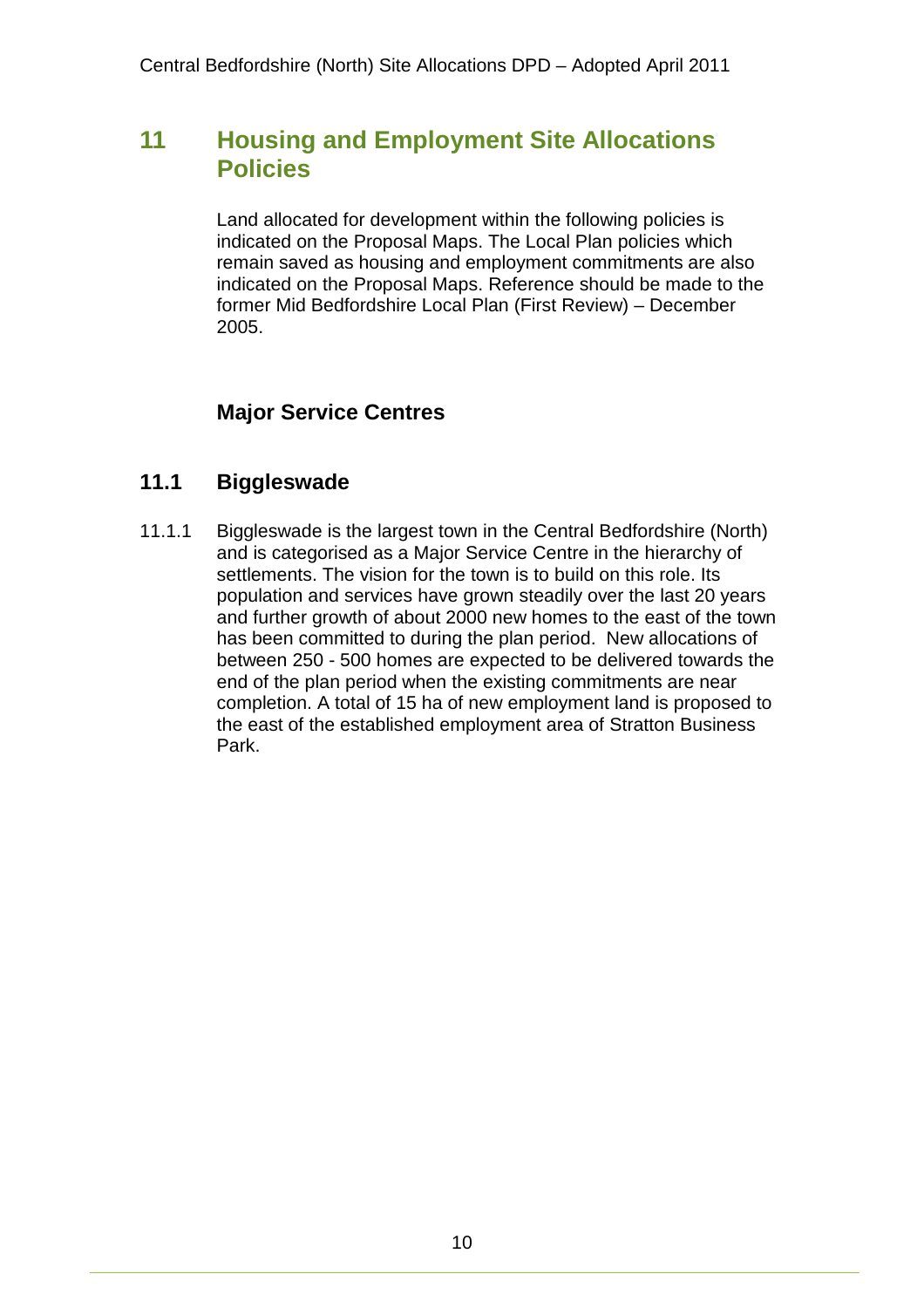# 11 Housing and Employment Site Allocations Policies

Land allocated for development within the following policies is indicated on the Proposal Maps. The Local Plan policies which remain saved as housing and employment commitments are also indicated on the Proposal Maps. Reference should be made to the former Mid Bedfordshire Local Plan (First Review) – December 2005.

### Major Service Centres

## 11.1 Biggleswade

11.1.1 Biggleswade is the largest town in the Central Bedfordshire (North) and is categorised as a Major Service Centre in the hierarchy of settlements. The vision for the town is to build on this role. Its population and services have grown steadily over the last 20 years and further growth of about 2000 new homes to the east of the town has been committed to during the plan period. New allocations of between 250 - 500 homes are expected to be delivered towards the end of the plan period when the existing commitments are near completion. A total of 15 ha of new employment land is proposed to the east of the established employment area of Stratton Business Park.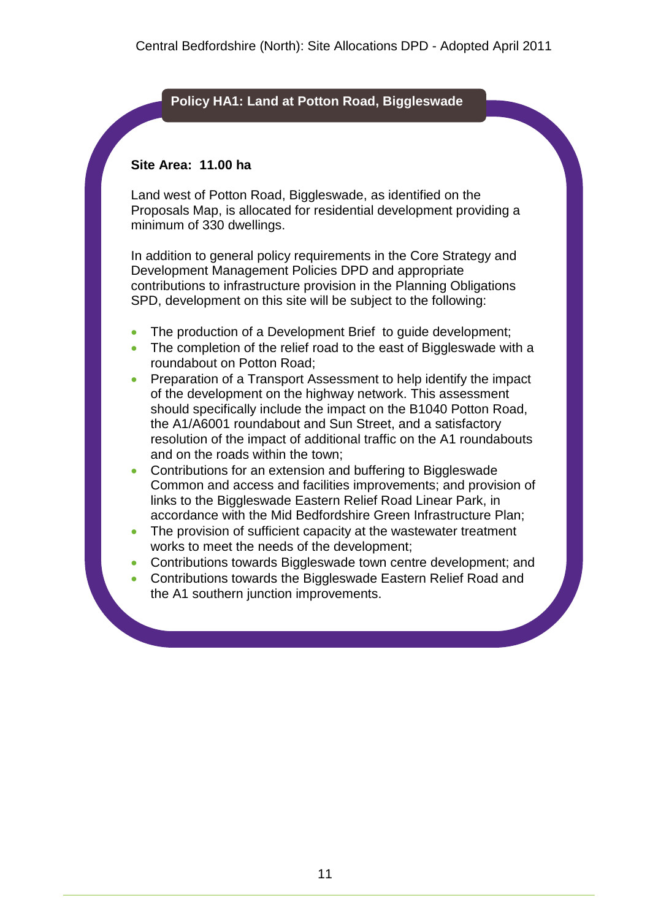## Policy HA1: Land at Potton Road, Biggleswade

**Site Area: 11.00 ha**

Land west of Potton Road, Biggleswade, as identified on the Proposals Map, is allocated for residential development providing a minimum of 330 dwellings.

In addition to general policy requirements in the Core Strategy and Development Management Policies DPD and appropriate contributions to infrastructure provision in the Planning Obligations SPD, development on this site will be subject to the following:

- The production of a Development Brief to guide development;
- The completion of the relief road to the east of Biggleswade with a roundabout on Potton Road;
- Preparation of a Transport Assessment to help identify the impact of the development on the highway network. This assessment should specifically include the impact on the B1040 Potton Road, the A1/A6001 roundabout and Sun Street, and a satisfactory resolution of the impact of additional traffic on the A1 roundabouts and on the roads within the town;
- Contributions for an extension and buffering to Biggleswade Common and access and facilities improvements; and provision of links to the Biggleswade Eastern Relief Road Linear Park, in accordance with the Mid Bedfordshire Green Infrastructure Plan;
- The provision of sufficient capacity at the wastewater treatment works to meet the needs of the development;
- Contributions towards Biggleswade town centre development; and
- Contributions towards the Biggleswade Eastern Relief Road and the A1 southern junction improvements.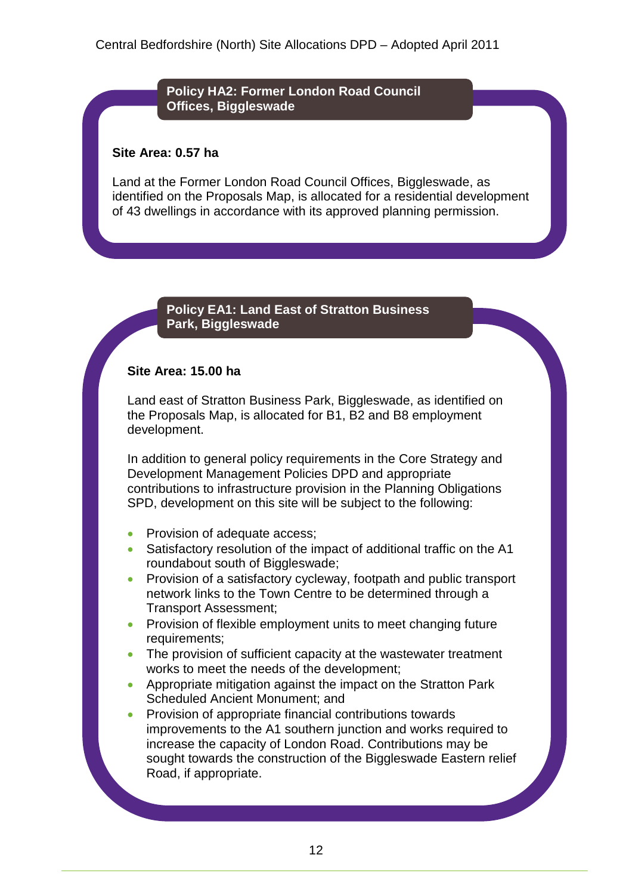### Policy HA2: Former London Road Council Offices, Biggleswade

**Site Area: 0.57 ha**

Land at the Former London Road Council Offices, Biggleswade, as identified on the Proposals Map, is allocated for a residential development of 43 dwellings in accordance with its approved planning permission.

### Policy EA1: Land East of Stratton Business Park, Biggleswade

**Site Area: 15.00 ha**

Land east of Stratton Business Park, Biggleswade, as identified on the Proposals Map, is allocated for B1, B2 and B8 employment development.

In addition to general policy requirements in the Core Strategy and Development Management Policies DPD and appropriate contributions to infrastructure provision in the Planning Obligations SPD, development on this site will be subject to the following:

- Provision of adequate access;
- Satisfactory resolution of the impact of additional traffic on the A1 roundabout south of Biggleswade;
- Provision of a satisfactory cycleway, footpath and public transport network links to the Town Centre to be determined through a Transport Assessment;
- Provision of flexible employment units to meet changing future requirements;
- The provision of sufficient capacity at the wastewater treatment works to meet the needs of the development;
- Appropriate mitigation against the impact on the Stratton Park Scheduled Ancient Monument; and
- Provision of appropriate financial contributions towards improvements to the A1 southern junction and works required to increase the capacity of London Road. Contributions may be sought towards the construction of the Biggleswade Eastern relief Road, if appropriate.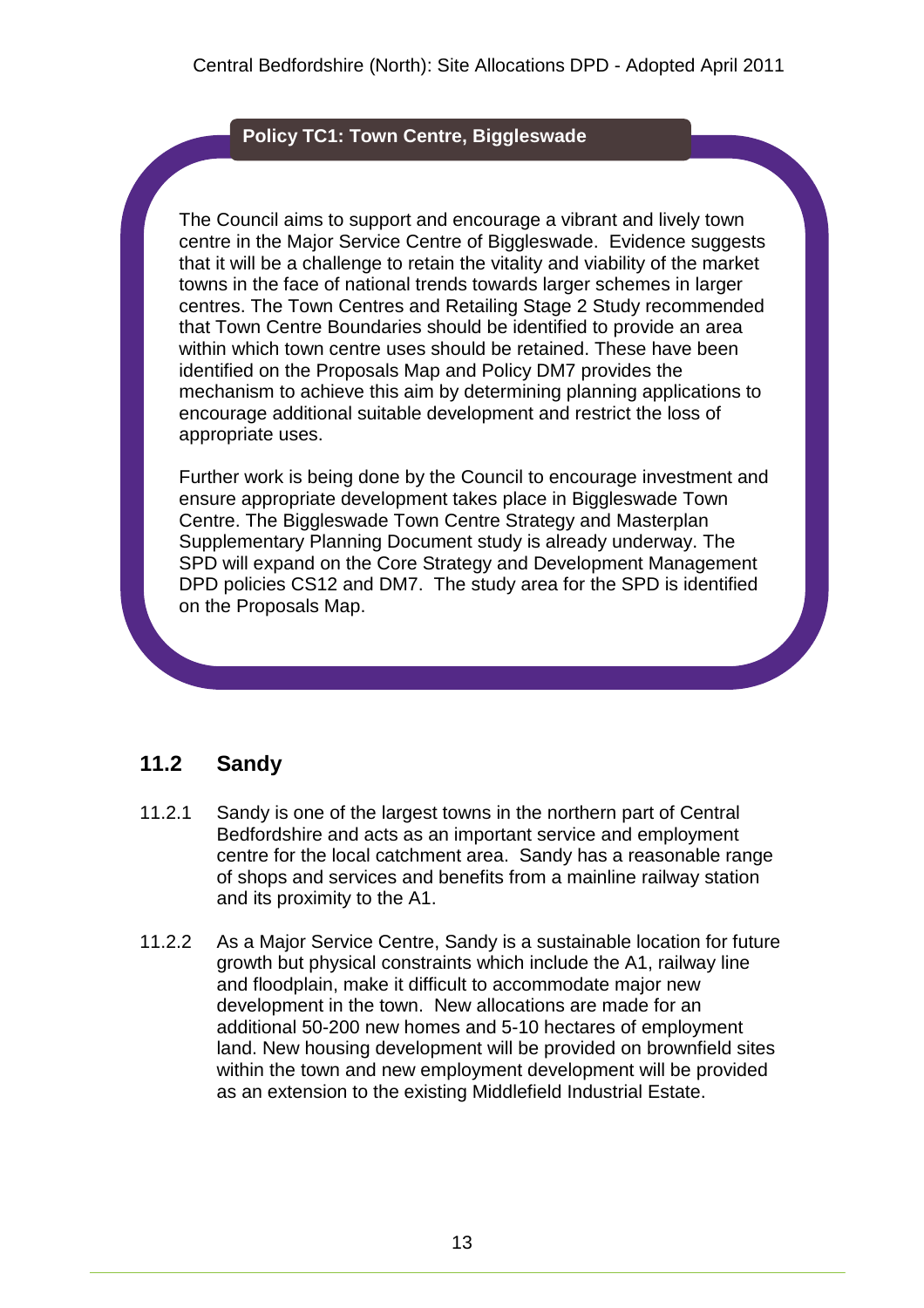**Policy TC1: Town Centre, Biggleswade**

The Council aims to support and encourage a vibrant and lively town centre in the Major Service Centre of Biggleswade. Evidence suggests that it will be a challenge to retain the vitality and viability of the market towns in the face of national trends towards larger schemes in larger centres. The Town Centres and Retailing Stage 2 Study recommended that Town Centre Boundaries should be identified to provide an area within which town centre uses should be retained. These have been identified on the Proposals Map and Policy DM7 provides the mechanism to achieve this aim by determining planning applications to encourage additional suitable development and restrict the loss of appropriate uses.

Further work is being done by the Council to encourage investment and ensure appropriate development takes place in Biggleswade Town Centre. The Biggleswade Town Centre Strategy and Masterplan Supplementary Planning Document study is already underway. The SPD will expand on the Core Strategy and Development Management DPD policies CS12 and DM7. The study area for the SPD is identified on the Proposals Map.

## 11.2 Sandy

11.2.1 Sandy is one of the largest towns in the northern part of Central Bedfordshire and acts as an important service and employment centre for the local catchment area. Sandy has a reasonable range of shops and services and benefits from a mainline railway station and its proximity to the A1.

11.2.2 As a Major Service Centre, Sandy is a sustainable location for future growth but physical constraints which include the A1, railway line and floodplain, make it difficult to accommodate major new development in the town. New allocations are made for an additional 50-200 new homes and 5-10 hectares of employment land. New housing development will be provided on brownfield sites within the town and new employment development will be provided as an extension to the existing Middlefield Industrial Estate.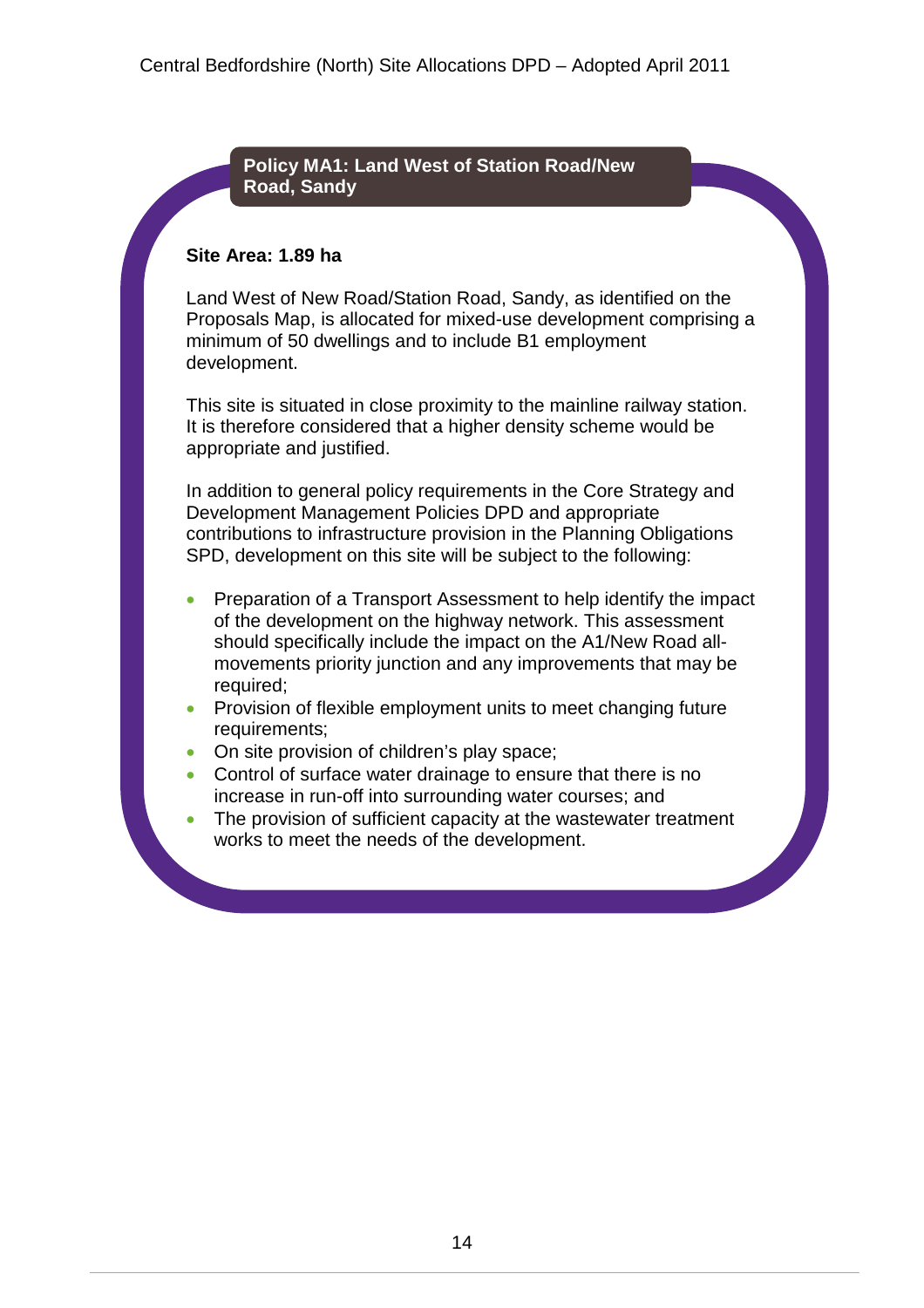### Policy MA1: Land West of Station Road/New Road, Sandy

**Site Area: 1.89 ha**

Land West of New Road/Station Road, Sandy, as identified on the Proposals Map, is allocated for mixed-use development comprising a minimum of 50 dwellings and to include B1 employment development.

This site is situated in close proximity to the mainline railway station. It is therefore considered that a higher density scheme would be appropriate and justified.

In addition to general policy requirements in the Core Strategy and Development Management Policies DPD and appropriate contributions to infrastructure provision in the Planning Obligations SPD, development on this site will be subject to the following:

- Preparation of a Transport Assessment to help identify the impact of the development on the highway network. This assessment should specifically include the impact on the A1/New Road all-movements priority junction and any improvements that may be required;
- Provision of flexible employment units to meet changing future requirements;
- On site provision of children's play space;
- Control of surface water drainage to ensure that there is no increase in run-off into surrounding water courses; and
- The provision of sufficient capacity at the wastewater treatment works to meet the needs of the development.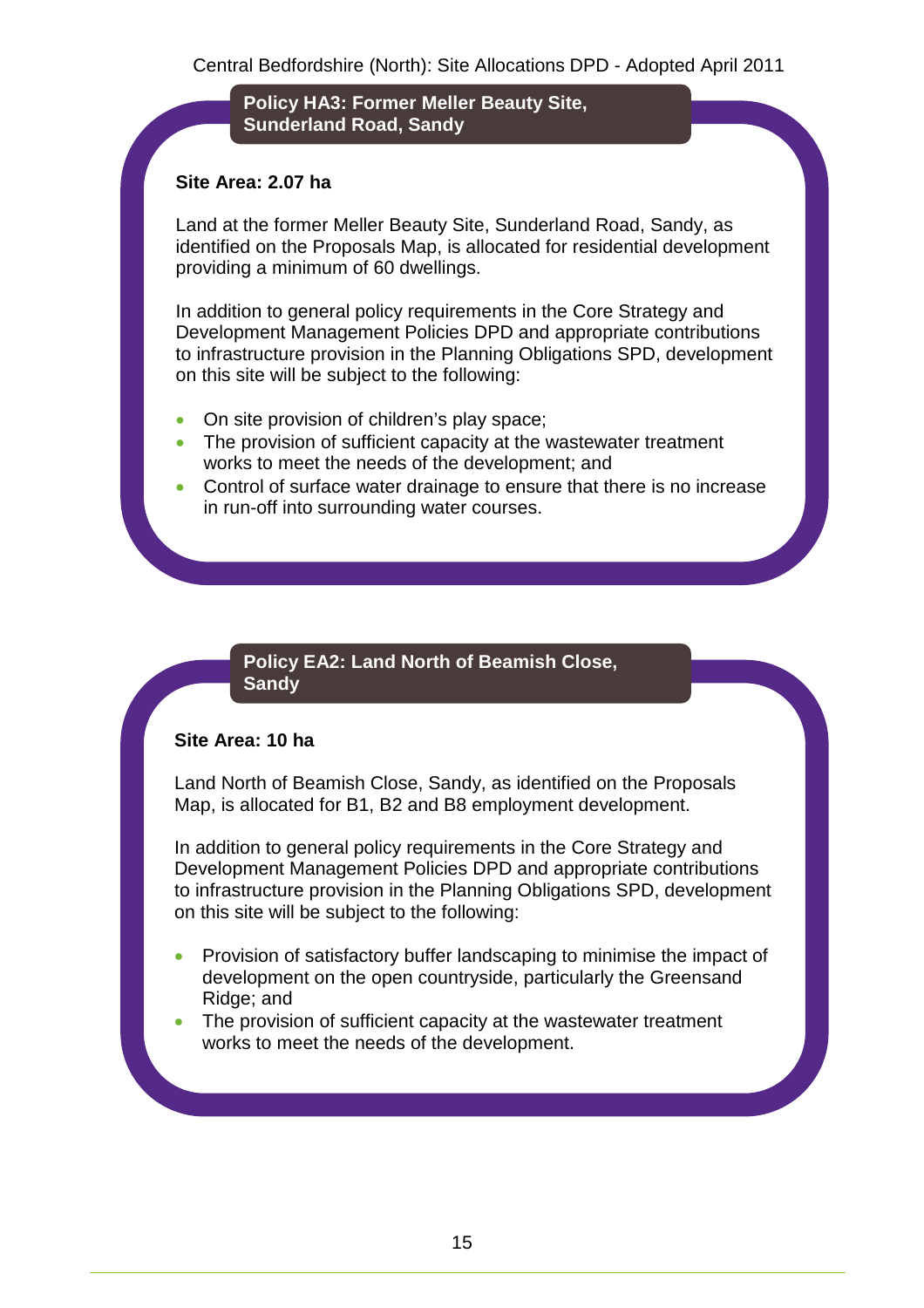### Policy HA3: Former Meller Beauty Site, Sunderland Road, Sandy

**Site Area: 2.07 ha**

Land at the former Meller Beauty Site, Sunderland Road, Sandy, as identified on the Proposals Map, is allocated for residential development providing a minimum of 60 dwellings.

In addition to general policy requirements in the Core Strategy and Development Management Policies DPD and appropriate contributions to infrastructure provision in the Planning Obligations SPD, development on this site will be subject to the following:

- On site provision of children's play space;
- The provision of sufficient capacity at the wastewater treatment works to meet the needs of the development; and
- Control of surface water drainage to ensure that there is no increase in run-off into surrounding water courses.

### Policy EA2: Land North of Beamish Close, Sandy

**Site Area: 10 ha**

Land North of Beamish Close, Sandy, as identified on the Proposals Map, is allocated for B1, B2 and B8 employment development.

In addition to general policy requirements in the Core Strategy and Development Management Policies DPD and appropriate contributions to infrastructure provision in the Planning Obligations SPD, development on this site will be subject to the following:

- Provision of satisfactory buffer landscaping to minimise the impact of development on the open countryside, particularly the Greensand Ridge; and
- The provision of sufficient capacity at the wastewater treatment works to meet the needs of the development.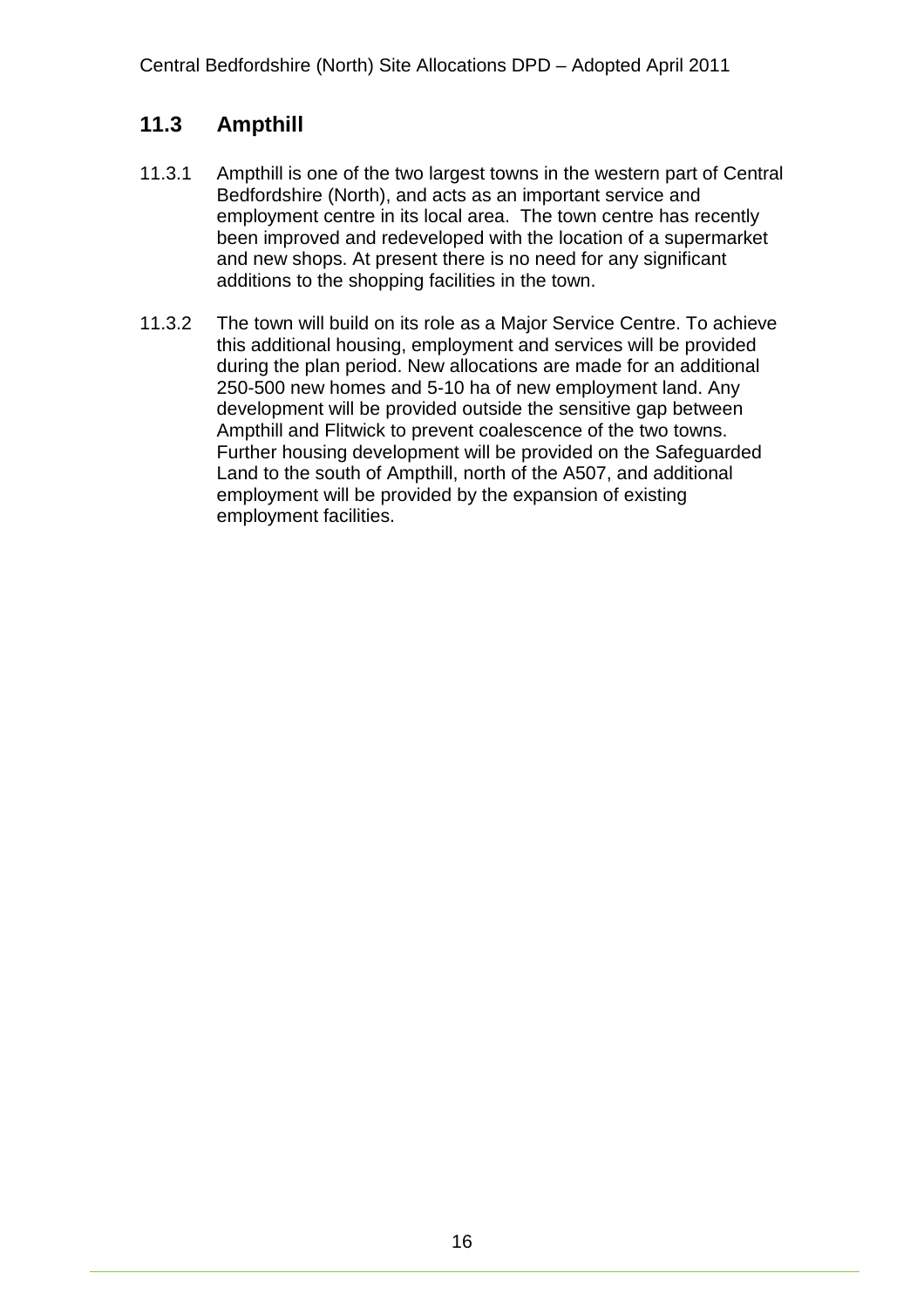## 11.3 Ampthill

11.3.1 Ampthill is one of the two largest towns in the western part of Central Bedfordshire (North), and acts as an important service and employment centre in its local area. The town centre has recently been improved and redeveloped with the location of a supermarket and new shops. At present there is no need for any significant additions to the shopping facilities in the town.

11.3.2 The town will build on its role as a Major Service Centre. To achieve this additional housing, employment and services will be provided during the plan period. New allocations are made for an additional 250-500 new homes and 5-10 ha of new employment land. Any development will be provided outside the sensitive gap between Ampthill and Flitwick to prevent coalescence of the two towns. Further housing development will be provided on the Safeguarded Land to the south of Ampthill, north of the A507, and additional employment will be provided by the expansion of existing employment facilities.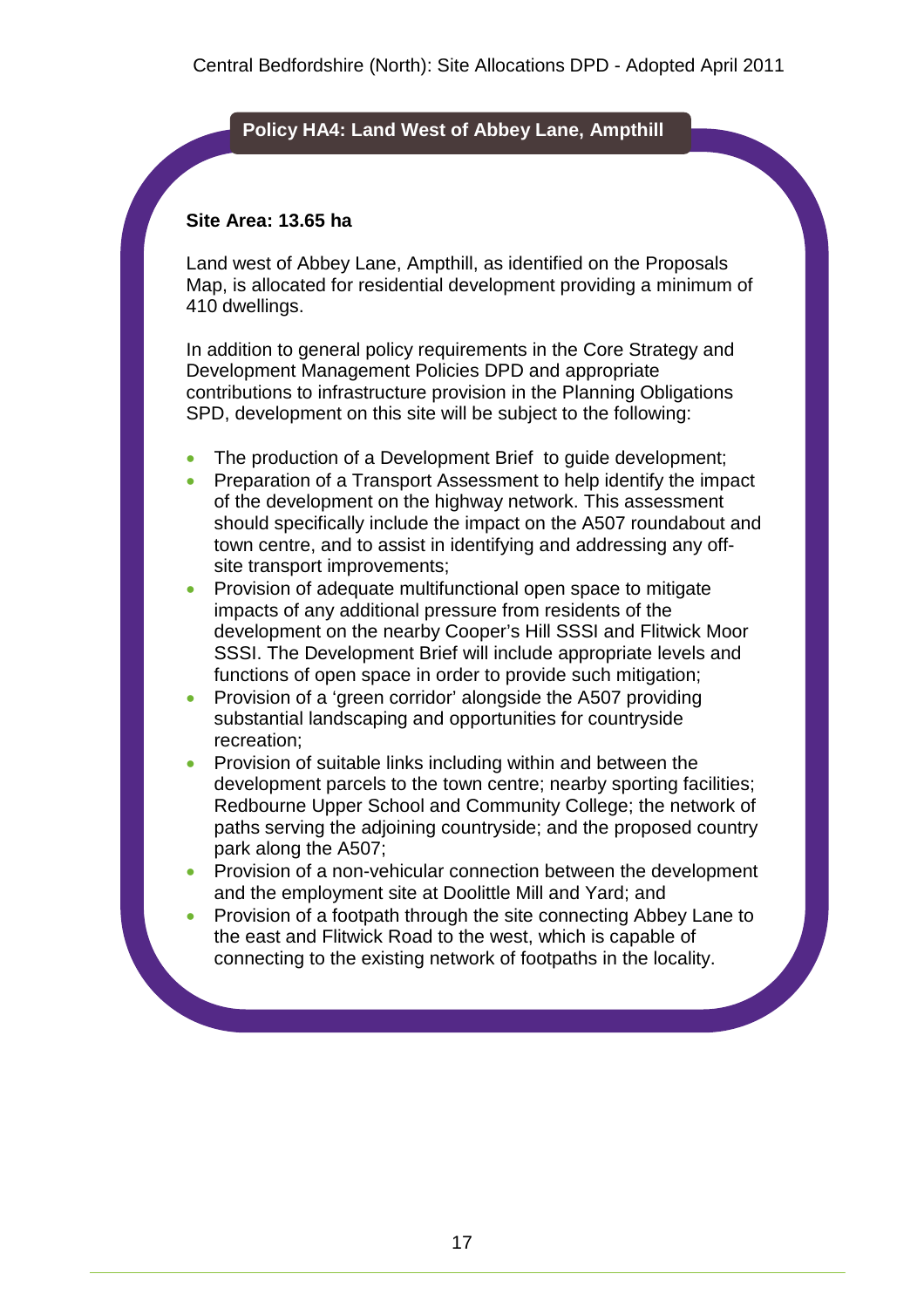## Policy HA4: Land West of Abbey Lane, Ampthill

**Site Area: 13.65 ha**

Land west of Abbey Lane, Ampthill, as identified on the Proposals Map, is allocated for residential development providing a minimum of 410 dwellings.

In addition to general policy requirements in the Core Strategy and Development Management Policies DPD and appropriate contributions to infrastructure provision in the Planning Obligations SPD, development on this site will be subject to the following:

- The production of a Development Brief to guide development;
- Preparation of a Transport Assessment to help identify the impact of the development on the highway network. This assessment should specifically include the impact on the A507 roundabout and town centre, and to assist in identifying and addressing any off-site transport improvements;
- Provision of adequate multifunctional open space to mitigate impacts of any additional pressure from residents of the development on the nearby Cooper's Hill SSSI and Flitwick Moor SSSI. The Development Brief will include appropriate levels and functions of open space in order to provide such mitigation;
- Provision of a 'green corridor' alongside the A507 providing substantial landscaping and opportunities for countryside recreation;
- Provision of suitable links including within and between the development parcels to the town centre; nearby sporting facilities; Redbourne Upper School and Community College; the network of paths serving the adjoining countryside; and the proposed country park along the A507;
- Provision of a non-vehicular connection between the development and the employment site at Doolittle Mill and Yard; and
- Provision of a footpath through the site connecting Abbey Lane to the east and Flitwick Road to the west, which is capable of connecting to the existing network of footpaths in the locality.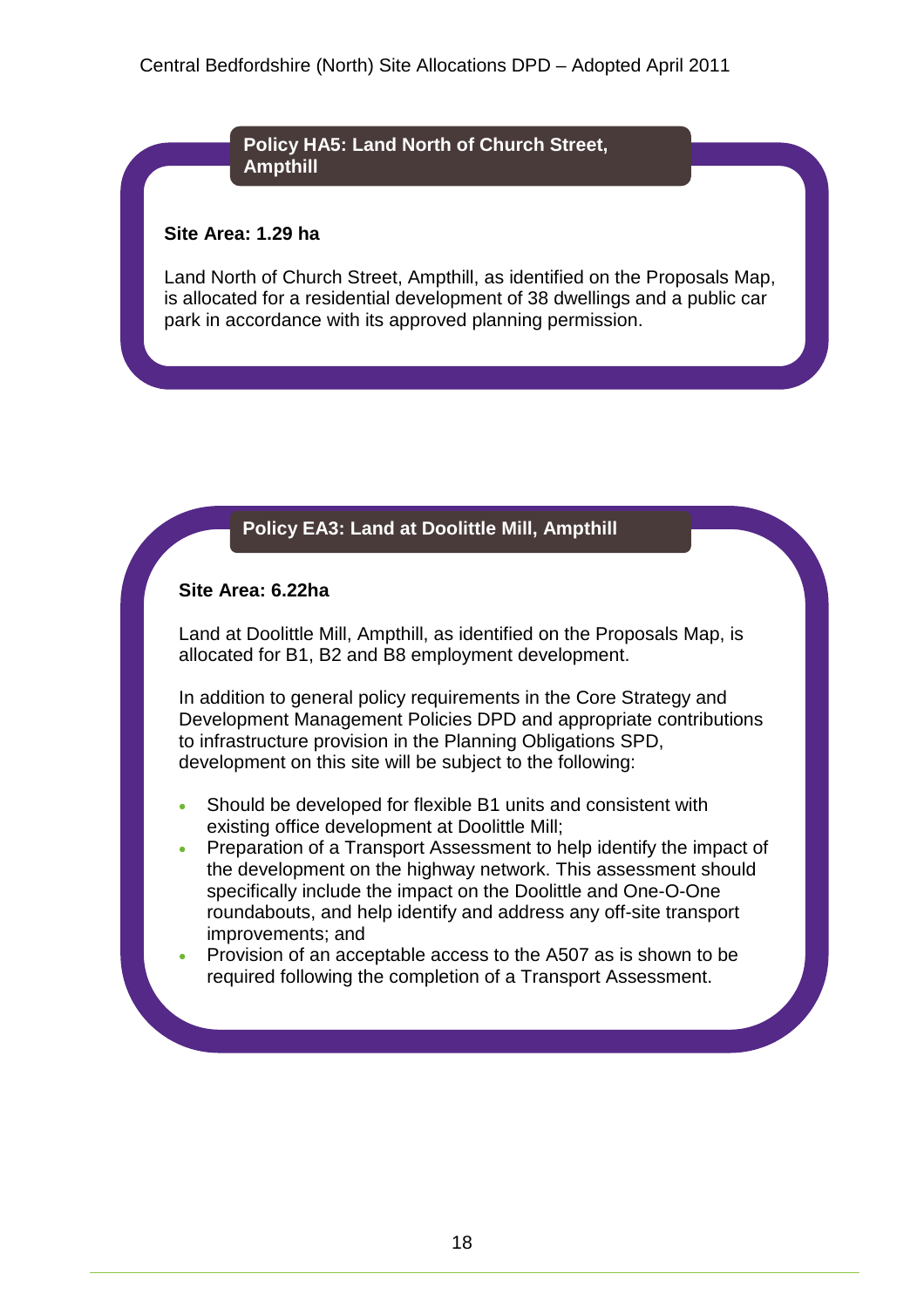### Policy HA5: Land North of Church Street, Ampthill

**Site Area: 1.29 ha**

Land North of Church Street, Ampthill, as identified on the Proposals Map, is allocated for a residential development of 38 dwellings and a public car park in accordance with its approved planning permission.

### Policy EA3: Land at Doolittle Mill, Ampthill

**Site Area: 6.22ha**

Land at Doolittle Mill, Ampthill, as identified on the Proposals Map, is allocated for B1, B2 and B8 employment development.

In addition to general policy requirements in the Core Strategy and Development Management Policies DPD and appropriate contributions to infrastructure provision in the Planning Obligations SPD, development on this site will be subject to the following:

- Should be developed for flexible B1 units and consistent with existing office development at Doolittle Mill;
- Preparation of a Transport Assessment to help identify the impact of the development on the highway network. This assessment should specifically include the impact on the Doolittle and One-O-One roundabouts, and help identify and address any off-site transport improvements; and
- Provision of an acceptable access to the A507 as is shown to be required following the completion of a Transport Assessment.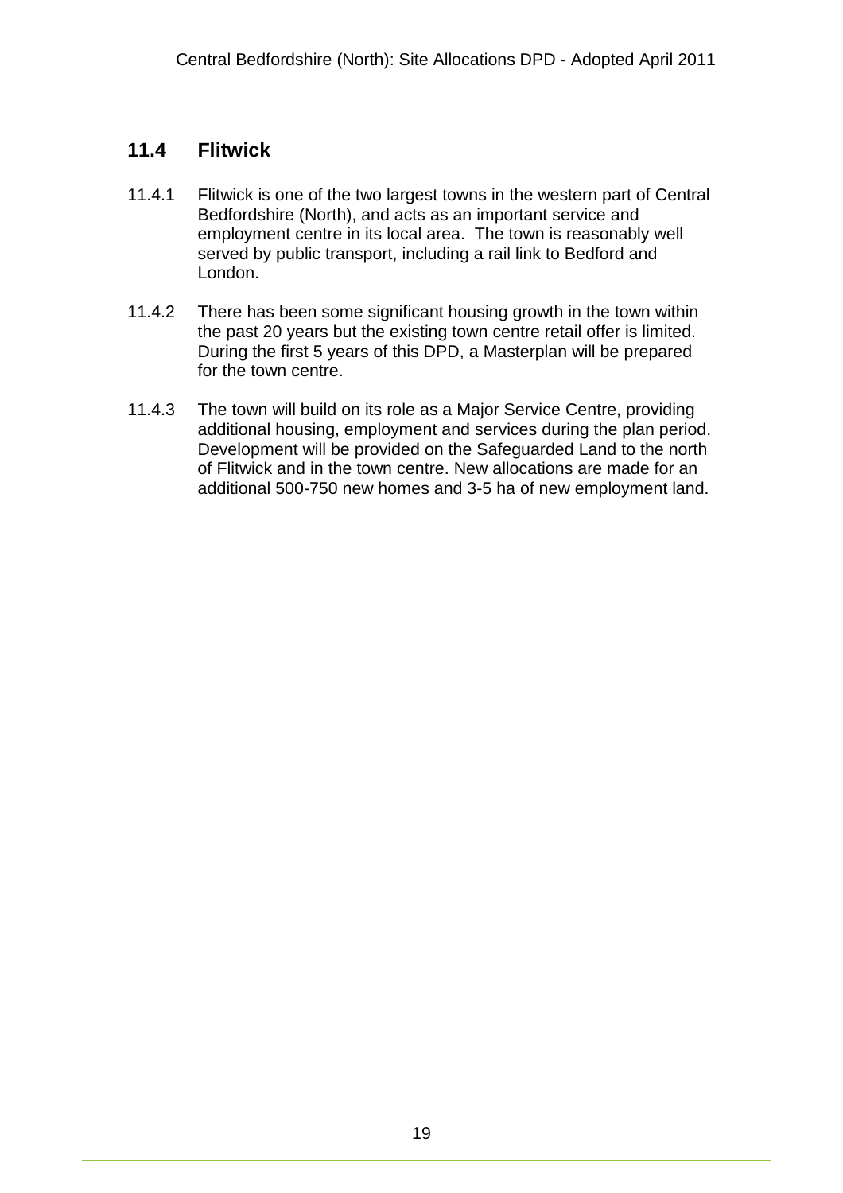## 11.4 Flitwick

11.4.1 Flitwick is one of the two largest towns in the western part of Central Bedfordshire (North), and acts as an important service and employment centre in its local area. The town is reasonably well served by public transport, including a rail link to Bedford and London.

11.4.2 There has been some significant housing growth in the town within the past 20 years but the existing town centre retail offer is limited. During the first 5 years of this DPD, a Masterplan will be prepared for the town centre.

11.4.3 The town will build on its role as a Major Service Centre, providing additional housing, employment and services during the plan period. Development will be provided on the Safeguarded Land to the north of Flitwick and in the town centre. New allocations are made for an additional 500-750 new homes and 3-5 ha of new employment land.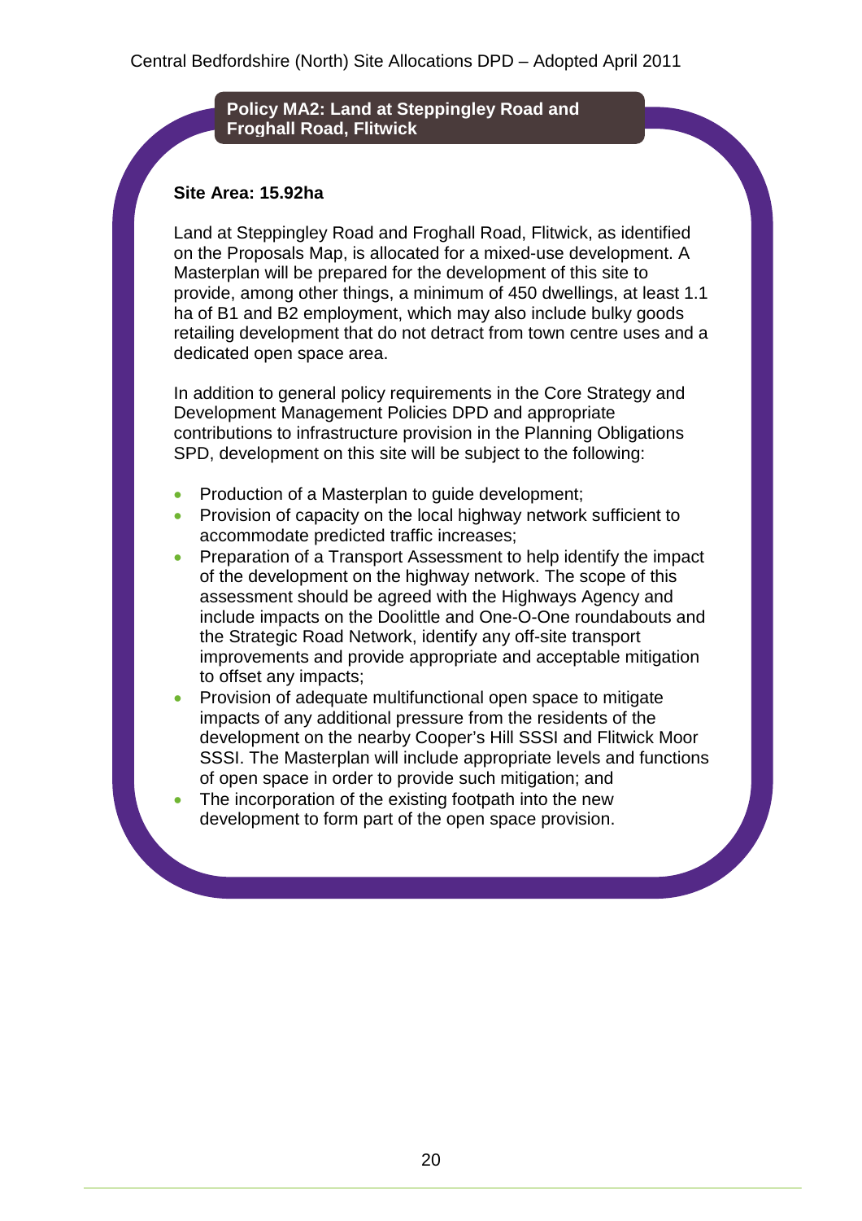## Policy MA2: Land at Steppingley Road and Froghall Road, Flitwick

**Site Area: 15.92ha**

Land at Steppingley Road and Froghall Road, Flitwick, as identified on the Proposals Map, is allocated for a mixed-use development. A Masterplan will be prepared for the development of this site to provide, among other things, a minimum of 450 dwellings, at least 1.1 ha of B1 and B2 employment, which may also include bulky goods retailing development that do not detract from town centre uses and a dedicated open space area.

In addition to general policy requirements in the Core Strategy and Development Management Policies DPD and appropriate contributions to infrastructure provision in the Planning Obligations SPD, development on this site will be subject to the following:

- Production of a Masterplan to guide development;
- Provision of capacity on the local highway network sufficient to accommodate predicted traffic increases;
- Preparation of a Transport Assessment to help identify the impact of the development on the highway network. The scope of this assessment should be agreed with the Highways Agency and include impacts on the Doolittle and One-O-One roundabouts and the Strategic Road Network, identify any off-site transport improvements and provide appropriate and acceptable mitigation to offset any impacts;
- Provision of adequate multifunctional open space to mitigate impacts of any additional pressure from the residents of the development on the nearby Cooper's Hill SSSI and Flitwick Moor SSSI. The Masterplan will include appropriate levels and functions of open space in order to provide such mitigation; and
- The incorporation of the existing footpath into the new development to form part of the open space provision.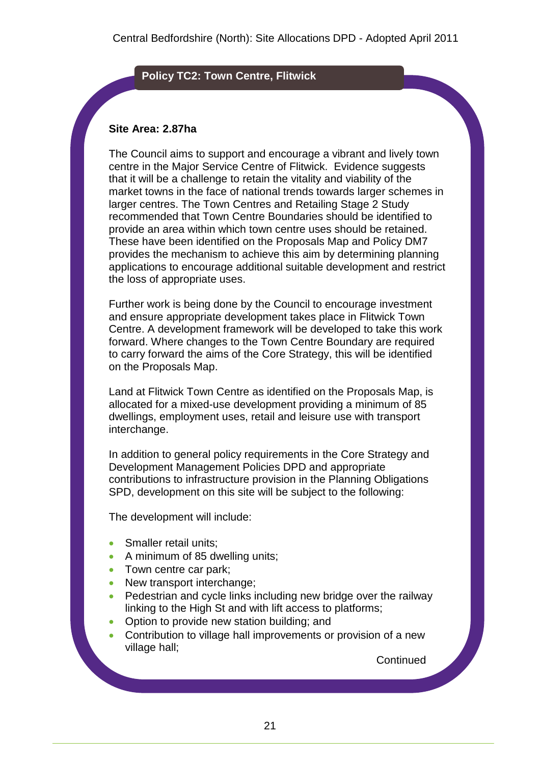## Policy TC2: Town Centre, Flitwick

**Site Area: 2.87ha**

The Council aims to support and encourage a vibrant and lively town centre in the Major Service Centre of Flitwick. Evidence suggests that it will be a challenge to retain the vitality and viability of the market towns in the face of national trends towards larger schemes in larger centres. The Town Centres and Retailing Stage 2 Study recommended that Town Centre Boundaries should be identified to provide an area within which town centre uses should be retained. These have been identified on the Proposals Map and Policy DM7 provides the mechanism to achieve this aim by determining planning applications to encourage additional suitable development and restrict the loss of appropriate uses.

Further work is being done by the Council to encourage investment and ensure appropriate development takes place in Flitwick Town Centre. A development framework will be developed to take this work forward. Where changes to the Town Centre Boundary are required to carry forward the aims of the Core Strategy, this will be identified on the Proposals Map.

Land at Flitwick Town Centre as identified on the Proposals Map, is allocated for a mixed-use development providing a minimum of 85 dwellings, employment uses, retail and leisure use with transport interchange.

In addition to general policy requirements in the Core Strategy and Development Management Policies DPD and appropriate contributions to infrastructure provision in the Planning Obligations SPD, development on this site will be subject to the following:

The development will include:

- Smaller retail units;
- A minimum of 85 dwelling units;
- Town centre car park;
- New transport interchange;
- Pedestrian and cycle links including new bridge over the railway linking to the High St and with lift access to platforms;
- Option to provide new station building; and
- Contribution to village hall improvements or provision of a new village hall;

Continued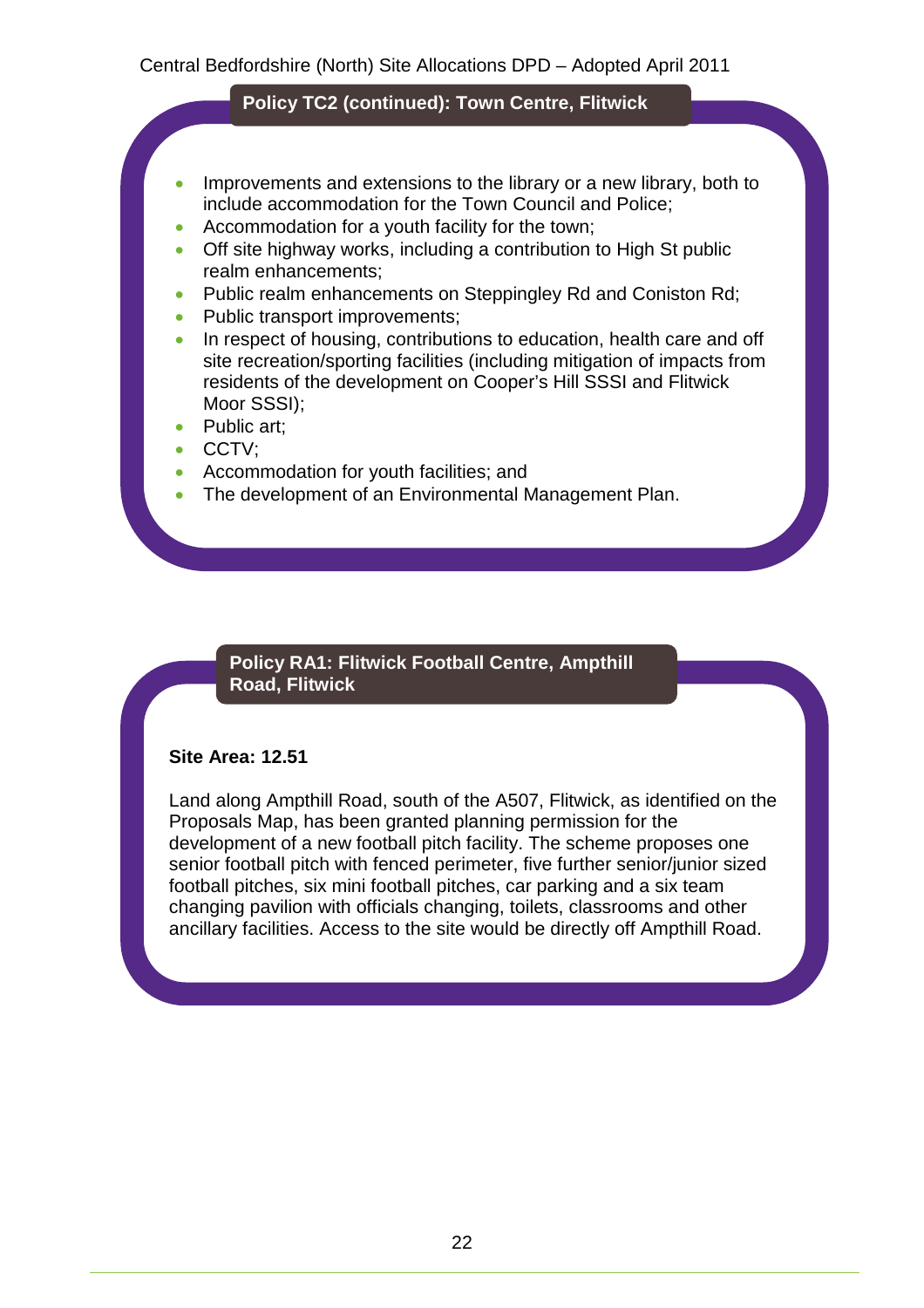### Policy TC2 (continued): Town Centre, Flitwick

- Improvements and extensions to the library or a new library, both to include accommodation for the Town Council and Police;
- Accommodation for a youth facility for the town;
- Off site highway works, including a contribution to High St public realm enhancements;
- Public realm enhancements on Steppingley Rd and Coniston Rd;
- Public transport improvements;
- In respect of housing, contributions to education, health care and off site recreation/sporting facilities (including mitigation of impacts from residents of the development on Cooper's Hill SSSI and Flitwick Moor SSSI);
- Public art;
- CCTV;
- Accommodation for youth facilities; and
- The development of an Environmental Management Plan.

### Policy RA1: Flitwick Football Centre, Ampthill Road, Flitwick

**Site Area: 12.51**

Land along Ampthill Road, south of the A507, Flitwick, as identified on the Proposals Map, has been granted planning permission for the development of a new football pitch facility. The scheme proposes one senior football pitch with fenced perimeter, five further senior/junior sized football pitches, six mini football pitches, car parking and a six team changing pavilion with officials changing, toilets, classrooms and other ancillary facilities. Access to the site would be directly off Ampthill Road.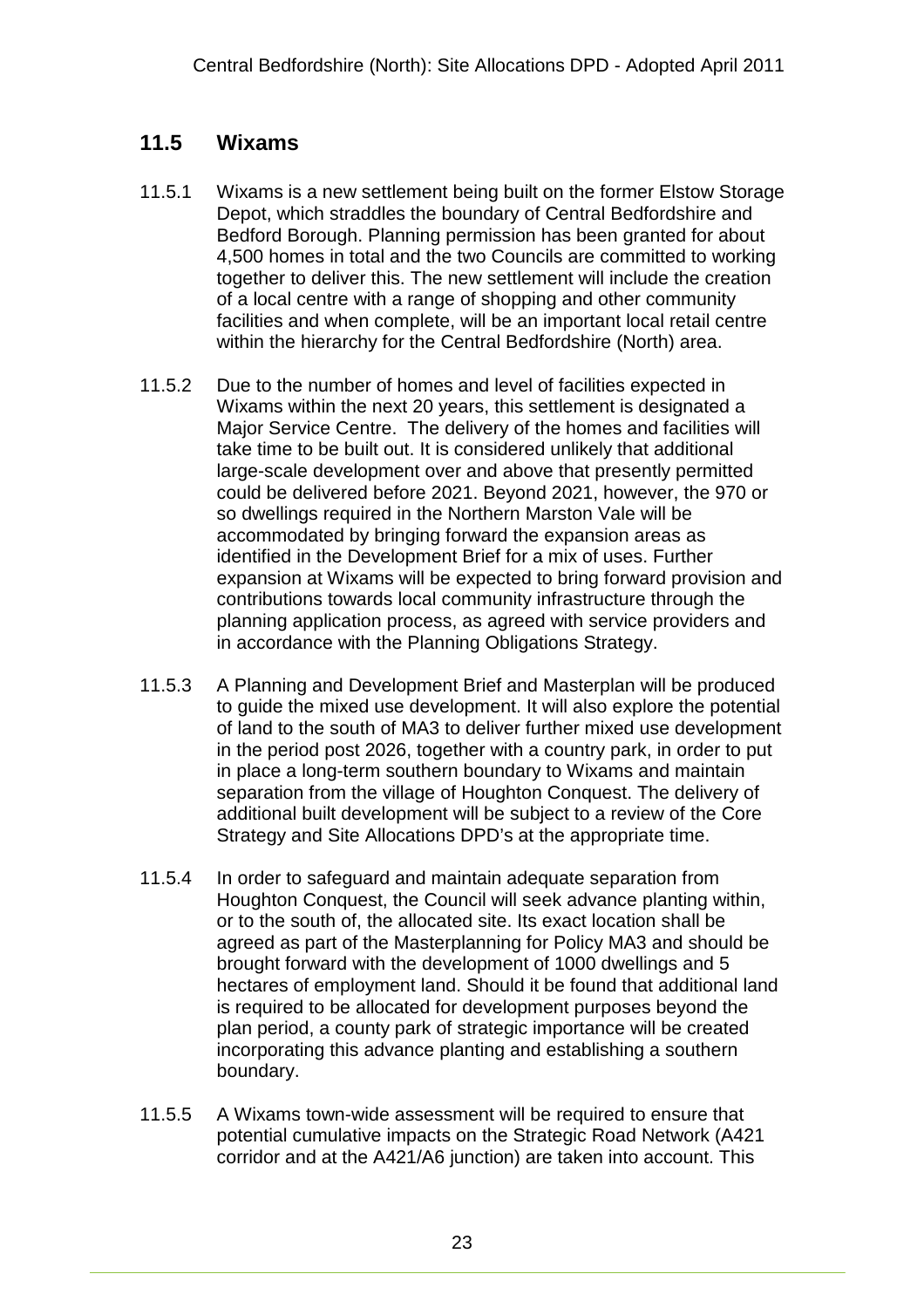## 11.5 Wixams

11.5.1 Wixams is a new settlement being built on the former Elstow Storage Depot, which straddles the boundary of Central Bedfordshire and Bedford Borough. Planning permission has been granted for about 4,500 homes in total and the two Councils are committed to working together to deliver this. The new settlement will include the creation of a local centre with a range of shopping and other community facilities and when complete, will be an important local retail centre within the hierarchy for the Central Bedfordshire (North) area.

11.5.2 Due to the number of homes and level of facilities expected in Wixams within the next 20 years, this settlement is designated a Major Service Centre. The delivery of the homes and facilities will take time to be built out. It is considered unlikely that additional large-scale development over and above that presently permitted could be delivered before 2021. Beyond 2021, however, the 970 or so dwellings required in the Northern Marston Vale will be accommodated by bringing forward the expansion areas as identified in the Development Brief for a mix of uses. Further expansion at Wixams will be expected to bring forward provision and contributions towards local community infrastructure through the planning application process, as agreed with service providers and in accordance with the Planning Obligations Strategy.

11.5.3 A Planning and Development Brief and Masterplan will be produced to guide the mixed use development. It will also explore the potential of land to the south of MA3 to deliver further mixed use development in the period post 2026, together with a country park, in order to put in place a long-term southern boundary to Wixams and maintain separation from the village of Houghton Conquest. The delivery of additional built development will be subject to a review of the Core Strategy and Site Allocations DPD's at the appropriate time.

11.5.4 In order to safeguard and maintain adequate separation from Houghton Conquest, the Council will seek advance planting within, or to the south of, the allocated site. Its exact location shall be agreed as part of the Masterplanning for Policy MA3 and should be brought forward with the development of 1000 dwellings and 5 hectares of employment land. Should it be found that additional land is required to be allocated for development purposes beyond the plan period, a county park of strategic importance will be created incorporating this advance planting and establishing a southern boundary.

11.5.5 A Wixams town-wide assessment will be required to ensure that potential cumulative impacts on the Strategic Road Network (A421 corridor and at the A421/A6 junction) are taken into account. This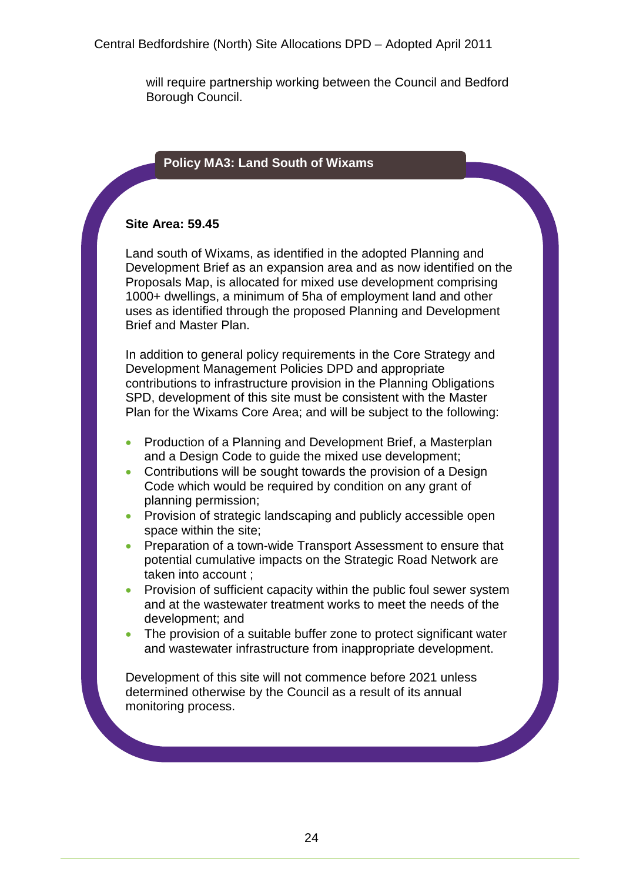will require partnership working between the Council and Bedford Borough Council.

### Policy MA3: Land South of Wixams

**Site Area: 59.45**

Land south of Wixams, as identified in the adopted Planning and Development Brief as an expansion area and as now identified on the Proposals Map, is allocated for mixed use development comprising 1000+ dwellings, a minimum of 5ha of employment land and other uses as identified through the proposed Planning and Development Brief and Master Plan.

In addition to general policy requirements in the Core Strategy and Development Management Policies DPD and appropriate contributions to infrastructure provision in the Planning Obligations SPD, development of this site must be consistent with the Master Plan for the Wixams Core Area; and will be subject to the following:

- Production of a Planning and Development Brief, a Masterplan and a Design Code to guide the mixed use development;
- Contributions will be sought towards the provision of a Design Code which would be required by condition on any grant of planning permission;
- Provision of strategic landscaping and publicly accessible open space within the site;
- Preparation of a town-wide Transport Assessment to ensure that potential cumulative impacts on the Strategic Road Network are taken into account ;
- Provision of sufficient capacity within the public foul sewer system and at the wastewater treatment works to meet the needs of the development; and
- The provision of a suitable buffer zone to protect significant water and wastewater infrastructure from inappropriate development.

Development of this site will not commence before 2021 unless determined otherwise by the Council as a result of its annual monitoring process.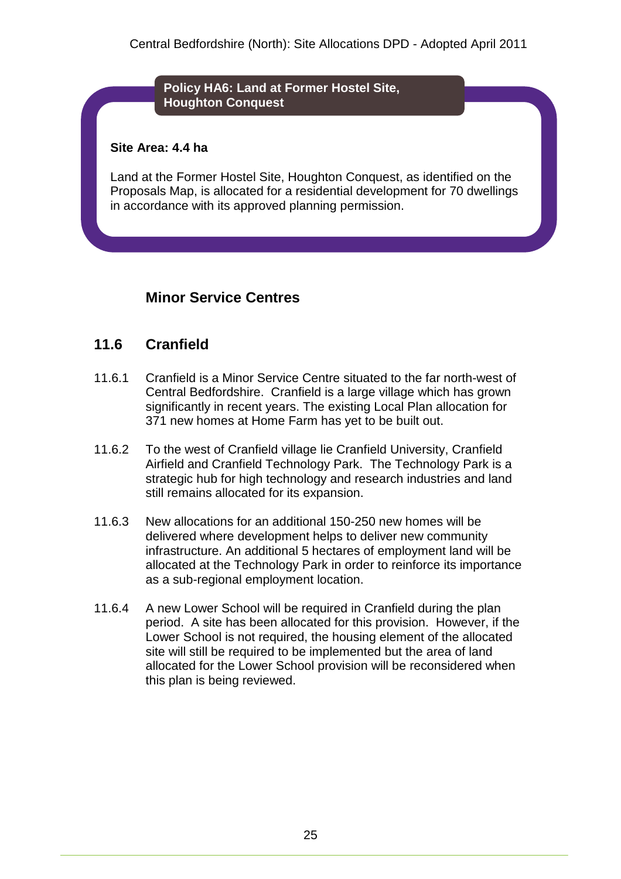**Policy HA6: Land at Former Hostel Site, Houghton Conquest**

**Site Area: 4.4 ha**

Land at the Former Hostel Site, Houghton Conquest, as identified on the Proposals Map, is allocated for a residential development for 70 dwellings in accordance with its approved planning permission.

### Minor Service Centres

## 11.6 Cranfield

11.6.1 Cranfield is a Minor Service Centre situated to the far north-west of Central Bedfordshire. Cranfield is a large village which has grown significantly in recent years. The existing Local Plan allocation for 371 new homes at Home Farm has yet to be built out.

11.6.2 To the west of Cranfield village lie Cranfield University, Cranfield Airfield and Cranfield Technology Park. The Technology Park is a strategic hub for high technology and research industries and land still remains allocated for its expansion.

11.6.3 New allocations for an additional 150-250 new homes will be delivered where development helps to deliver new community infrastructure. An additional 5 hectares of employment land will be allocated at the Technology Park in order to reinforce its importance as a sub-regional employment location.

11.6.4 A new Lower School will be required in Cranfield during the plan period. A site has been allocated for this provision. However, if the Lower School is not required, the housing element of the allocated site will still be required to be implemented but the area of land allocated for the Lower School provision will be reconsidered when this plan is being reviewed.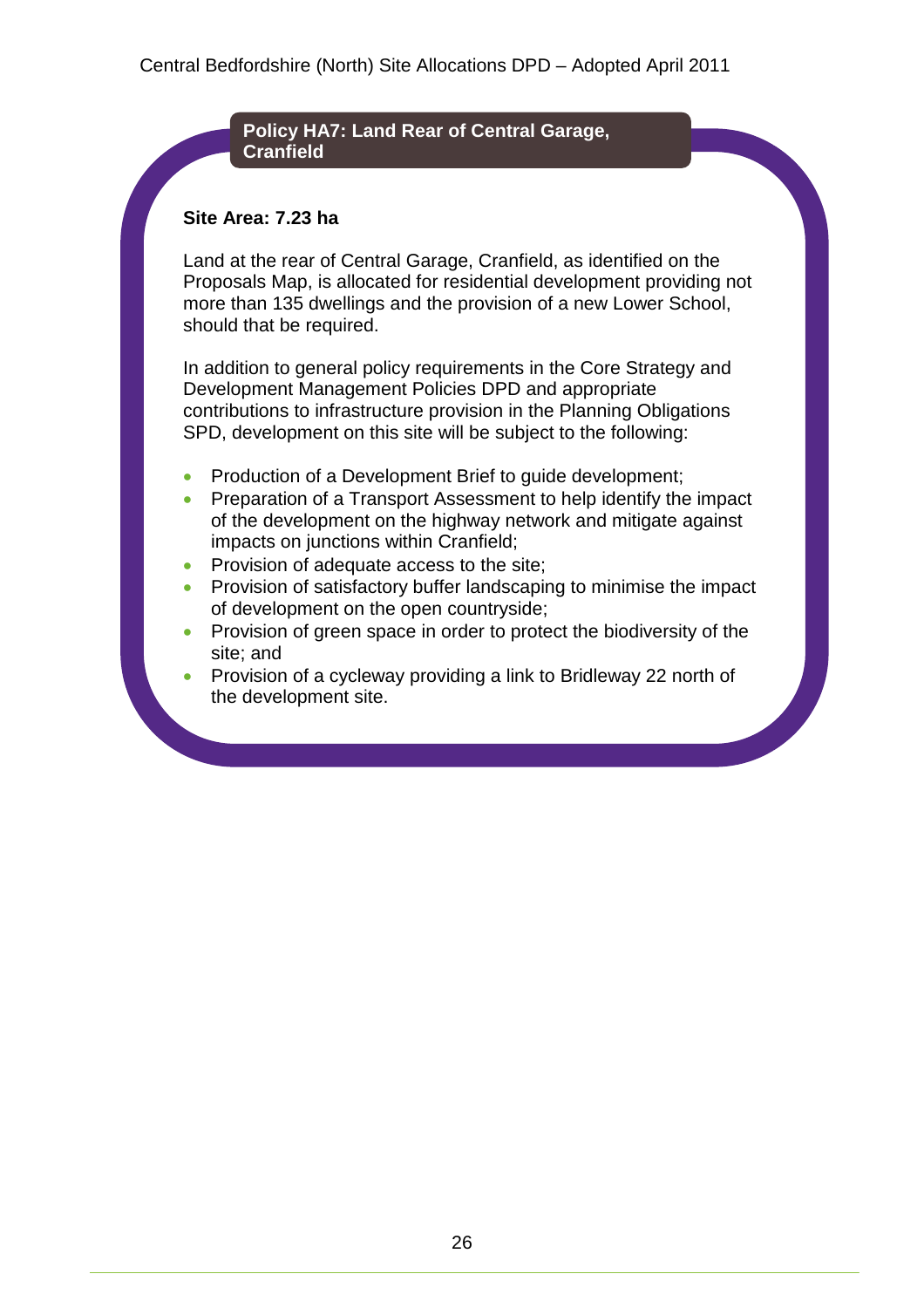## Policy HA7: Land Rear of Central Garage, Cranfield

**Site Area: 7.23 ha**

Land at the rear of Central Garage, Cranfield, as identified on the Proposals Map, is allocated for residential development providing not more than 135 dwellings and the provision of a new Lower School, should that be required.

In addition to general policy requirements in the Core Strategy and Development Management Policies DPD and appropriate contributions to infrastructure provision in the Planning Obligations SPD, development on this site will be subject to the following:

- Production of a Development Brief to guide development;
- Preparation of a Transport Assessment to help identify the impact of the development on the highway network and mitigate against impacts on junctions within Cranfield;
- Provision of adequate access to the site;
- Provision of satisfactory buffer landscaping to minimise the impact of development on the open countryside;
- Provision of green space in order to protect the biodiversity of the site; and
- Provision of a cycleway providing a link to Bridleway 22 north of the development site.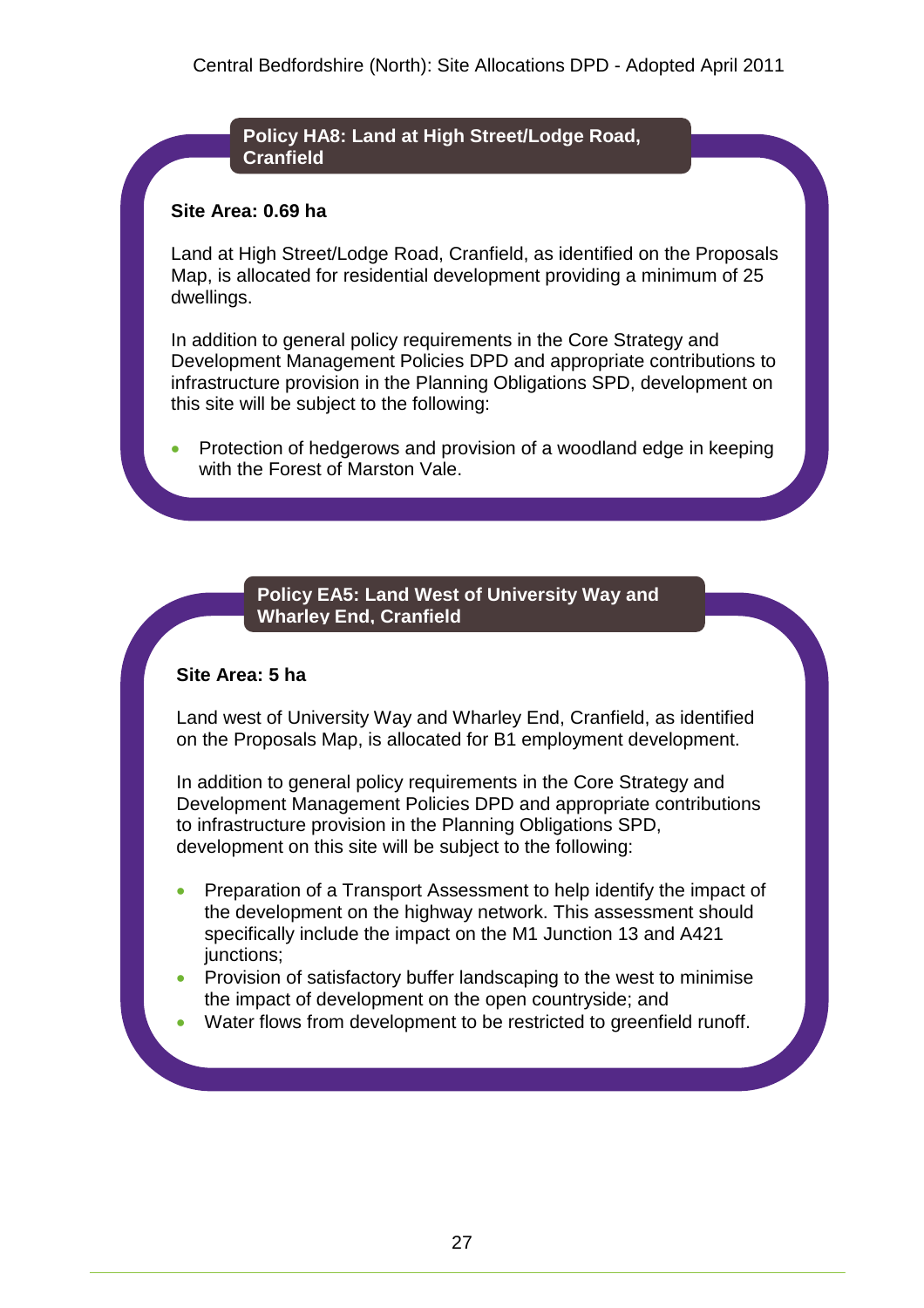### Policy HA8: Land at High Street/Lodge Road, Cranfield

**Site Area: 0.69 ha**

Land at High Street/Lodge Road, Cranfield, as identified on the Proposals Map, is allocated for residential development providing a minimum of 25 dwellings.

In addition to general policy requirements in the Core Strategy and Development Management Policies DPD and appropriate contributions to infrastructure provision in the Planning Obligations SPD, development on this site will be subject to the following:

- Protection of hedgerows and provision of a woodland edge in keeping with the Forest of Marston Vale.

### Policy EA5: Land West of University Way and Wharley End, Cranfield

**Site Area: 5 ha**

Land west of University Way and Wharley End, Cranfield, as identified on the Proposals Map, is allocated for B1 employment development.

In addition to general policy requirements in the Core Strategy and Development Management Policies DPD and appropriate contributions to infrastructure provision in the Planning Obligations SPD, development on this site will be subject to the following:

- Preparation of a Transport Assessment to help identify the impact of the development on the highway network. This assessment should specifically include the impact on the M1 Junction 13 and A421 junctions;
- Provision of satisfactory buffer landscaping to the west to minimise the impact of development on the open countryside; and
- Water flows from development to be restricted to greenfield runoff.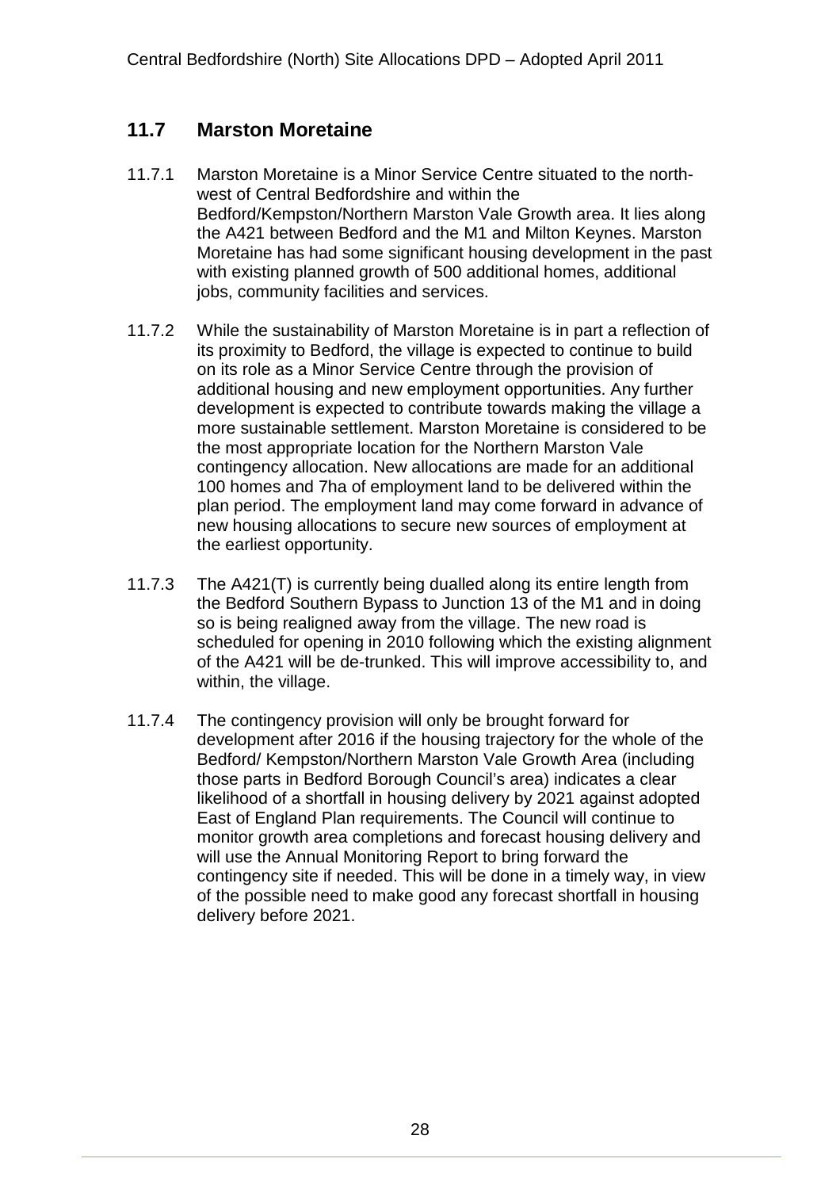## 11.7 Marston Moretaine

11.7.1 Marston Moretaine is a Minor Service Centre situated to the north-west of Central Bedfordshire and within the Bedford/Kempston/Northern Marston Vale Growth area. It lies along the A421 between Bedford and the M1 and Milton Keynes. Marston Moretaine has had some significant housing development in the past with existing planned growth of 500 additional homes, additional jobs, community facilities and services.

11.7.2 While the sustainability of Marston Moretaine is in part a reflection of its proximity to Bedford, the village is expected to continue to build on its role as a Minor Service Centre through the provision of additional housing and new employment opportunities. Any further development is expected to contribute towards making the village a more sustainable settlement. Marston Moretaine is considered to be the most appropriate location for the Northern Marston Vale contingency allocation. New allocations are made for an additional 100 homes and 7ha of employment land to be delivered within the plan period. The employment land may come forward in advance of new housing allocations to secure new sources of employment at the earliest opportunity.

11.7.3 The A421(T) is currently being dualled along its entire length from the Bedford Southern Bypass to Junction 13 of the M1 and in doing so is being realigned away from the village. The new road is scheduled for opening in 2010 following which the existing alignment of the A421 will be de-trunked. This will improve accessibility to, and within, the village.

11.7.4 The contingency provision will only be brought forward for development after 2016 if the housing trajectory for the whole of the Bedford/ Kempston/Northern Marston Vale Growth Area (including those parts in Bedford Borough Council's area) indicates a clear likelihood of a shortfall in housing delivery by 2021 against adopted East of England Plan requirements. The Council will continue to monitor growth area completions and forecast housing delivery and will use the Annual Monitoring Report to bring forward the contingency site if needed. This will be done in a timely way, in view of the possible need to make good any forecast shortfall in housing delivery before 2021.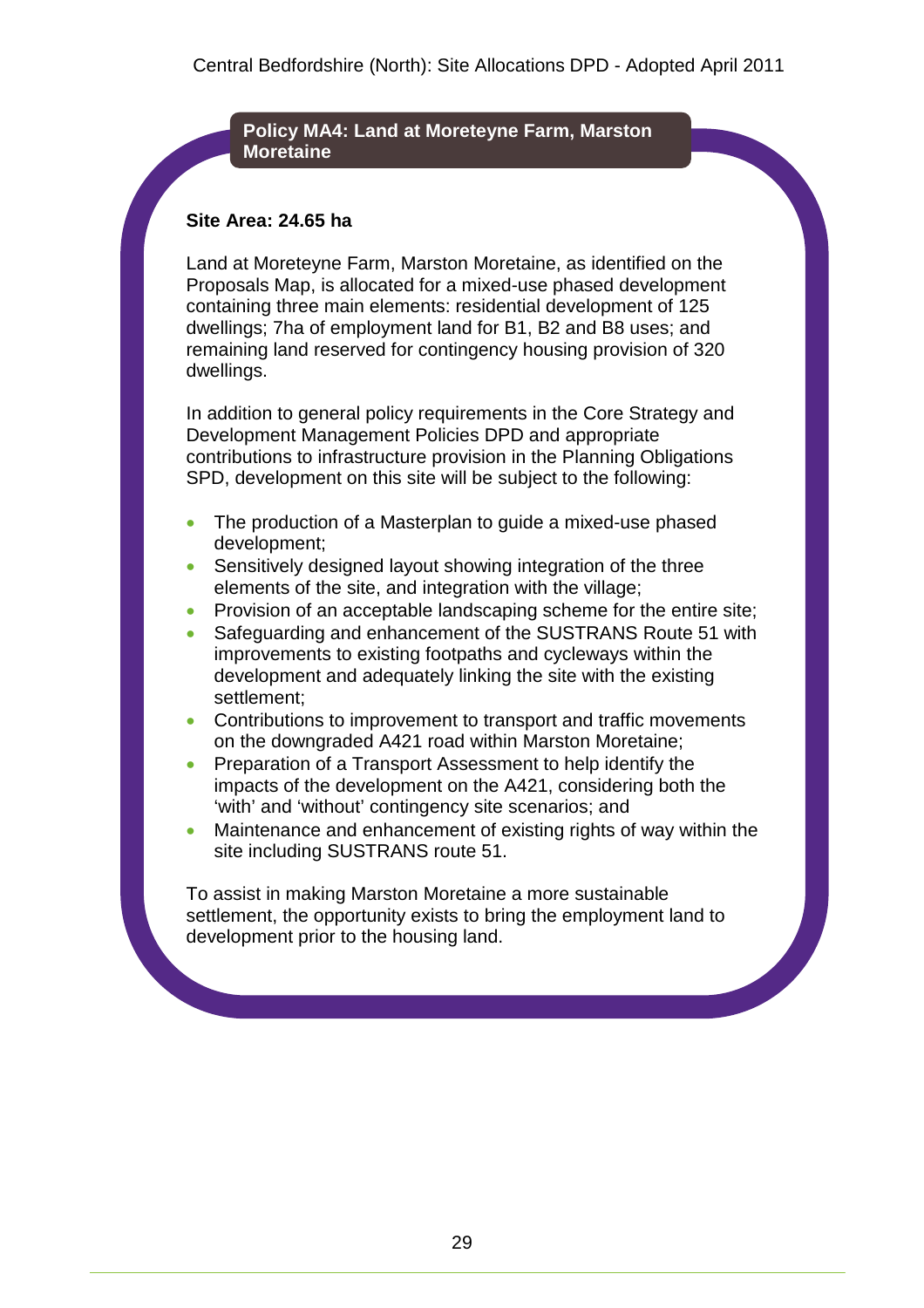## Policy MA4: Land at Moreteyne Farm, Marston Moretaine

**Site Area: 24.65 ha**

Land at Moreteyne Farm, Marston Moretaine, as identified on the Proposals Map, is allocated for a mixed-use phased development containing three main elements: residential development of 125 dwellings; 7ha of employment land for B1, B2 and B8 uses; and remaining land reserved for contingency housing provision of 320 dwellings.

In addition to general policy requirements in the Core Strategy and Development Management Policies DPD and appropriate contributions to infrastructure provision in the Planning Obligations SPD, development on this site will be subject to the following:

- The production of a Masterplan to guide a mixed-use phased development;
- Sensitively designed layout showing integration of the three elements of the site, and integration with the village;
- Provision of an acceptable landscaping scheme for the entire site;
- Safeguarding and enhancement of the SUSTRANS Route 51 with improvements to existing footpaths and cycleways within the development and adequately linking the site with the existing settlement;
- Contributions to improvement to transport and traffic movements on the downgraded A421 road within Marston Moretaine;
- Preparation of a Transport Assessment to help identify the impacts of the development on the A421, considering both the 'with' and 'without' contingency site scenarios; and
- Maintenance and enhancement of existing rights of way within the site including SUSTRANS route 51.

To assist in making Marston Moretaine a more sustainable settlement, the opportunity exists to bring the employment land to development prior to the housing land.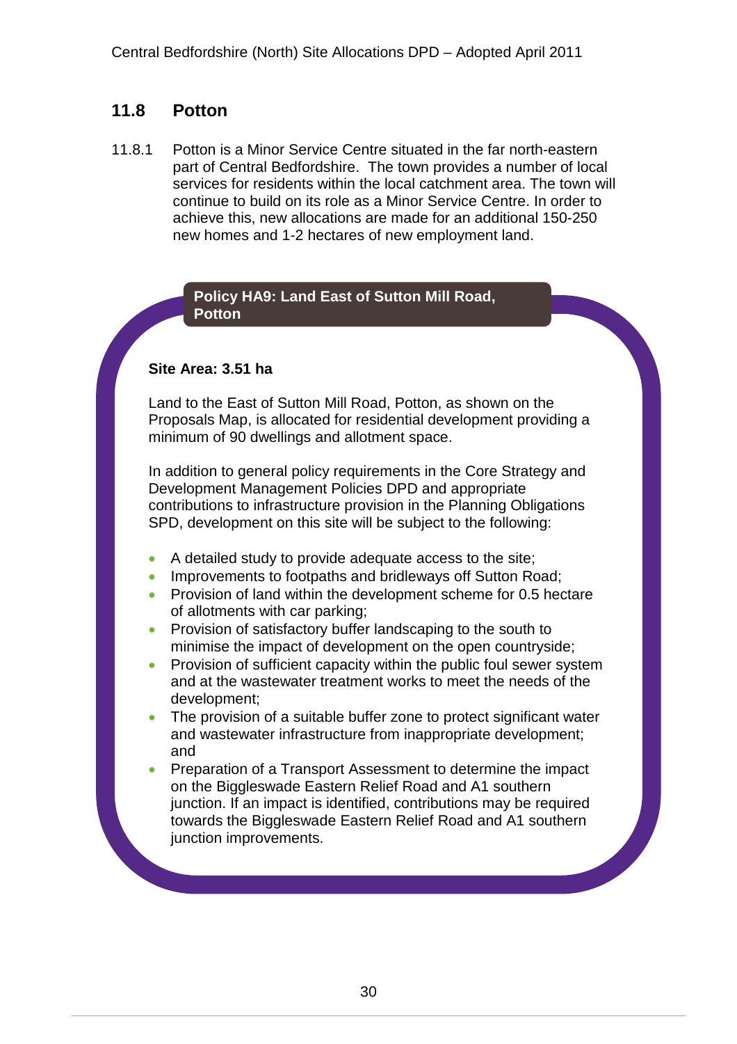## 11.8 Potton

11.8.1 Potton is a Minor Service Centre situated in the far north-eastern part of Central Bedfordshire. The town provides a number of local services for residents within the local catchment area. The town will continue to build on its role as a Minor Service Centre. In order to achieve this, new allocations are made for an additional 150-250 new homes and 1-2 hectares of new employment land.

**Policy HA9: Land East of Sutton Mill Road, Potton**

**Site Area: 3.51 ha**

Land to the East of Sutton Mill Road, Potton, as shown on the Proposals Map, is allocated for residential development providing a minimum of 90 dwellings and allotment space.

In addition to general policy requirements in the Core Strategy and Development Management Policies DPD and appropriate contributions to infrastructure provision in the Planning Obligations SPD, development on this site will be subject to the following:

- A detailed study to provide adequate access to the site;
- Improvements to footpaths and bridleways off Sutton Road;
- Provision of land within the development scheme for 0.5 hectare of allotments with car parking;
- Provision of satisfactory buffer landscaping to the south to minimise the impact of development on the open countryside;
- Provision of sufficient capacity within the public foul sewer system and at the wastewater treatment works to meet the needs of the development;
- The provision of a suitable buffer zone to protect significant water and wastewater infrastructure from inappropriate development; and
- Preparation of a Transport Assessment to determine the impact on the Biggleswade Eastern Relief Road and A1 southern junction. If an impact is identified, contributions may be required towards the Biggleswade Eastern Relief Road and A1 southern junction improvements.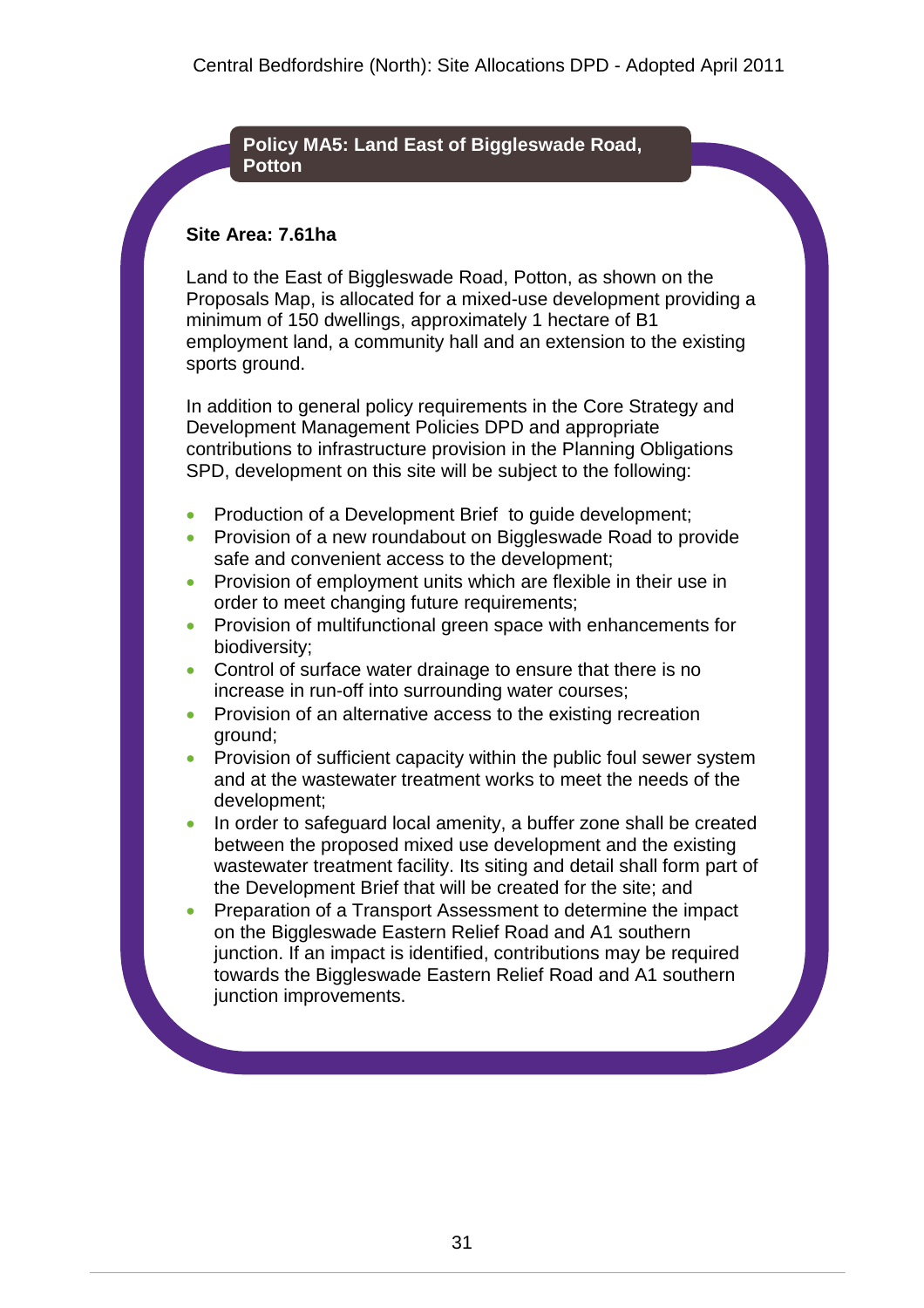## Policy MA5: Land East of Biggleswade Road, Potton

**Site Area: 7.61ha**

Land to the East of Biggleswade Road, Potton, as shown on the Proposals Map, is allocated for a mixed-use development providing a minimum of 150 dwellings, approximately 1 hectare of B1 employment land, a community hall and an extension to the existing sports ground.

In addition to general policy requirements in the Core Strategy and Development Management Policies DPD and appropriate contributions to infrastructure provision in the Planning Obligations SPD, development on this site will be subject to the following:

- Production of a Development Brief to guide development;
- Provision of a new roundabout on Biggleswade Road to provide safe and convenient access to the development;
- Provision of employment units which are flexible in their use in order to meet changing future requirements;
- Provision of multifunctional green space with enhancements for biodiversity;
- Control of surface water drainage to ensure that there is no increase in run-off into surrounding water courses;
- Provision of an alternative access to the existing recreation ground;
- Provision of sufficient capacity within the public foul sewer system and at the wastewater treatment works to meet the needs of the development;
- In order to safeguard local amenity, a buffer zone shall be created between the proposed mixed use development and the existing wastewater treatment facility. Its siting and detail shall form part of the Development Brief that will be created for the site; and
- Preparation of a Transport Assessment to determine the impact on the Biggleswade Eastern Relief Road and A1 southern junction. If an impact is identified, contributions may be required towards the Biggleswade Eastern Relief Road and A1 southern junction improvements.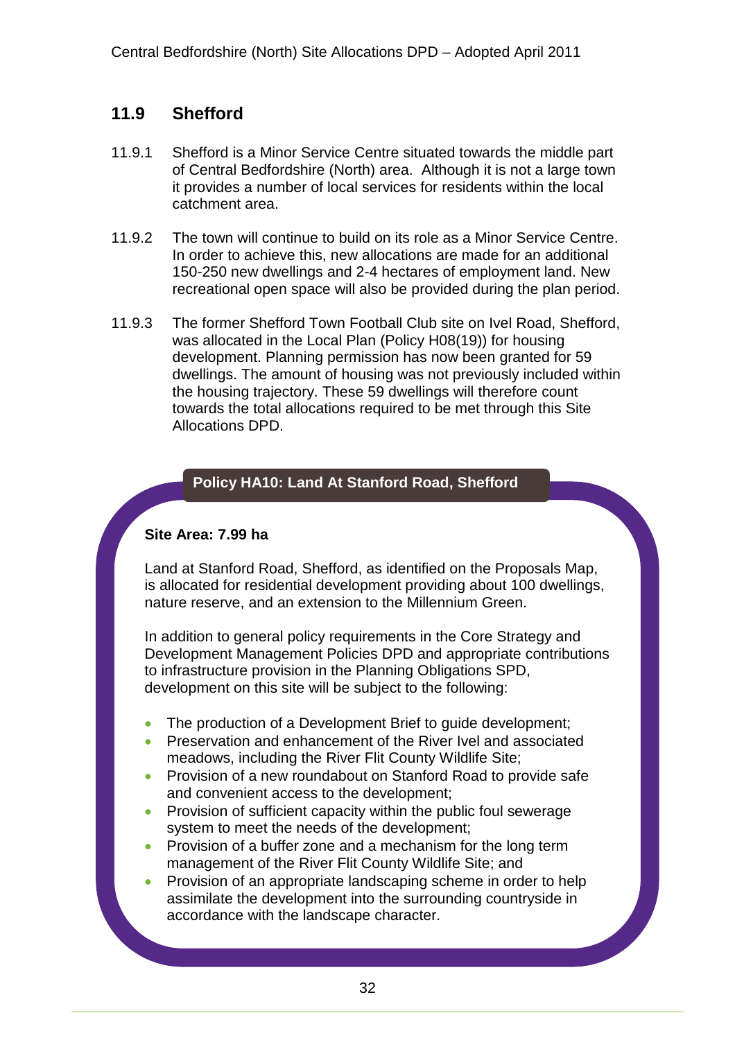## 11.9 Shefford

11.9.1 Shefford is a Minor Service Centre situated towards the middle part of Central Bedfordshire (North) area. Although it is not a large town it provides a number of local services for residents within the local catchment area.

11.9.2 The town will continue to build on its role as a Minor Service Centre. In order to achieve this, new allocations are made for an additional 150-250 new dwellings and 2-4 hectares of employment land. New recreational open space will also be provided during the plan period.

11.9.3 The former Shefford Town Football Club site on Ivel Road, Shefford, was allocated in the Local Plan (Policy H08(19)) for housing development. Planning permission has now been granted for 59 dwellings. The amount of housing was not previously included within the housing trajectory. These 59 dwellings will therefore count towards the total allocations required to be met through this Site Allocations DPD.

### Policy HA10: Land At Stanford Road, Shefford

**Site Area: 7.99 ha**

Land at Stanford Road, Shefford, as identified on the Proposals Map, is allocated for residential development providing about 100 dwellings, nature reserve, and an extension to the Millennium Green.

In addition to general policy requirements in the Core Strategy and Development Management Policies DPD and appropriate contributions to infrastructure provision in the Planning Obligations SPD, development on this site will be subject to the following:

- The production of a Development Brief to guide development;
- Preservation and enhancement of the River Ivel and associated meadows, including the River Flit County Wildlife Site;
- Provision of a new roundabout on Stanford Road to provide safe and convenient access to the development;
- Provision of sufficient capacity within the public foul sewerage system to meet the needs of the development;
- Provision of a buffer zone and a mechanism for the long term management of the River Flit County Wildlife Site; and
- Provision of an appropriate landscaping scheme in order to help assimilate the development into the surrounding countryside in accordance with the landscape character.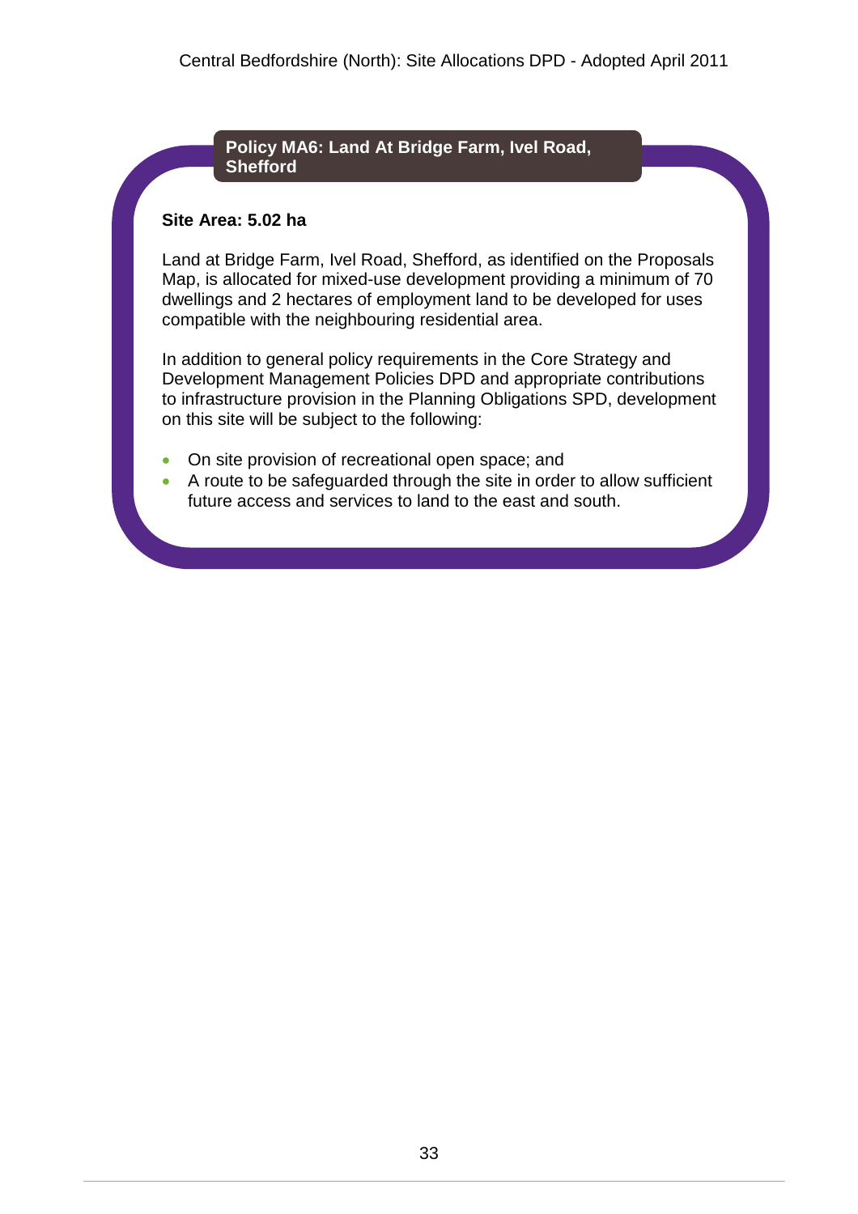### Policy MA6: Land At Bridge Farm, Ivel Road, Shefford

**Site Area: 5.02 ha**

Land at Bridge Farm, Ivel Road, Shefford, as identified on the Proposals Map, is allocated for mixed-use development providing a minimum of 70 dwellings and 2 hectares of employment land to be developed for uses compatible with the neighbouring residential area.

In addition to general policy requirements in the Core Strategy and Development Management Policies DPD and appropriate contributions to infrastructure provision in the Planning Obligations SPD, development on this site will be subject to the following:

- On site provision of recreational open space; and
- A route to be safeguarded through the site in order to allow sufficient future access and services to land to the east and south.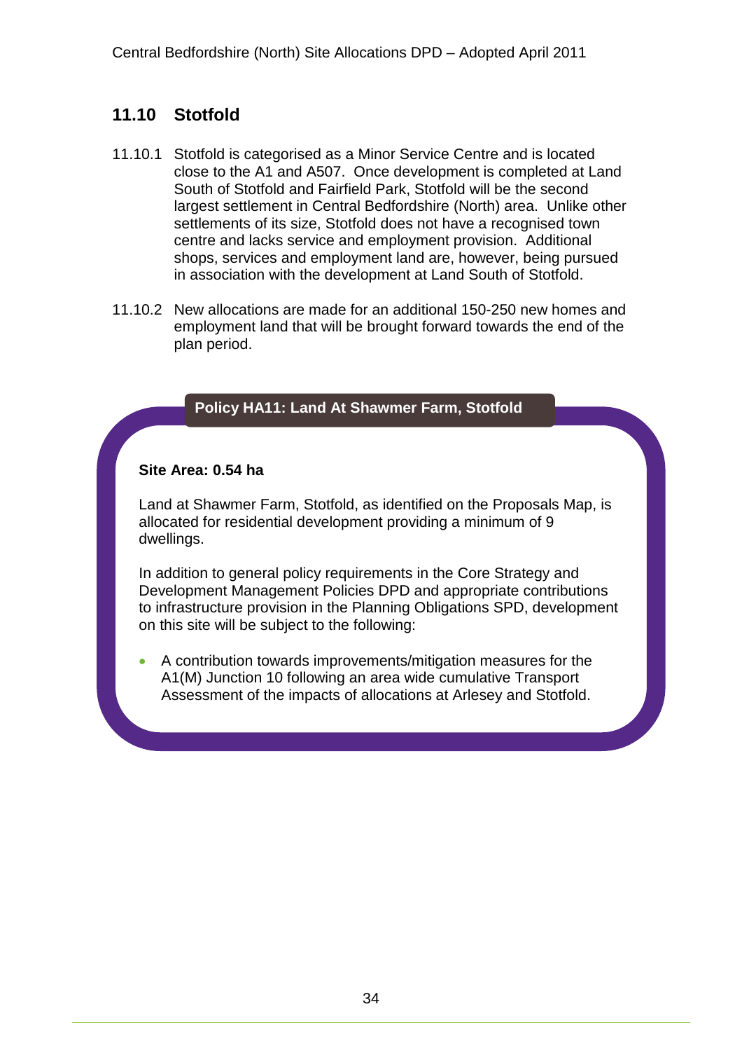## 11.10 Stotfold

11.10.1 Stotfold is categorised as a Minor Service Centre and is located close to the A1 and A507. Once development is completed at Land South of Stotfold and Fairfield Park, Stotfold will be the second largest settlement in Central Bedfordshire (North) area. Unlike other settlements of its size, Stotfold does not have a recognised town centre and lacks service and employment provision. Additional shops, services and employment land are, however, being pursued in association with the development at Land South of Stotfold.

11.10.2 New allocations are made for an additional 150-250 new homes and employment land that will be brought forward towards the end of the plan period.

**Policy HA11: Land At Shawmer Farm, Stotfold**

**Site Area: 0.54 ha**

Land at Shawmer Farm, Stotfold, as identified on the Proposals Map, is allocated for residential development providing a minimum of 9 dwellings.

In addition to general policy requirements in the Core Strategy and Development Management Policies DPD and appropriate contributions to infrastructure provision in the Planning Obligations SPD, development on this site will be subject to the following:

- A contribution towards improvements/mitigation measures for the A1(M) Junction 10 following an area wide cumulative Transport Assessment of the impacts of allocations at Arlesey and Stotfold.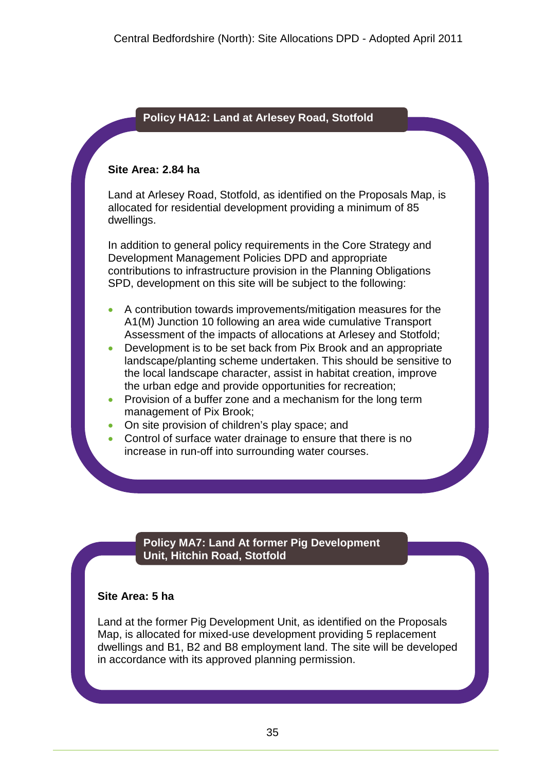## Policy HA12: Land at Arlesey Road, Stotfold

**Site Area: 2.84 ha**

Land at Arlesey Road, Stotfold, as identified on the Proposals Map, is allocated for residential development providing a minimum of 85 dwellings.

In addition to general policy requirements in the Core Strategy and Development Management Policies DPD and appropriate contributions to infrastructure provision in the Planning Obligations SPD, development on this site will be subject to the following:

- A contribution towards improvements/mitigation measures for the A1(M) Junction 10 following an area wide cumulative Transport Assessment of the impacts of allocations at Arlesey and Stotfold;
- Development is to be set back from Pix Brook and an appropriate landscape/planting scheme undertaken. This should be sensitive to the local landscape character, assist in habitat creation, improve the urban edge and provide opportunities for recreation;
- Provision of a buffer zone and a mechanism for the long term management of Pix Brook;
- On site provision of children's play space; and
- Control of surface water drainage to ensure that there is no increase in run-off into surrounding water courses.

## Policy MA7: Land At former Pig Development Unit, Hitchin Road, Stotfold

**Site Area: 5 ha**

Land at the former Pig Development Unit, as identified on the Proposals Map, is allocated for mixed-use development providing 5 replacement dwellings and B1, B2 and B8 employment land. The site will be developed in accordance with its approved planning permission.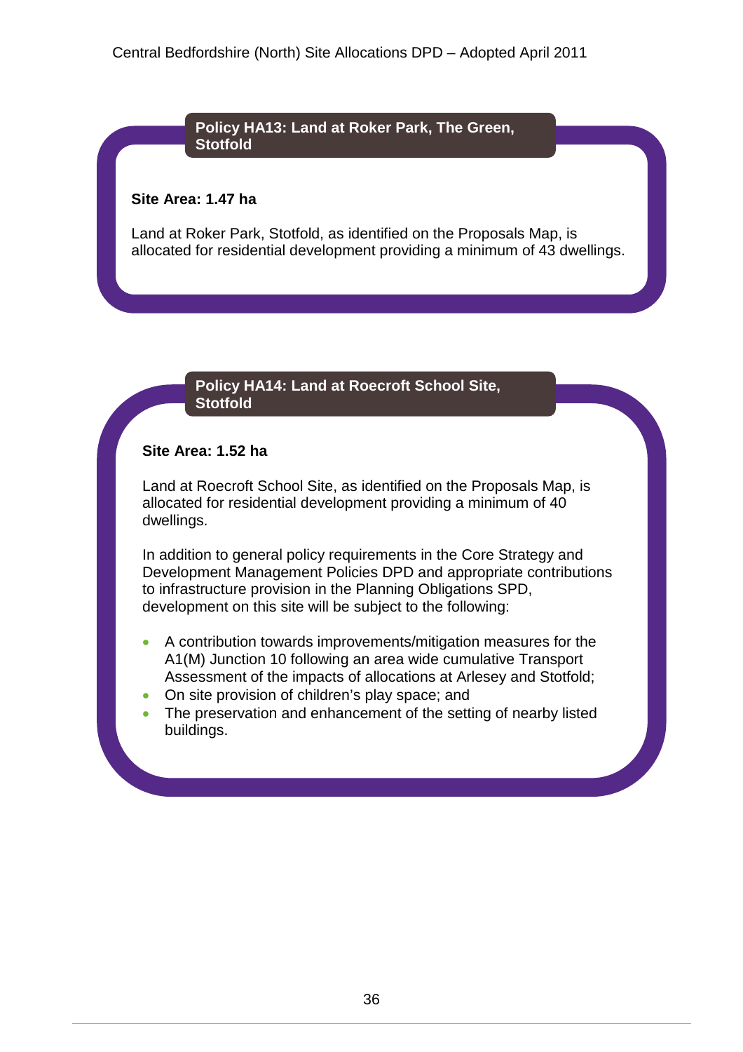## Policy HA13: Land at Roker Park, The Green, Stotfold

**Site Area: 1.47 ha**

Land at Roker Park, Stotfold, as identified on the Proposals Map, is allocated for residential development providing a minimum of 43 dwellings.

## Policy HA14: Land at Roecroft School Site, Stotfold

**Site Area: 1.52 ha**

Land at Roecroft School Site, as identified on the Proposals Map, is allocated for residential development providing a minimum of 40 dwellings.

In addition to general policy requirements in the Core Strategy and Development Management Policies DPD and appropriate contributions to infrastructure provision in the Planning Obligations SPD, development on this site will be subject to the following:

- A contribution towards improvements/mitigation measures for the A1(M) Junction 10 following an area wide cumulative Transport Assessment of the impacts of allocations at Arlesey and Stotfold;
- On site provision of children's play space; and
- The preservation and enhancement of the setting of nearby listed buildings.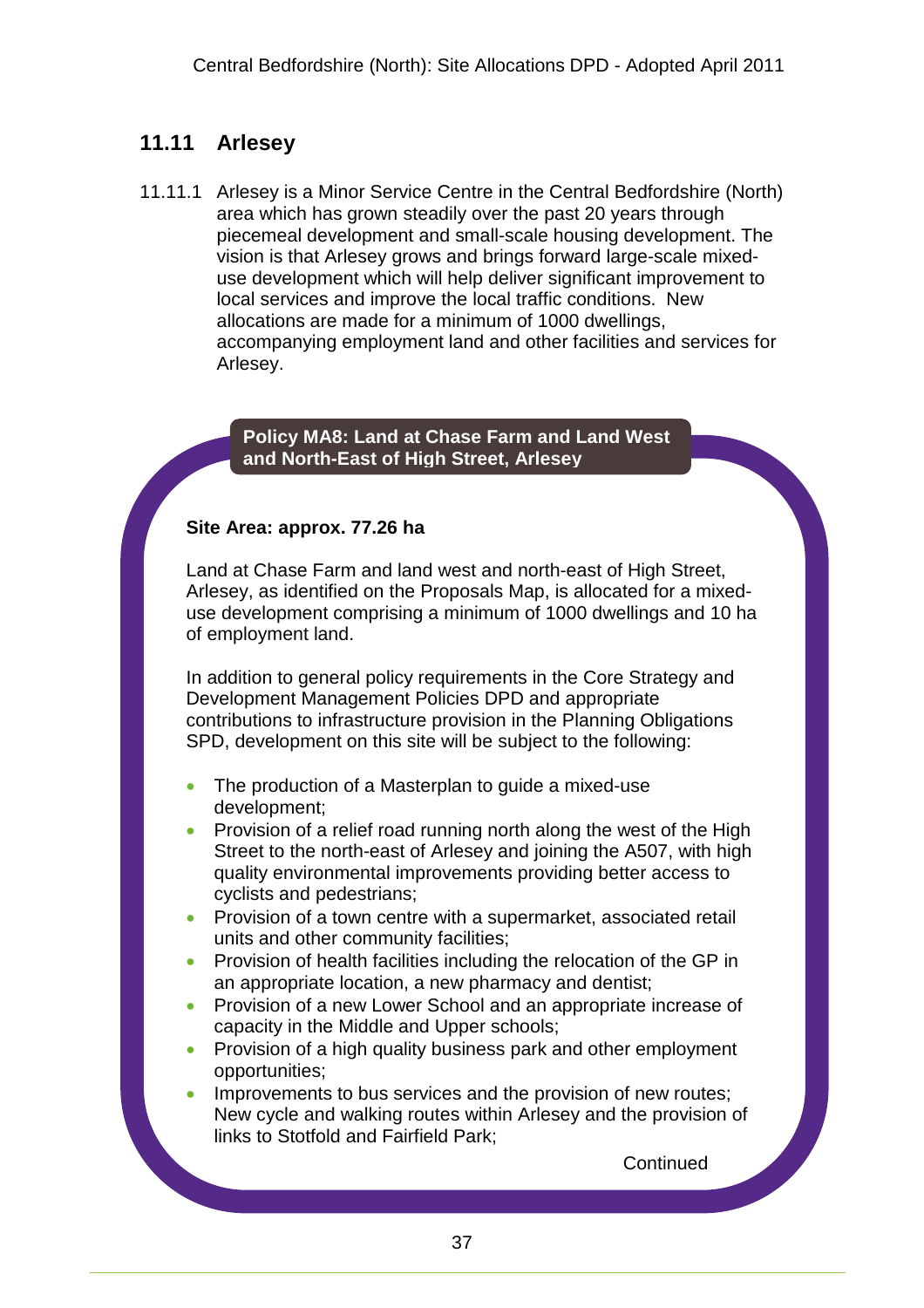## 11.11 Arlesey

11.11.1 Arlesey is a Minor Service Centre in the Central Bedfordshire (North) area which has grown steadily over the past 20 years through piecemeal development and small-scale housing development. The vision is that Arlesey grows and brings forward large-scale mixed-use development which will help deliver significant improvement to local services and improve the local traffic conditions. New allocations are made for a minimum of 1000 dwellings, accompanying employment land and other facilities and services for Arlesey.

**Policy MA8: Land at Chase Farm and Land West and North-East of High Street, Arlesey**

**Site Area: approx. 77.26 ha**

Land at Chase Farm and land west and north-east of High Street, Arlesey, as identified on the Proposals Map, is allocated for a mixed-use development comprising a minimum of 1000 dwellings and 10 ha of employment land.

In addition to general policy requirements in the Core Strategy and Development Management Policies DPD and appropriate contributions to infrastructure provision in the Planning Obligations SPD, development on this site will be subject to the following:

- The production of a Masterplan to guide a mixed-use development;
- Provision of a relief road running north along the west of the High Street to the north-east of Arlesey and joining the A507, with high quality environmental improvements providing better access to cyclists and pedestrians;
- Provision of a town centre with a supermarket, associated retail units and other community facilities;
- Provision of health facilities including the relocation of the GP in an appropriate location, a new pharmacy and dentist;
- Provision of a new Lower School and an appropriate increase of capacity in the Middle and Upper schools;
- Provision of a high quality business park and other employment opportunities;
- Improvements to bus services and the provision of new routes; New cycle and walking routes within Arlesey and the provision of links to Stotfold and Fairfield Park;

Continued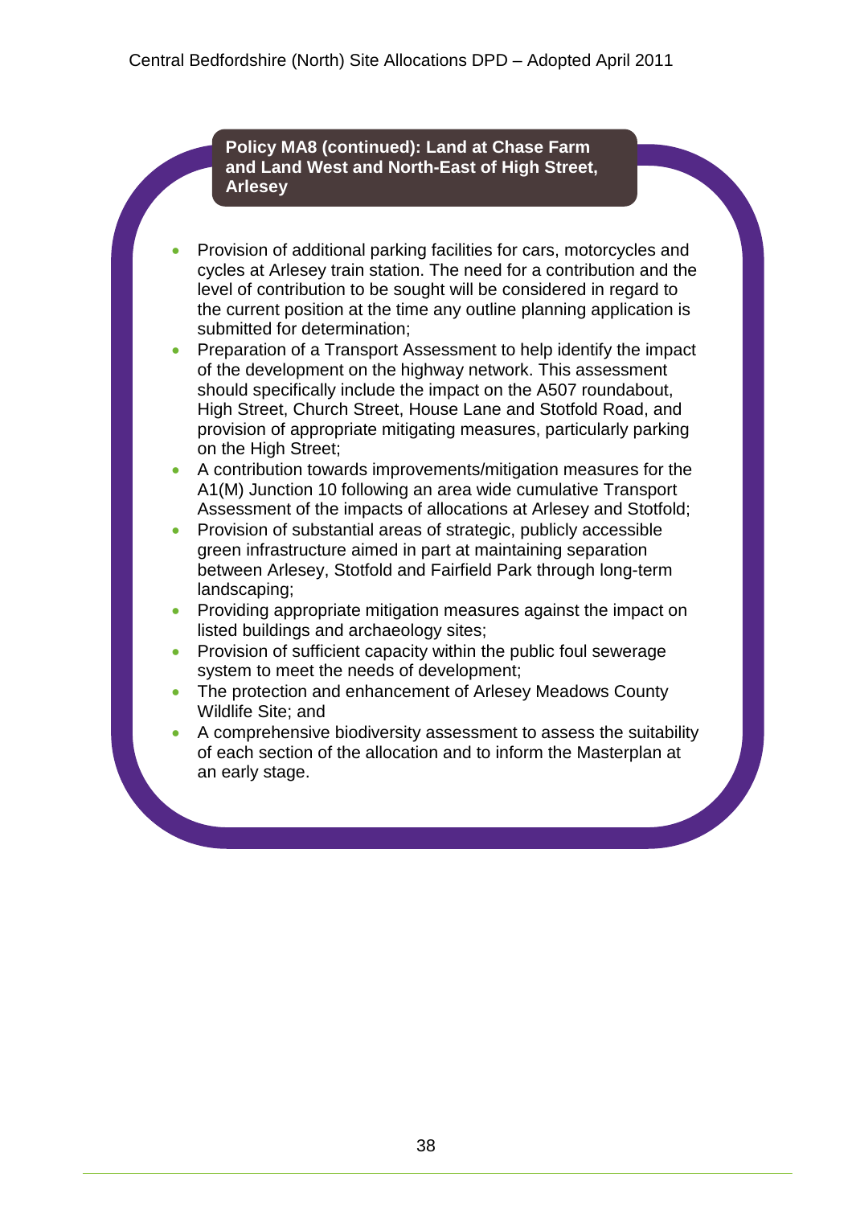**Policy MA8 (continued): Land at Chase Farm and Land West and North-East of High Street, Arlesey**

- Provision of additional parking facilities for cars, motorcycles and cycles at Arlesey train station. The need for a contribution and the level of contribution to be sought will be considered in regard to the current position at the time any outline planning application is submitted for determination;
- Preparation of a Transport Assessment to help identify the impact of the development on the highway network. This assessment should specifically include the impact on the A507 roundabout, High Street, Church Street, House Lane and Stotfold Road, and provision of appropriate mitigating measures, particularly parking on the High Street;
- A contribution towards improvements/mitigation measures for the A1(M) Junction 10 following an area wide cumulative Transport Assessment of the impacts of allocations at Arlesey and Stotfold;
- Provision of substantial areas of strategic, publicly accessible green infrastructure aimed in part at maintaining separation between Arlesey, Stotfold and Fairfield Park through long-term landscaping;
- Providing appropriate mitigation measures against the impact on listed buildings and archaeology sites;
- Provision of sufficient capacity within the public foul sewerage system to meet the needs of development;
- The protection and enhancement of Arlesey Meadows County Wildlife Site; and
- A comprehensive biodiversity assessment to assess the suitability of each section of the allocation and to inform the Masterplan at an early stage.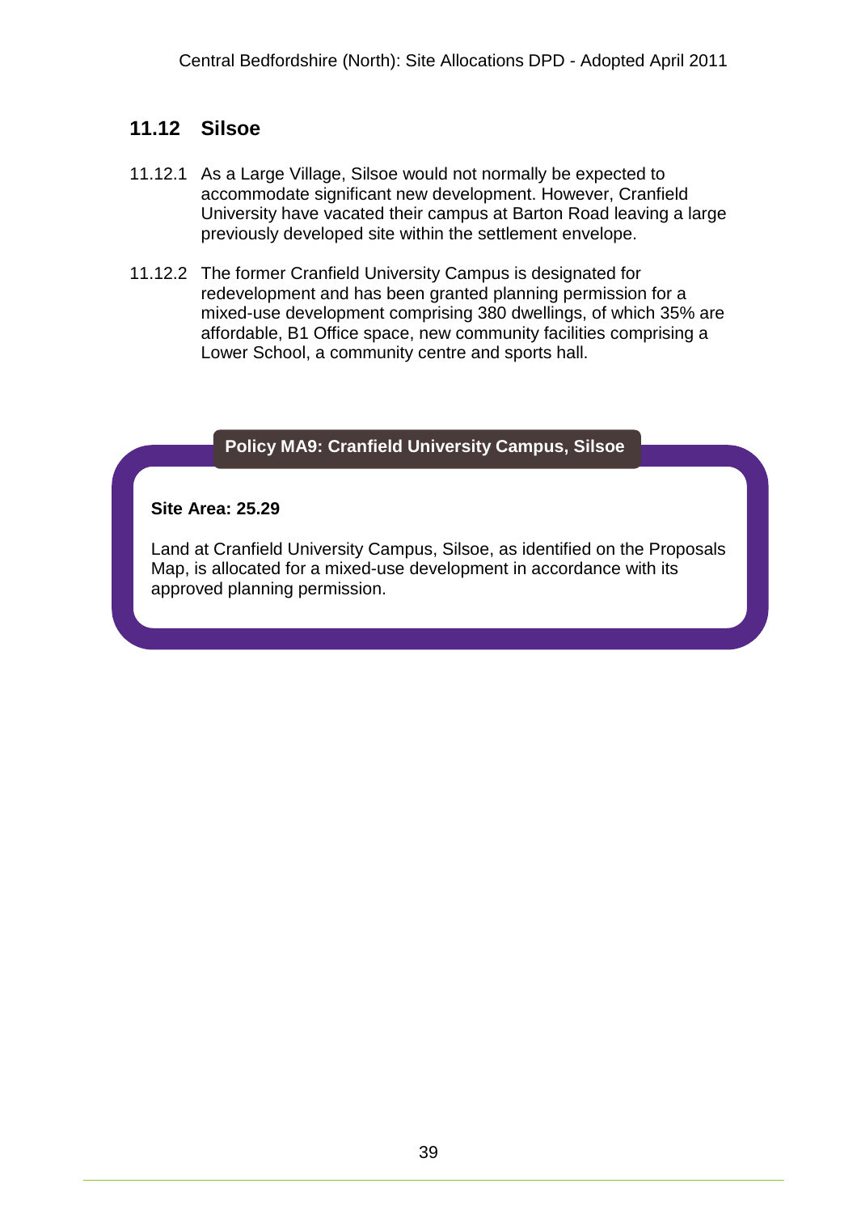## 11.12 Silsoe

11.12.1 As a Large Village, Silsoe would not normally be expected to accommodate significant new development. However, Cranfield University have vacated their campus at Barton Road leaving a large previously developed site within the settlement envelope.

11.12.2 The former Cranfield University Campus is designated for redevelopment and has been granted planning permission for a mixed-use development comprising 380 dwellings, of which 35% are affordable, B1 Office space, new community facilities comprising a Lower School, a community centre and sports hall.

**Policy MA9: Cranfield University Campus, Silsoe**

**Site Area: 25.29**

Land at Cranfield University Campus, Silsoe, as identified on the Proposals Map, is allocated for a mixed-use development in accordance with its approved planning permission.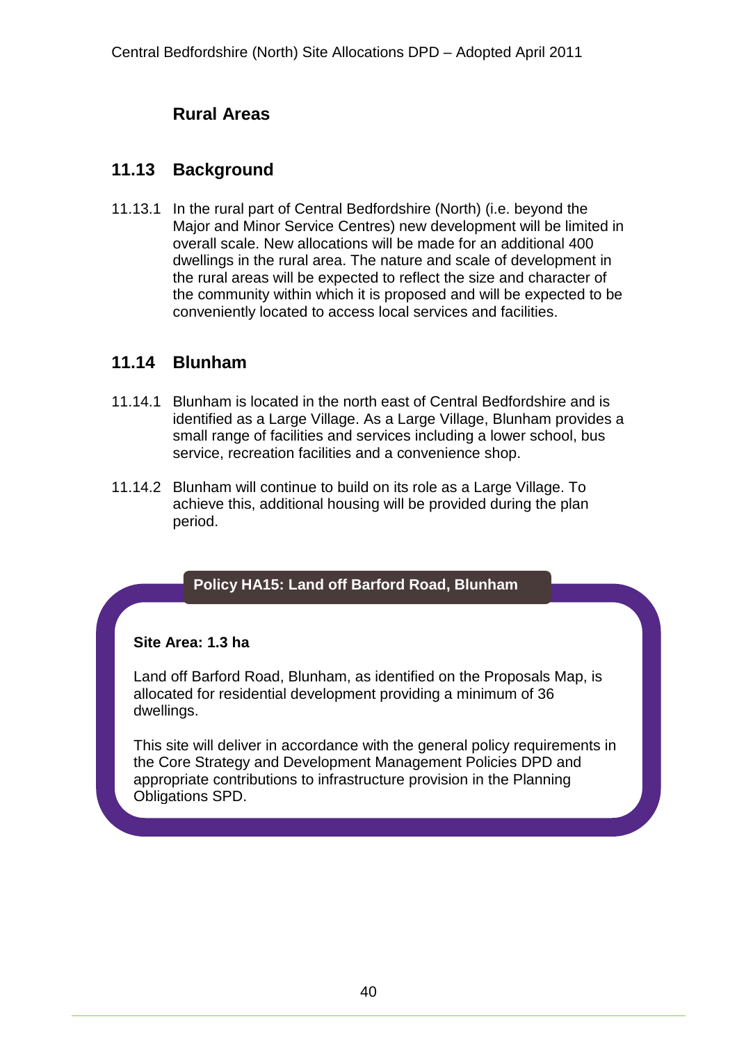# Rural Areas

## 11.13 Background

11.13.1 In the rural part of Central Bedfordshire (North) (i.e. beyond the Major and Minor Service Centres) new development will be limited in overall scale. New allocations will be made for an additional 400 dwellings in the rural area. The nature and scale of development in the rural areas will be expected to reflect the size and character of the community within which it is proposed and will be expected to be conveniently located to access local services and facilities.

## 11.14 Blunham

11.14.1 Blunham is located in the north east of Central Bedfordshire and is identified as a Large Village. As a Large Village, Blunham provides a small range of facilities and services including a lower school, bus service, recreation facilities and a convenience shop.

11.14.2 Blunham will continue to build on its role as a Large Village. To achieve this, additional housing will be provided during the plan period.

### Policy HA15: Land off Barford Road, Blunham

**Site Area: 1.3 ha**

Land off Barford Road, Blunham, as identified on the Proposals Map, is allocated for residential development providing a minimum of 36 dwellings.

This site will deliver in accordance with the general policy requirements in the Core Strategy and Development Management Policies DPD and appropriate contributions to infrastructure provision in the Planning Obligations SPD.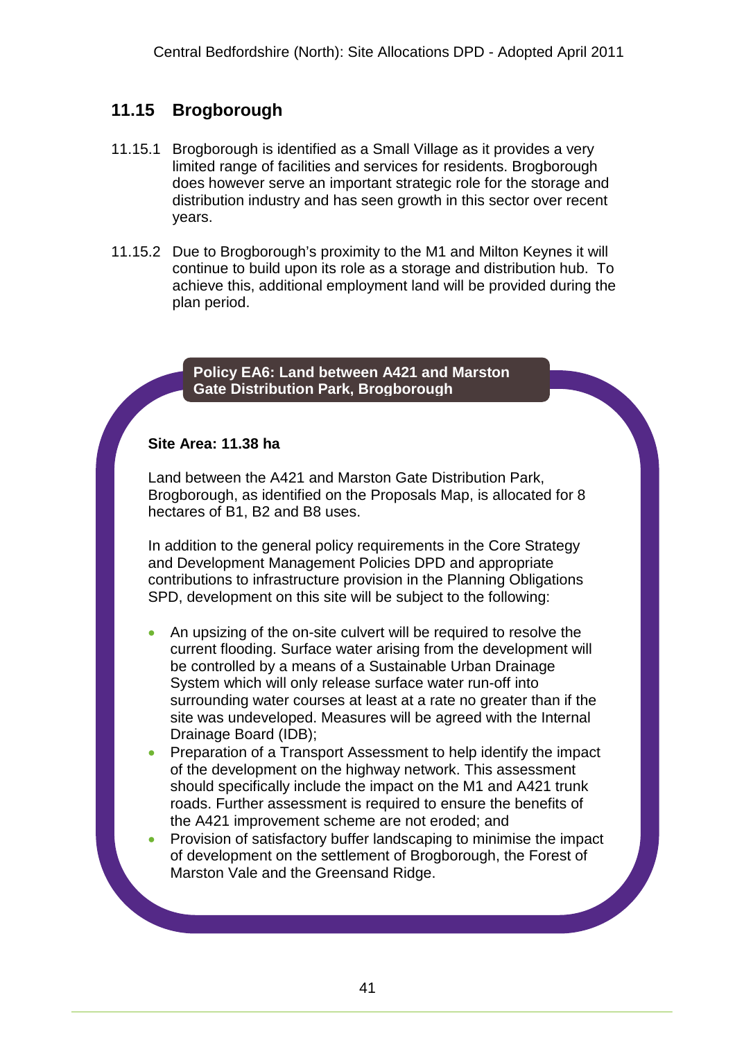## 11.15 Brogborough

11.15.1 Brogborough is identified as a Small Village as it provides a very limited range of facilities and services for residents. Brogborough does however serve an important strategic role for the storage and distribution industry and has seen growth in this sector over recent years.

11.15.2 Due to Brogborough's proximity to the M1 and Milton Keynes it will continue to build upon its role as a storage and distribution hub. To achieve this, additional employment land will be provided during the plan period.

### Policy EA6: Land between A421 and Marston Gate Distribution Park, Brogborough

**Site Area: 11.38 ha**

Land between the A421 and Marston Gate Distribution Park, Brogborough, as identified on the Proposals Map, is allocated for 8 hectares of B1, B2 and B8 uses.

In addition to the general policy requirements in the Core Strategy and Development Management Policies DPD and appropriate contributions to infrastructure provision in the Planning Obligations SPD, development on this site will be subject to the following:

- An upsizing of the on-site culvert will be required to resolve the current flooding. Surface water arising from the development will be controlled by a means of a Sustainable Urban Drainage System which will only release surface water run-off into surrounding water courses at least at a rate no greater than if the site was undeveloped. Measures will be agreed with the Internal Drainage Board (IDB);
- Preparation of a Transport Assessment to help identify the impact of the development on the highway network. This assessment should specifically include the impact on the M1 and A421 trunk roads. Further assessment is required to ensure the benefits of the A421 improvement scheme are not eroded; and
- Provision of satisfactory buffer landscaping to minimise the impact of development on the settlement of Brogborough, the Forest of Marston Vale and the Greensand Ridge.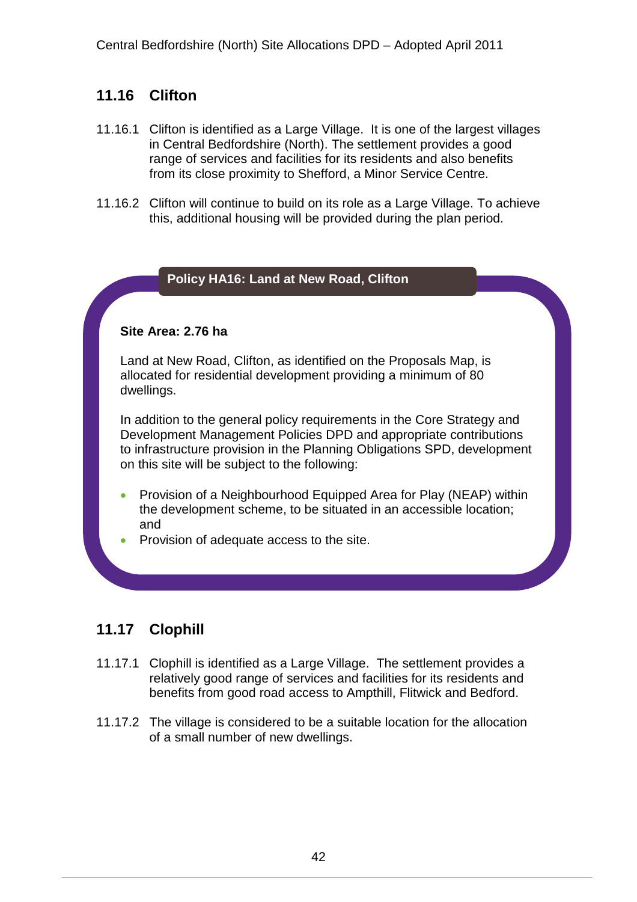## 11.16 Clifton

11.16.1 Clifton is identified as a Large Village. It is one of the largest villages in Central Bedfordshire (North). The settlement provides a good range of services and facilities for its residents and also benefits from its close proximity to Shefford, a Minor Service Centre.

11.16.2 Clifton will continue to build on its role as a Large Village. To achieve this, additional housing will be provided during the plan period.

**Policy HA16: Land at New Road, Clifton**

**Site Area: 2.76 ha**

Land at New Road, Clifton, as identified on the Proposals Map, is allocated for residential development providing a minimum of 80 dwellings.

In addition to the general policy requirements in the Core Strategy and Development Management Policies DPD and appropriate contributions to infrastructure provision in the Planning Obligations SPD, development on this site will be subject to the following:

- Provision of a Neighbourhood Equipped Area for Play (NEAP) within the development scheme, to be situated in an accessible location; and
- Provision of adequate access to the site.

## 11.17 Clophill

11.17.1 Clophill is identified as a Large Village. The settlement provides a relatively good range of services and facilities for its residents and benefits from good road access to Ampthill, Flitwick and Bedford.

11.17.2 The village is considered to be a suitable location for the allocation of a small number of new dwellings.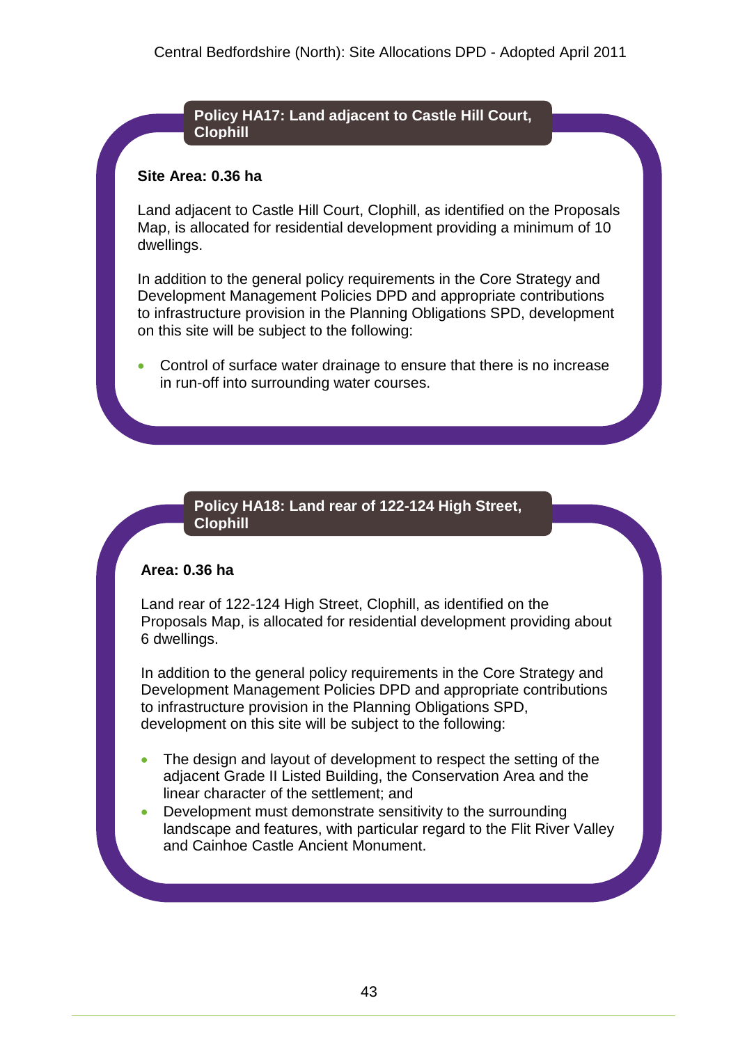### Policy HA17: Land adjacent to Castle Hill Court, Clophill

**Site Area: 0.36 ha**

Land adjacent to Castle Hill Court, Clophill, as identified on the Proposals Map, is allocated for residential development providing a minimum of 10 dwellings.

In addition to the general policy requirements in the Core Strategy and Development Management Policies DPD and appropriate contributions to infrastructure provision in the Planning Obligations SPD, development on this site will be subject to the following:

- Control of surface water drainage to ensure that there is no increase in run-off into surrounding water courses.

### Policy HA18: Land rear of 122-124 High Street, Clophill

**Area: 0.36 ha**

Land rear of 122-124 High Street, Clophill, as identified on the Proposals Map, is allocated for residential development providing about 6 dwellings.

In addition to the general policy requirements in the Core Strategy and Development Management Policies DPD and appropriate contributions to infrastructure provision in the Planning Obligations SPD, development on this site will be subject to the following:

- The design and layout of development to respect the setting of the adjacent Grade II Listed Building, the Conservation Area and the linear character of the settlement; and
- Development must demonstrate sensitivity to the surrounding landscape and features, with particular regard to the Flit River Valley and Cainhoe Castle Ancient Monument.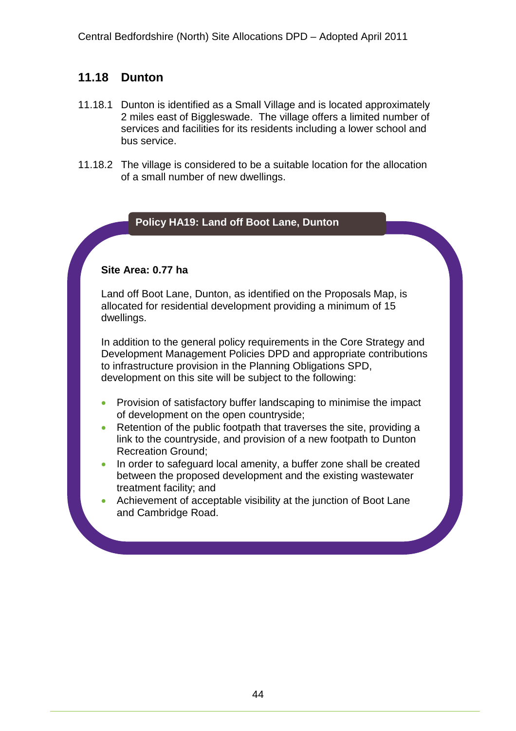## 11.18 Dunton

11.18.1 Dunton is identified as a Small Village and is located approximately 2 miles east of Biggleswade. The village offers a limited number of services and facilities for its residents including a lower school and bus service.

11.18.2 The village is considered to be a suitable location for the allocation of a small number of new dwellings.

### Policy HA19: Land off Boot Lane, Dunton

**Site Area: 0.77 ha**

Land off Boot Lane, Dunton, as identified on the Proposals Map, is allocated for residential development providing a minimum of 15 dwellings.

In addition to the general policy requirements in the Core Strategy and Development Management Policies DPD and appropriate contributions to infrastructure provision in the Planning Obligations SPD, development on this site will be subject to the following:

- Provision of satisfactory buffer landscaping to minimise the impact of development on the open countryside;
- Retention of the public footpath that traverses the site, providing a link to the countryside, and provision of a new footpath to Dunton Recreation Ground;
- In order to safeguard local amenity, a buffer zone shall be created between the proposed development and the existing wastewater treatment facility; and
- Achievement of acceptable visibility at the junction of Boot Lane and Cambridge Road.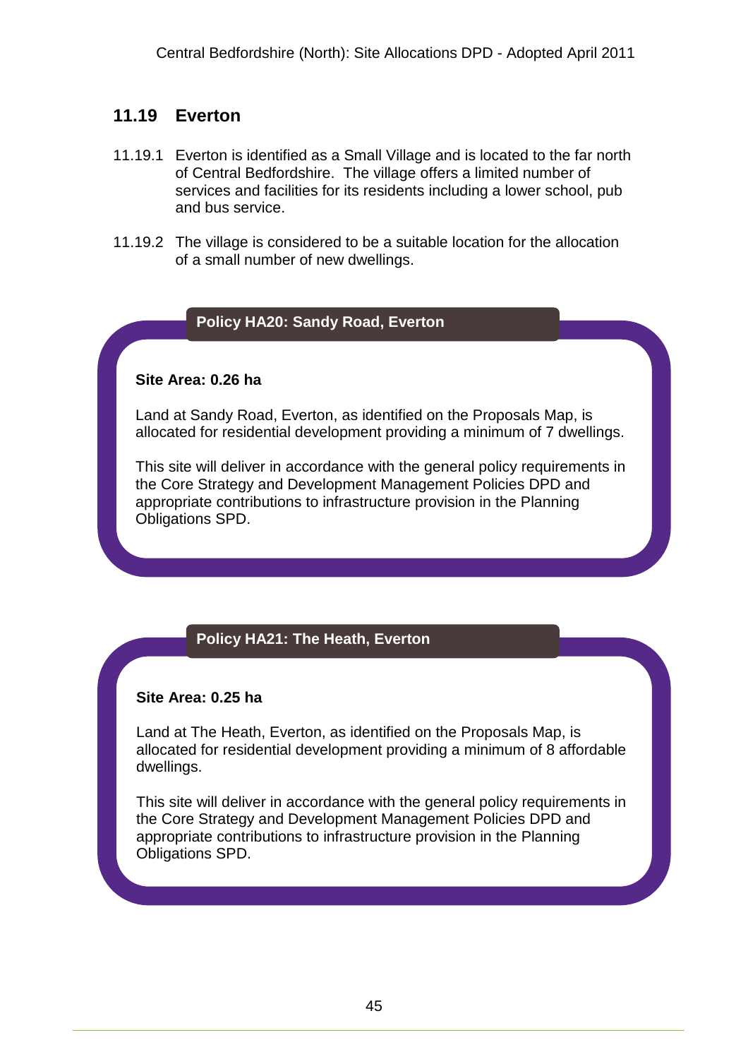## 11.19 Everton

11.19.1 Everton is identified as a Small Village and is located to the far north of Central Bedfordshire. The village offers a limited number of services and facilities for its residents including a lower school, pub and bus service.

11.19.2 The village is considered to be a suitable location for the allocation of a small number of new dwellings.

### Policy HA20: Sandy Road, Everton

**Site Area: 0.26 ha**

Land at Sandy Road, Everton, as identified on the Proposals Map, is allocated for residential development providing a minimum of 7 dwellings.

This site will deliver in accordance with the general policy requirements in the Core Strategy and Development Management Policies DPD and appropriate contributions to infrastructure provision in the Planning Obligations SPD.

### Policy HA21: The Heath, Everton

**Site Area: 0.25 ha**

Land at The Heath, Everton, as identified on the Proposals Map, is allocated for residential development providing a minimum of 8 affordable dwellings.

This site will deliver in accordance with the general policy requirements in the Core Strategy and Development Management Policies DPD and appropriate contributions to infrastructure provision in the Planning Obligations SPD.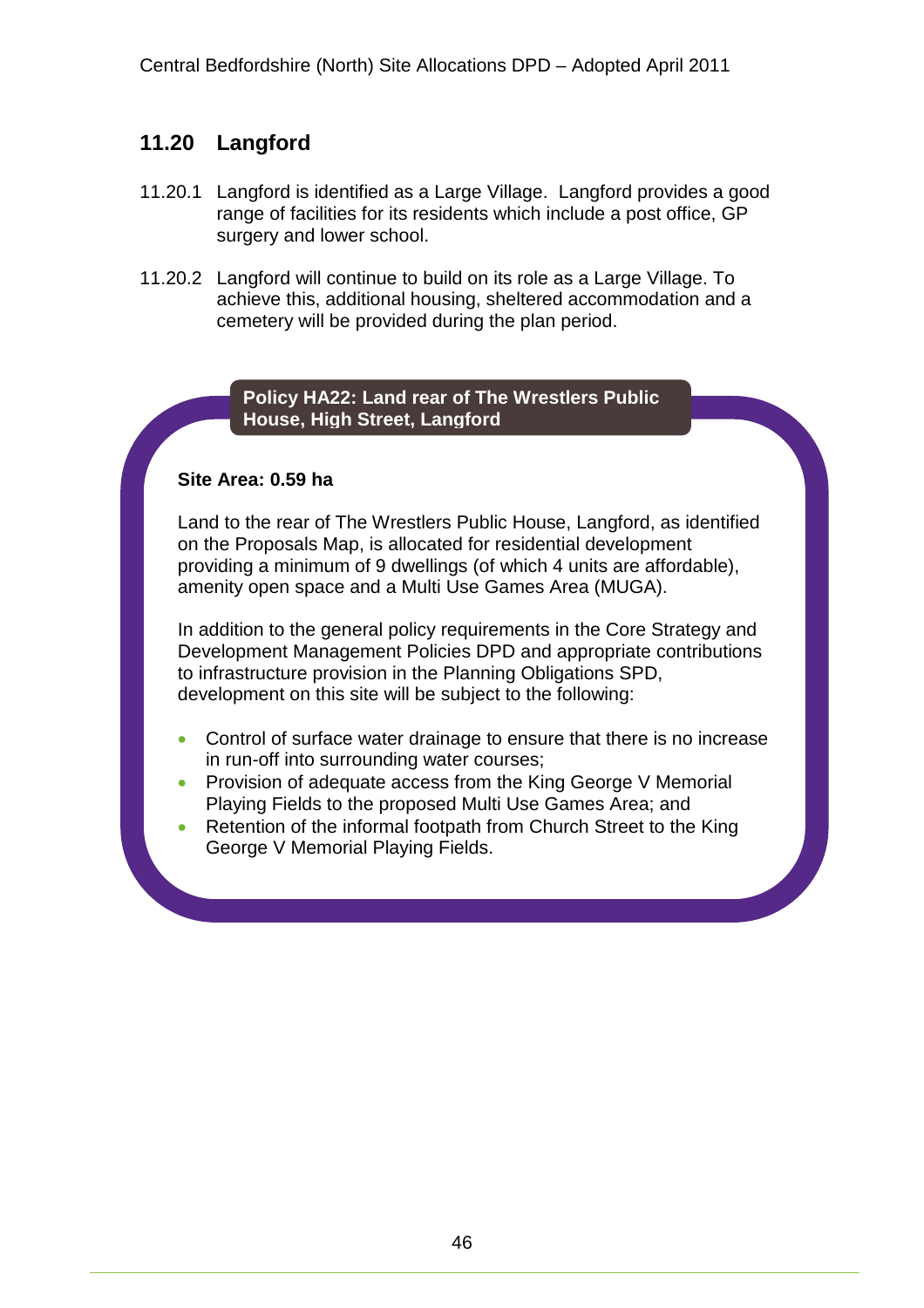## 11.20 Langford

11.20.1 Langford is identified as a Large Village. Langford provides a good range of facilities for its residents which include a post office, GP surgery and lower school.

11.20.2 Langford will continue to build on its role as a Large Village. To achieve this, additional housing, sheltered accommodation and a cemetery will be provided during the plan period.

**Policy HA22: Land rear of The Wrestlers Public House, High Street, Langford**

**Site Area: 0.59 ha**

Land to the rear of The Wrestlers Public House, Langford, as identified on the Proposals Map, is allocated for residential development providing a minimum of 9 dwellings (of which 4 units are affordable), amenity open space and a Multi Use Games Area (MUGA).

In addition to the general policy requirements in the Core Strategy and Development Management Policies DPD and appropriate contributions to infrastructure provision in the Planning Obligations SPD, development on this site will be subject to the following:

- Control of surface water drainage to ensure that there is no increase in run-off into surrounding water courses;
- Provision of adequate access from the King George V Memorial Playing Fields to the proposed Multi Use Games Area; and
- Retention of the informal footpath from Church Street to the King George V Memorial Playing Fields.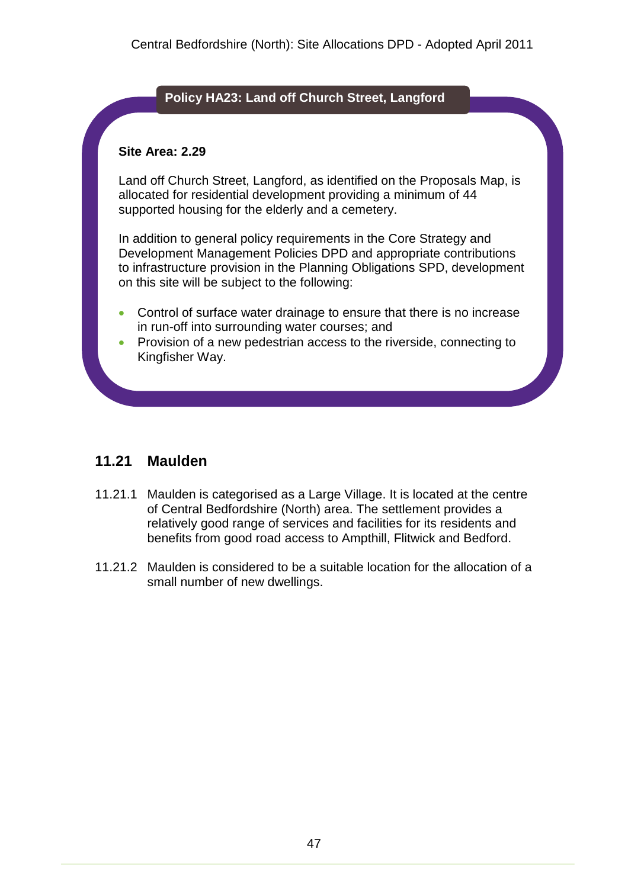**Policy HA23: Land off Church Street, Langford**

**Site Area: 2.29**

Land off Church Street, Langford, as identified on the Proposals Map, is allocated for residential development providing a minimum of 44 supported housing for the elderly and a cemetery.

In addition to general policy requirements in the Core Strategy and Development Management Policies DPD and appropriate contributions to infrastructure provision in the Planning Obligations SPD, development on this site will be subject to the following:

- Control of surface water drainage to ensure that there is no increase in run-off into surrounding water courses; and
- Provision of a new pedestrian access to the riverside, connecting to Kingfisher Way.

## 11.21 Maulden

11.21.1 Maulden is categorised as a Large Village. It is located at the centre of Central Bedfordshire (North) area. The settlement provides a relatively good range of services and facilities for its residents and benefits from good road access to Ampthill, Flitwick and Bedford.

11.21.2 Maulden is considered to be a suitable location for the allocation of a small number of new dwellings.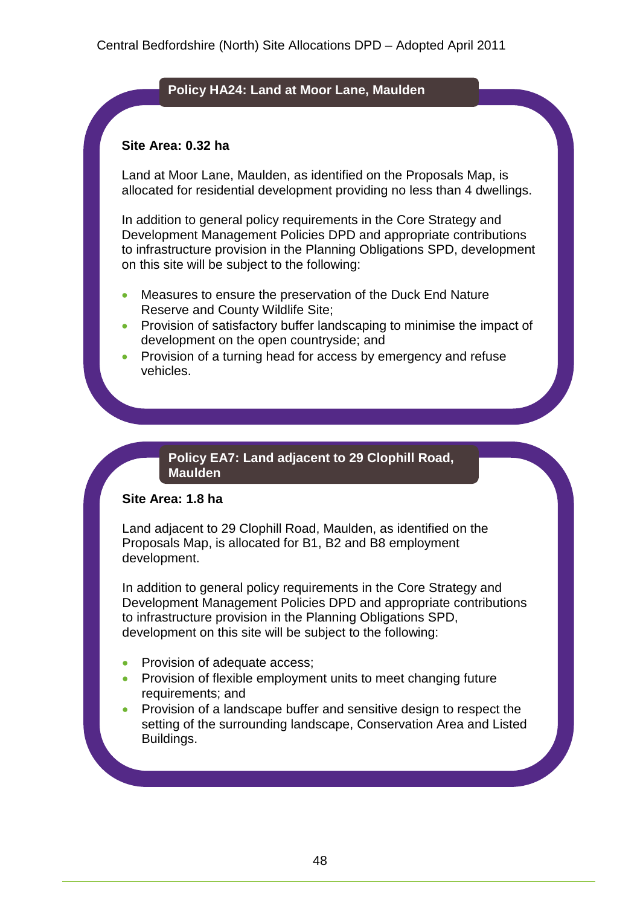### Policy HA24: Land at Moor Lane, Maulden

**Site Area: 0.32 ha**

Land at Moor Lane, Maulden, as identified on the Proposals Map, is allocated for residential development providing no less than 4 dwellings.

In addition to general policy requirements in the Core Strategy and Development Management Policies DPD and appropriate contributions to infrastructure provision in the Planning Obligations SPD, development on this site will be subject to the following:

- Measures to ensure the preservation of the Duck End Nature Reserve and County Wildlife Site;
- Provision of satisfactory buffer landscaping to minimise the impact of development on the open countryside; and
- Provision of a turning head for access by emergency and refuse vehicles.

### Policy EA7: Land adjacent to 29 Clophill Road, Maulden

**Site Area: 1.8 ha**

Land adjacent to 29 Clophill Road, Maulden, as identified on the Proposals Map, is allocated for B1, B2 and B8 employment development.

In addition to general policy requirements in the Core Strategy and Development Management Policies DPD and appropriate contributions to infrastructure provision in the Planning Obligations SPD, development on this site will be subject to the following:

- Provision of adequate access;
- Provision of flexible employment units to meet changing future requirements; and
- Provision of a landscape buffer and sensitive design to respect the setting of the surrounding landscape, Conservation Area and Listed Buildings.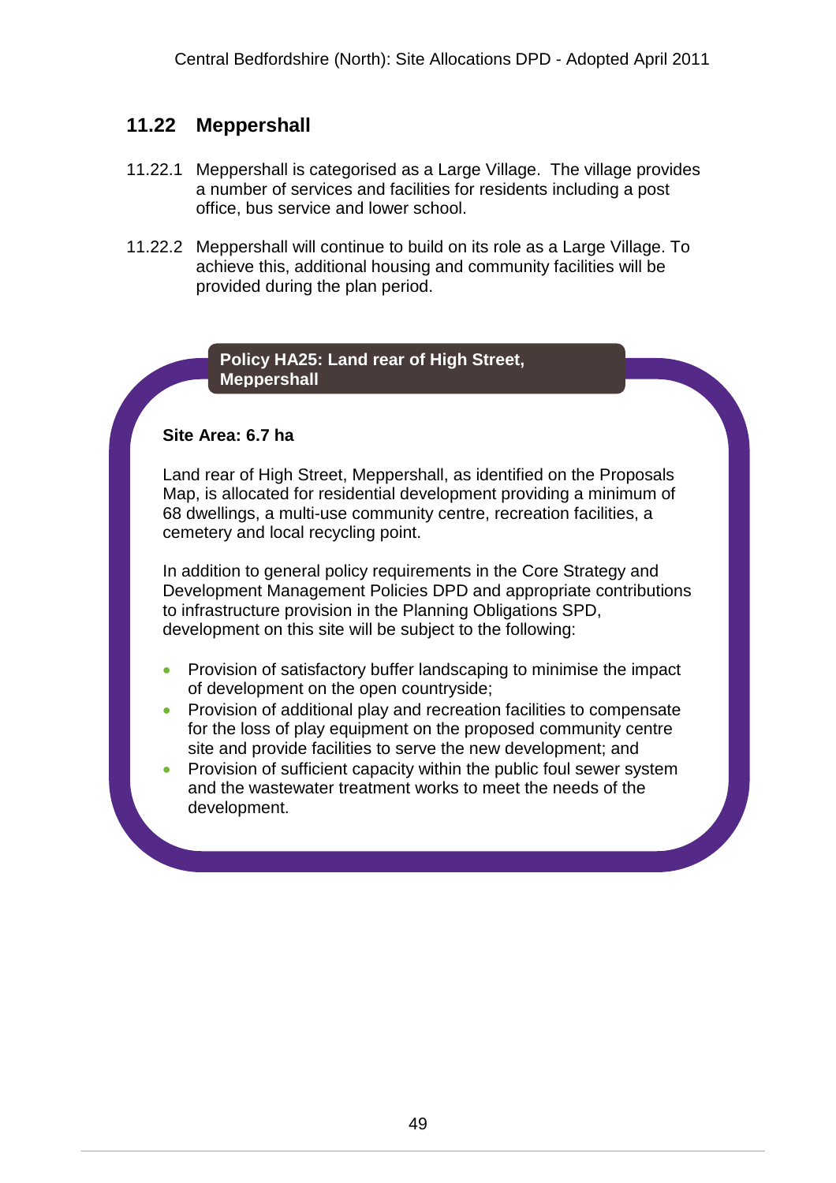## 11.22 Meppershall

11.22.1 Meppershall is categorised as a Large Village. The village provides a number of services and facilities for residents including a post office, bus service and lower school.

11.22.2 Meppershall will continue to build on its role as a Large Village. To achieve this, additional housing and community facilities will be provided during the plan period.

**Policy HA25: Land rear of High Street, Meppershall**

**Site Area: 6.7 ha**

Land rear of High Street, Meppershall, as identified on the Proposals Map, is allocated for residential development providing a minimum of 68 dwellings, a multi-use community centre, recreation facilities, a cemetery and local recycling point.

In addition to general policy requirements in the Core Strategy and Development Management Policies DPD and appropriate contributions to infrastructure provision in the Planning Obligations SPD, development on this site will be subject to the following:

- Provision of satisfactory buffer landscaping to minimise the impact of development on the open countryside;
- Provision of additional play and recreation facilities to compensate for the loss of play equipment on the proposed community centre site and provide facilities to serve the new development; and
- Provision of sufficient capacity within the public foul sewer system and the wastewater treatment works to meet the needs of the development.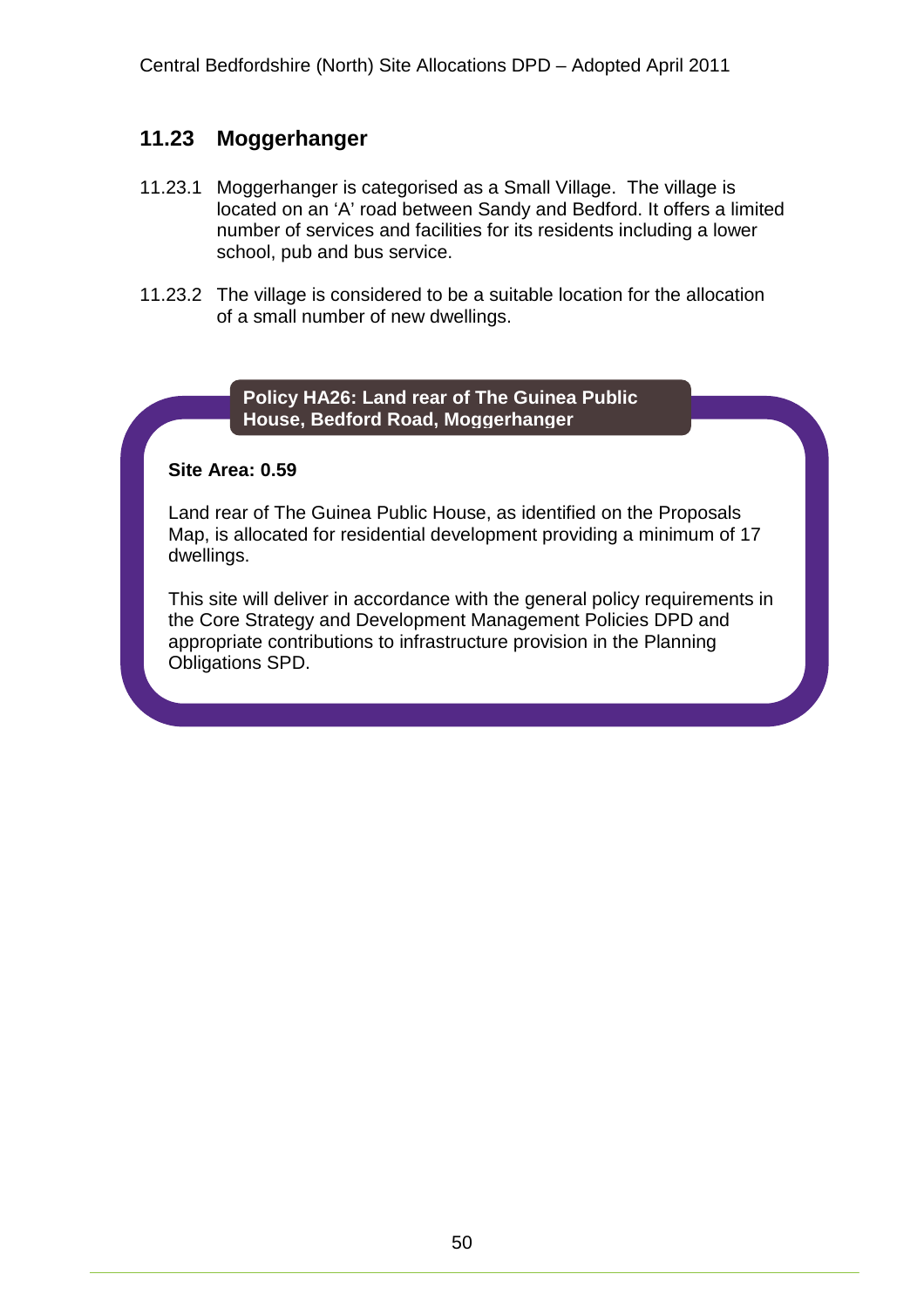## 11.23 Moggerhanger

11.23.1 Moggerhanger is categorised as a Small Village. The village is located on an 'A' road between Sandy and Bedford. It offers a limited number of services and facilities for its residents including a lower school, pub and bus service.

11.23.2 The village is considered to be a suitable location for the allocation of a small number of new dwellings.

**Policy HA26: Land rear of The Guinea Public House, Bedford Road, Moggerhanger**

**Site Area: 0.59**

Land rear of The Guinea Public House, as identified on the Proposals Map, is allocated for residential development providing a minimum of 17 dwellings.

This site will deliver in accordance with the general policy requirements in the Core Strategy and Development Management Policies DPD and appropriate contributions to infrastructure provision in the Planning Obligations SPD.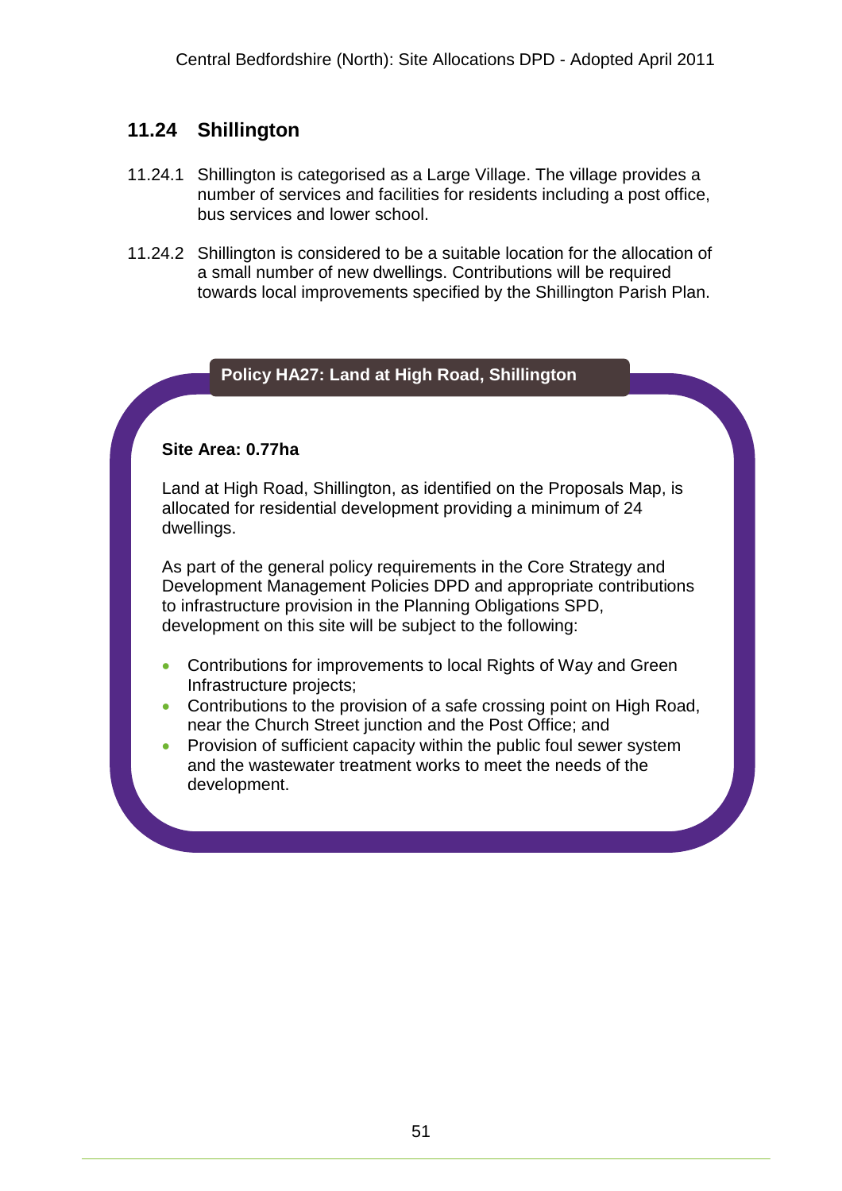## 11.24 Shillington

11.24.1 Shillington is categorised as a Large Village. The village provides a number of services and facilities for residents including a post office, bus services and lower school.

11.24.2 Shillington is considered to be a suitable location for the allocation of a small number of new dwellings. Contributions will be required towards local improvements specified by the Shillington Parish Plan.

### Policy HA27: Land at High Road, Shillington

**Site Area: 0.77ha**

Land at High Road, Shillington, as identified on the Proposals Map, is allocated for residential development providing a minimum of 24 dwellings.

As part of the general policy requirements in the Core Strategy and Development Management Policies DPD and appropriate contributions to infrastructure provision in the Planning Obligations SPD, development on this site will be subject to the following:

- Contributions for improvements to local Rights of Way and Green Infrastructure projects;
- Contributions to the provision of a safe crossing point on High Road, near the Church Street junction and the Post Office; and
- Provision of sufficient capacity within the public foul sewer system and the wastewater treatment works to meet the needs of the development.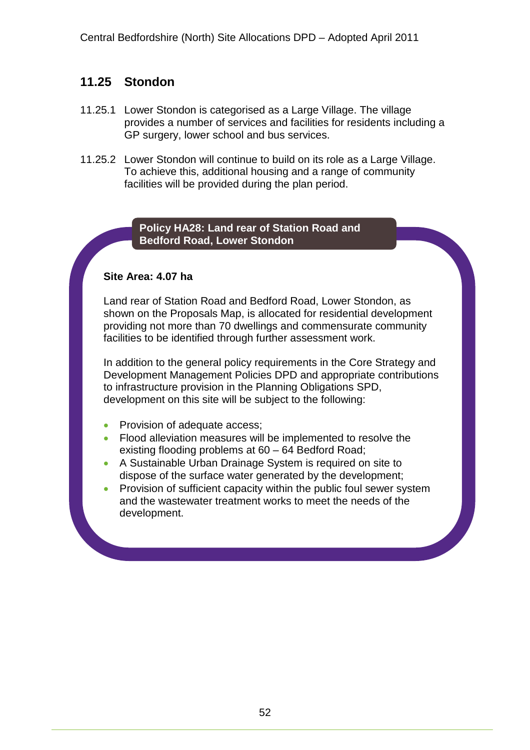## 11.25 Stondon

11.25.1 Lower Stondon is categorised as a Large Village. The village provides a number of services and facilities for residents including a GP surgery, lower school and bus services.

11.25.2 Lower Stondon will continue to build on its role as a Large Village. To achieve this, additional housing and a range of community facilities will be provided during the plan period.

### Policy HA28: Land rear of Station Road and Bedford Road, Lower Stondon

**Site Area: 4.07 ha**

Land rear of Station Road and Bedford Road, Lower Stondon, as shown on the Proposals Map, is allocated for residential development providing not more than 70 dwellings and commensurate community facilities to be identified through further assessment work.

In addition to the general policy requirements in the Core Strategy and Development Management Policies DPD and appropriate contributions to infrastructure provision in the Planning Obligations SPD, development on this site will be subject to the following:

- Provision of adequate access;
- Flood alleviation measures will be implemented to resolve the existing flooding problems at 60 – 64 Bedford Road;
- A Sustainable Urban Drainage System is required on site to dispose of the surface water generated by the development;
- Provision of sufficient capacity within the public foul sewer system and the wastewater treatment works to meet the needs of the development.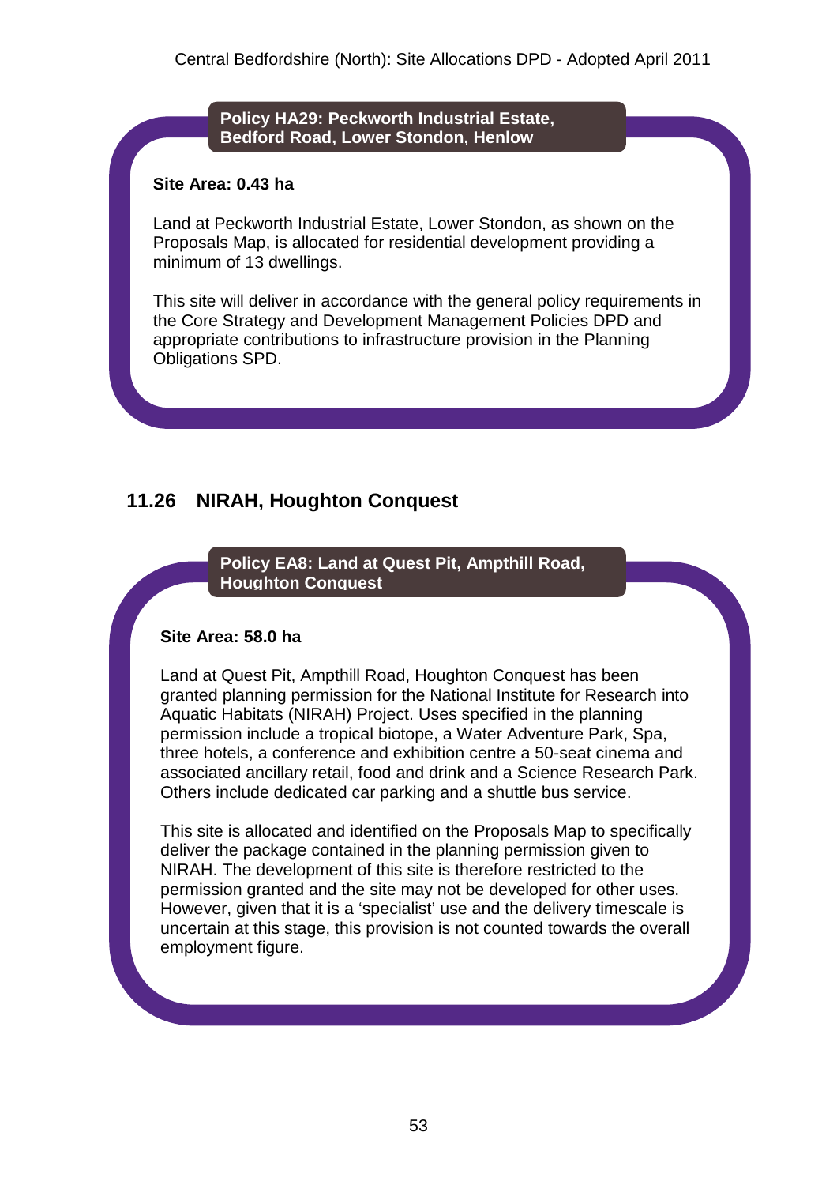**Policy HA29: Peckworth Industrial Estate, Bedford Road, Lower Stondon, Henlow**

**Site Area: 0.43 ha**

Land at Peckworth Industrial Estate, Lower Stondon, as shown on the Proposals Map, is allocated for residential development providing a minimum of 13 dwellings.

This site will deliver in accordance with the general policy requirements in the Core Strategy and Development Management Policies DPD and appropriate contributions to infrastructure provision in the Planning Obligations SPD.

## 11.26 NIRAH, Houghton Conquest

**Policy EA8: Land at Quest Pit, Ampthill Road, Houghton Conquest**

**Site Area: 58.0 ha**

Land at Quest Pit, Ampthill Road, Houghton Conquest has been granted planning permission for the National Institute for Research into Aquatic Habitats (NIRAH) Project. Uses specified in the planning permission include a tropical biotope, a Water Adventure Park, Spa, three hotels, a conference and exhibition centre a 50-seat cinema and associated ancillary retail, food and drink and a Science Research Park. Others include dedicated car parking and a shuttle bus service.

This site is allocated and identified on the Proposals Map to specifically deliver the package contained in the planning permission given to NIRAH. The development of this site is therefore restricted to the permission granted and the site may not be developed for other uses. However, given that it is a 'specialist' use and the delivery timescale is uncertain at this stage, this provision is not counted towards the overall employment figure.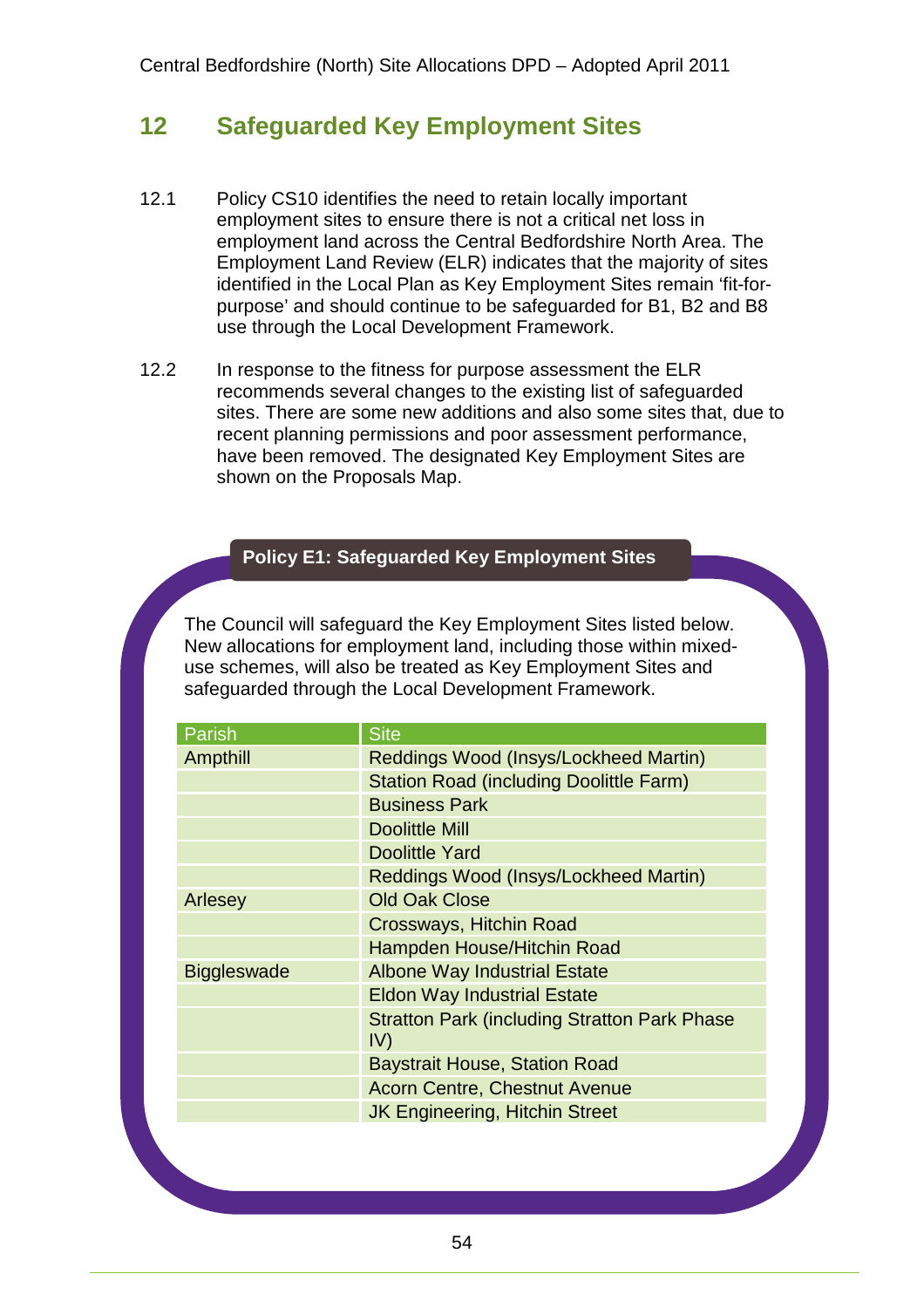## 12 Safeguarded Key Employment Sites

12.1 Policy CS10 identifies the need to retain locally important employment sites to ensure there is not a critical net loss in employment land across the Central Bedfordshire North Area. The Employment Land Review (ELR) indicates that the majority of sites identified in the Local Plan as Key Employment Sites remain 'fit-for-purpose' and should continue to be safeguarded for B1, B2 and B8 use through the Local Development Framework.

12.2 In response to the fitness for purpose assessment the ELR recommends several changes to the existing list of safeguarded sites. There are some new additions and also some sites that, due to recent planning permissions and poor assessment performance, have been removed. The designated Key Employment Sites are shown on the Proposals Map.

**Policy E1: Safeguarded Key Employment Sites**

The Council will safeguard the Key Employment Sites listed below. New allocations for employment land, including those within mixed-use schemes, will also be treated as Key Employment Sites and safeguarded through the Local Development Framework.

| Parish | Site |
|---|---|
| Ampthill | Reddings Wood (Insys/Lockheed Martin) |
| | Station Road (including Doolittle Farm) |
| | Business Park |
| | Doolittle Mill |
| | Doolittle Yard |
| | Reddings Wood (Insys/Lockheed Martin) |
| Arlesey | Old Oak Close |
| | Crossways, Hitchin Road |
| | Hampden House/Hitchin Road |
| Biggleswade | Albone Way Industrial Estate |
| | Eldon Way Industrial Estate |
| | Stratton Park (including Stratton Park Phase IV) |
| | Baystrait House, Station Road |
| | Acorn Centre, Chestnut Avenue |
| | JK Engineering, Hitchin Street |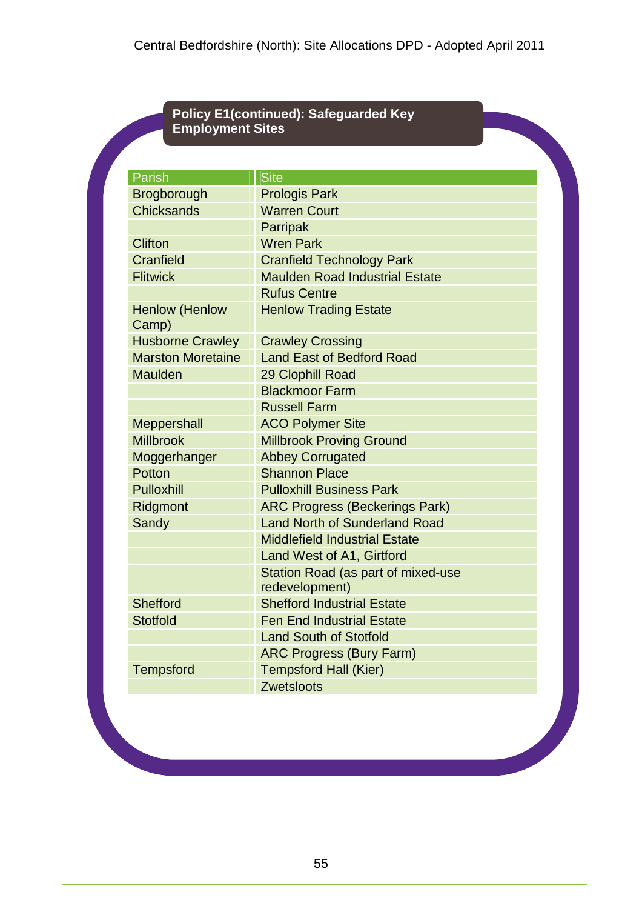**Policy E1(continued): Safeguarded Key Employment Sites**

| Parish | Site |
|---|---|
| Brogborough | Prologis Park |
| Chicksands | Warren Court |
| | Parripak |
| Clifton | Wren Park |
| Cranfield | Cranfield Technology Park |
| Flitwick | Maulden Road Industrial Estate |
| | Rufus Centre |
| Henlow (Henlow Camp) | Henlow Trading Estate |
| Husborne Crawley | Crawley Crossing |
| Marston Moretaine | Land East of Bedford Road |
| Maulden | 29 Clophill Road |
| | Blackmoor Farm |
| | Russell Farm |
| Meppershall | ACO Polymer Site |
| Millbrook | Millbrook Proving Ground |
| Moggerhanger | Abbey Corrugated |
| Potton | Shannon Place |
| Pulloxhill | Pulloxhill Business Park |
| Ridgmont | ARC Progress (Beckerings Park) |
| Sandy | Land North of Sunderland Road |
| | Middlefield Industrial Estate |
| | Land West of A1, Girtford |
| | Station Road (as part of mixed-use redevelopment) |
| Shefford | Shefford Industrial Estate |
| Stotfold | Fen End Industrial Estate |
| | Land South of Stotfold |
| | ARC Progress (Bury Farm) |
| Tempsford | Tempsford Hall (Kier) |
| | Zwetsloots |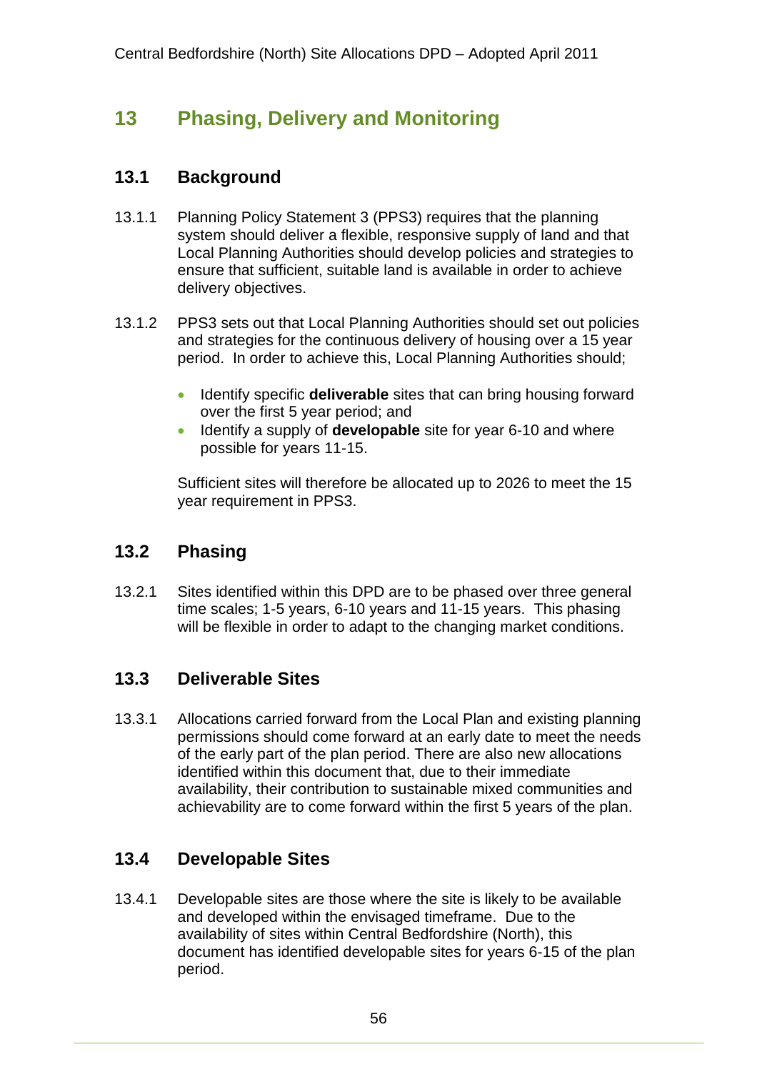## 13 Phasing, Delivery and Monitoring

### 13.1 Background

13.1.1 Planning Policy Statement 3 (PPS3) requires that the planning system should deliver a flexible, responsive supply of land and that Local Planning Authorities should develop policies and strategies to ensure that sufficient, suitable land is available in order to achieve delivery objectives.

13.1.2 PPS3 sets out that Local Planning Authorities should set out policies and strategies for the continuous delivery of housing over a 15 year period. In order to achieve this, Local Planning Authorities should;

- Identify specific **deliverable** sites that can bring housing forward over the first 5 year period; and
- Identify a supply of **developable** site for year 6-10 and where possible for years 11-15.

Sufficient sites will therefore be allocated up to 2026 to meet the 15 year requirement in PPS3.

### 13.2 Phasing

13.2.1 Sites identified within this DPD are to be phased over three general time scales; 1-5 years, 6-10 years and 11-15 years. This phasing will be flexible in order to adapt to the changing market conditions.

### 13.3 Deliverable Sites

13.3.1 Allocations carried forward from the Local Plan and existing planning permissions should come forward at an early date to meet the needs of the early part of the plan period. There are also new allocations identified within this document that, due to their immediate availability, their contribution to sustainable mixed communities and achievability are to come forward within the first 5 years of the plan.

### 13.4 Developable Sites

13.4.1 Developable sites are those where the site is likely to be available and developed within the envisaged timeframe. Due to the availability of sites within Central Bedfordshire (North), this document has identified developable sites for years 6-15 of the plan period.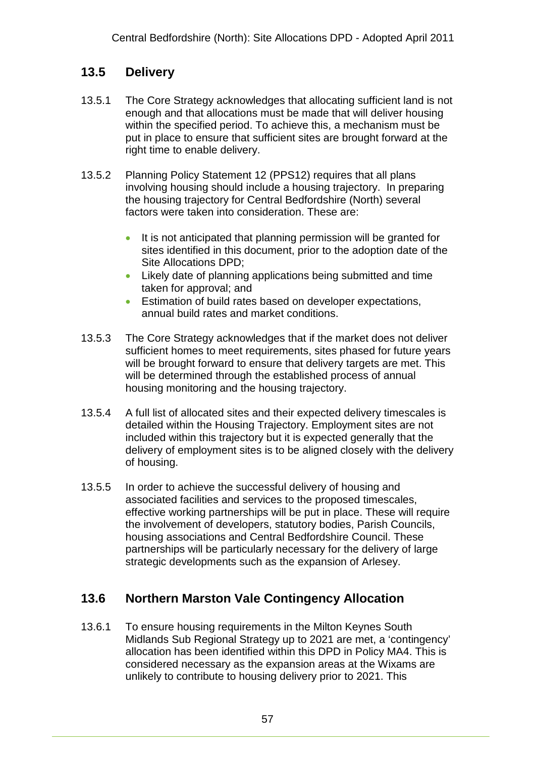## 13.5 Delivery

13.5.1 The Core Strategy acknowledges that allocating sufficient land is not enough and that allocations must be made that will deliver housing within the specified period. To achieve this, a mechanism must be put in place to ensure that sufficient sites are brought forward at the right time to enable delivery.

13.5.2 Planning Policy Statement 12 (PPS12) requires that all plans involving housing should include a housing trajectory. In preparing the housing trajectory for Central Bedfordshire (North) several factors were taken into consideration. These are:

- It is not anticipated that planning permission will be granted for sites identified in this document, prior to the adoption date of the Site Allocations DPD;
- Likely date of planning applications being submitted and time taken for approval; and
- Estimation of build rates based on developer expectations, annual build rates and market conditions.

13.5.3 The Core Strategy acknowledges that if the market does not deliver sufficient homes to meet requirements, sites phased for future years will be brought forward to ensure that delivery targets are met. This will be determined through the established process of annual housing monitoring and the housing trajectory.

13.5.4 A full list of allocated sites and their expected delivery timescales is detailed within the Housing Trajectory. Employment sites are not included within this trajectory but it is expected generally that the delivery of employment sites is to be aligned closely with the delivery of housing.

13.5.5 In order to achieve the successful delivery of housing and associated facilities and services to the proposed timescales, effective working partnerships will be put in place. These will require the involvement of developers, statutory bodies, Parish Councils, housing associations and Central Bedfordshire Council. These partnerships will be particularly necessary for the delivery of large strategic developments such as the expansion of Arlesey.

## 13.6 Northern Marston Vale Contingency Allocation

13.6.1 To ensure housing requirements in the Milton Keynes South Midlands Sub Regional Strategy up to 2021 are met, a 'contingency' allocation has been identified within this DPD in Policy MA4. This is considered necessary as the expansion areas at the Wixams are unlikely to contribute to housing delivery prior to 2021. This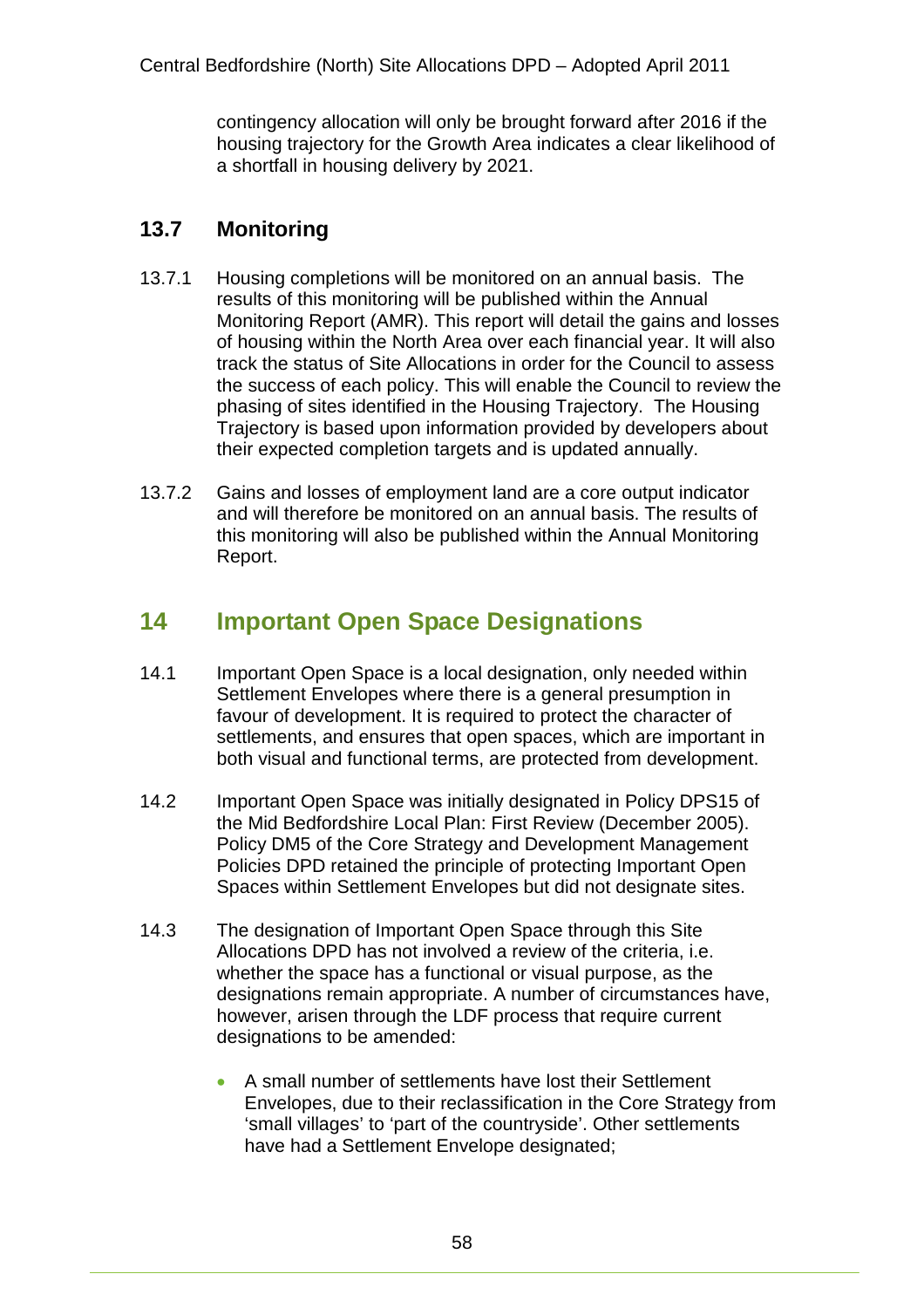contingency allocation will only be brought forward after 2016 if the housing trajectory for the Growth Area indicates a clear likelihood of a shortfall in housing delivery by 2021.

### 13.7 Monitoring

13.7.1 Housing completions will be monitored on an annual basis. The results of this monitoring will be published within the Annual Monitoring Report (AMR). This report will detail the gains and losses of housing within the North Area over each financial year. It will also track the status of Site Allocations in order for the Council to assess the success of each policy. This will enable the Council to review the phasing of sites identified in the Housing Trajectory. The Housing Trajectory is based upon information provided by developers about their expected completion targets and is updated annually.

13.7.2 Gains and losses of employment land are a core output indicator and will therefore be monitored on an annual basis. The results of this monitoring will also be published within the Annual Monitoring Report.

## 14 Important Open Space Designations

14.1 Important Open Space is a local designation, only needed within Settlement Envelopes where there is a general presumption in favour of development. It is required to protect the character of settlements, and ensures that open spaces, which are important in both visual and functional terms, are protected from development.

14.2 Important Open Space was initially designated in Policy DPS15 of the Mid Bedfordshire Local Plan: First Review (December 2005). Policy DM5 of the Core Strategy and Development Management Policies DPD retained the principle of protecting Important Open Spaces within Settlement Envelopes but did not designate sites.

14.3 The designation of Important Open Space through this Site Allocations DPD has not involved a review of the criteria, i.e. whether the space has a functional or visual purpose, as the designations remain appropriate. A number of circumstances have, however, arisen through the LDF process that require current designations to be amended:

- A small number of settlements have lost their Settlement Envelopes, due to their reclassification in the Core Strategy from 'small villages' to 'part of the countryside'. Other settlements have had a Settlement Envelope designated;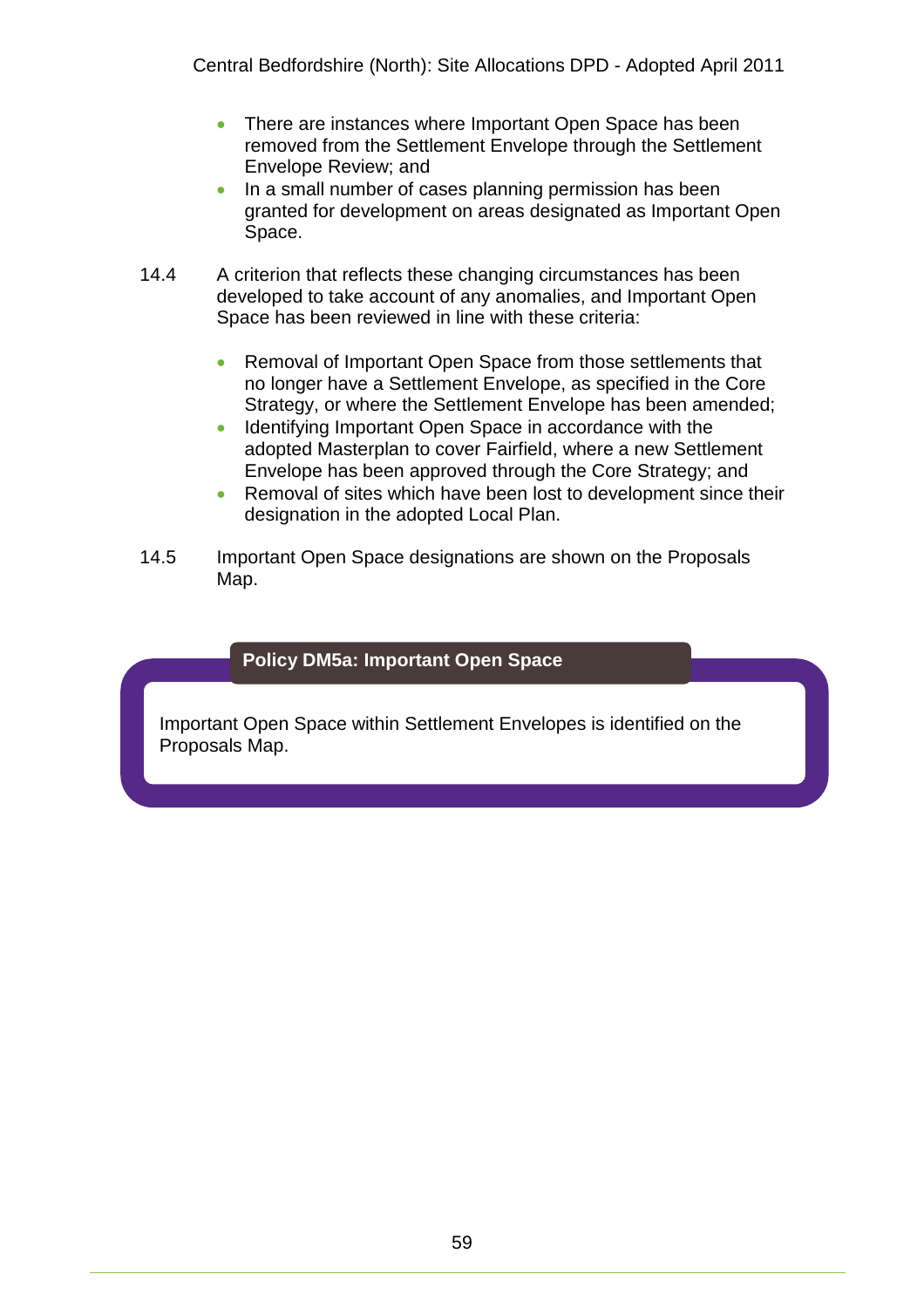- There are instances where Important Open Space has been removed from the Settlement Envelope through the Settlement Envelope Review; and
- In a small number of cases planning permission has been granted for development on areas designated as Important Open Space.

14.4 A criterion that reflects these changing circumstances has been developed to take account of any anomalies, and Important Open Space has been reviewed in line with these criteria:

- Removal of Important Open Space from those settlements that no longer have a Settlement Envelope, as specified in the Core Strategy, or where the Settlement Envelope has been amended;
- Identifying Important Open Space in accordance with the adopted Masterplan to cover Fairfield, where a new Settlement Envelope has been approved through the Core Strategy; and
- Removal of sites which have been lost to development since their designation in the adopted Local Plan.

14.5 Important Open Space designations are shown on the Proposals Map.

**Policy DM5a: Important Open Space**

Important Open Space within Settlement Envelopes is identified on the Proposals Map.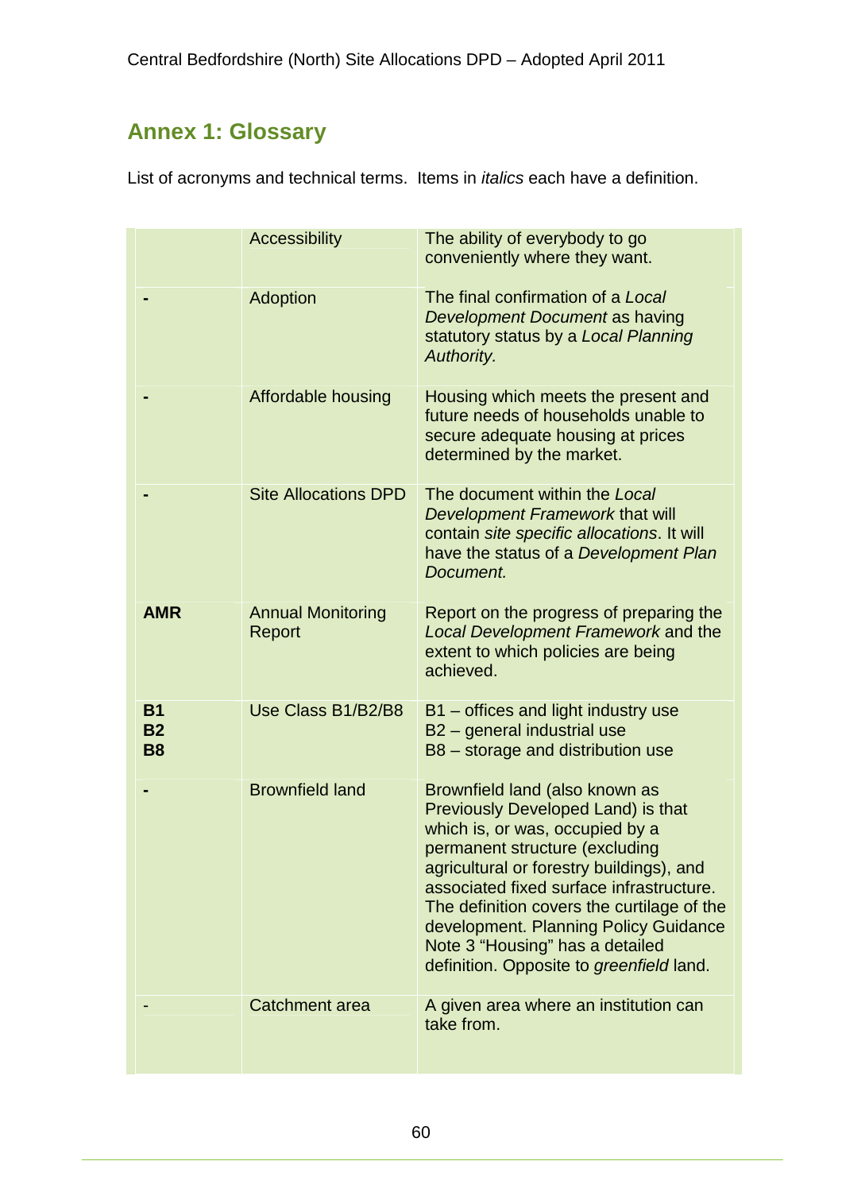## Annex 1: Glossary

List of acronyms and technical terms. Items in *italics* each have a definition.

| | | |
|---|---|---|
| | Accessibility | The ability of everybody to go conveniently where they want. |
| **-** | Adoption | The final confirmation of a *Local Development Document* as having statutory status by a *Local Planning Authority.* |
| **-** | Affordable housing | Housing which meets the present and future needs of households unable to secure adequate housing at prices determined by the market. |
| **-** | Site Allocations DPD | The document within the *Local Development Framework* that will contain *site specific allocations*. It will have the status of a *Development Plan Document.* |
| **AMR** | Annual Monitoring Report | Report on the progress of preparing the *Local Development Framework* and the extent to which policies are being achieved. |
| **B1**<br>**B2**<br>**B8** | Use Class B1/B2/B8 | B1 – offices and light industry use<br>B2 – general industrial use<br>B8 – storage and distribution use |
| **-** | Brownfield land | Brownfield land (also known as Previously Developed Land) is that which is, or was, occupied by a permanent structure (excluding agricultural or forestry buildings), and associated fixed surface infrastructure. The definition covers the curtilage of the development. Planning Policy Guidance Note 3 "Housing" has a detailed definition. Opposite to *greenfield* land. |
| - | Catchment area | A given area where an institution can take from. |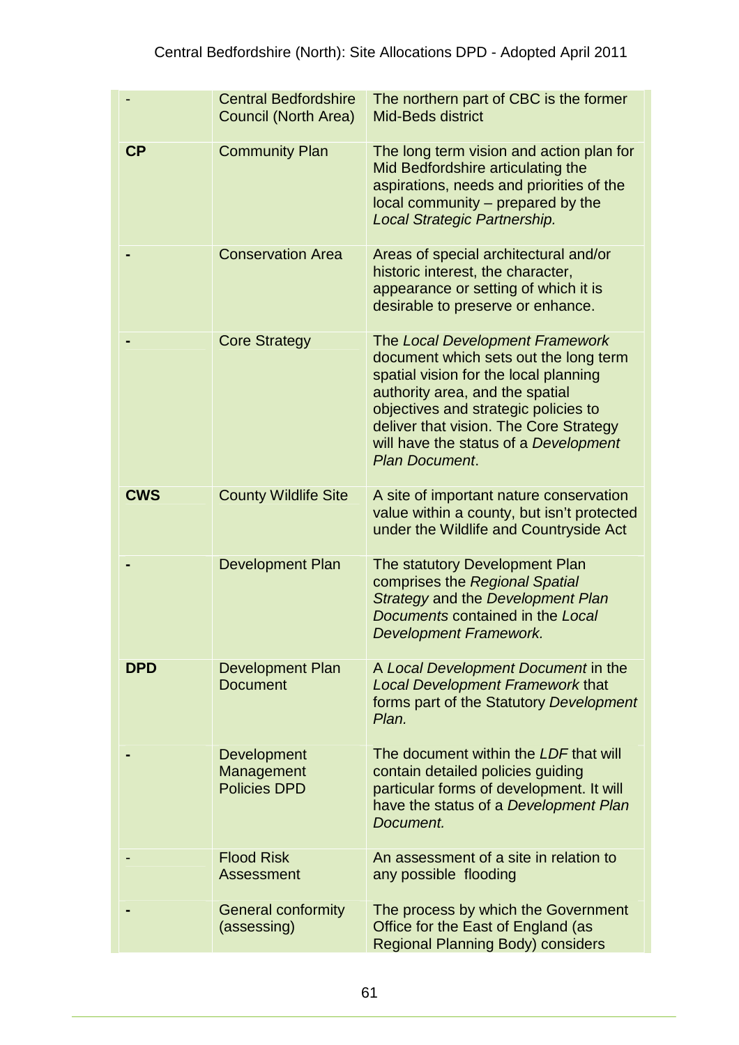| | | |
|---|---|---|
| - | Central Bedfordshire Council (North Area) | The northern part of CBC is the former Mid-Beds district |
| **CP** | Community Plan | The long term vision and action plan for Mid Bedfordshire articulating the aspirations, needs and priorities of the local community – prepared by the *Local Strategic Partnership.* |
| **-** | Conservation Area | Areas of special architectural and/or historic interest, the character, appearance or setting of which it is desirable to preserve or enhance. |
| **-** | Core Strategy | The *Local Development Framework* document which sets out the long term spatial vision for the local planning authority area, and the spatial objectives and strategic policies to deliver that vision. The Core Strategy will have the status of a *Development Plan Document*. |
| **CWS** | County Wildlife Site | A site of important nature conservation value within a county, but isn't protected under the Wildlife and Countryside Act |
| **-** | Development Plan | The statutory Development Plan comprises the *Regional Spatial Strategy* and the *Development Plan Documents* contained in the *Local Development Framework.* |
| **DPD** | Development Plan Document | A *Local Development Document* in the *Local Development Framework* that forms part of the Statutory *Development Plan.* |
| **-** | Development Management Policies DPD | The document within the *LDF* that will contain detailed policies guiding particular forms of development. It will have the status of a *Development Plan Document.* |
| - | Flood Risk Assessment | An assessment of a site in relation to any possible flooding |
| **-** | General conformity (assessing) | The process by which the Government Office for the East of England (as Regional Planning Body) considers |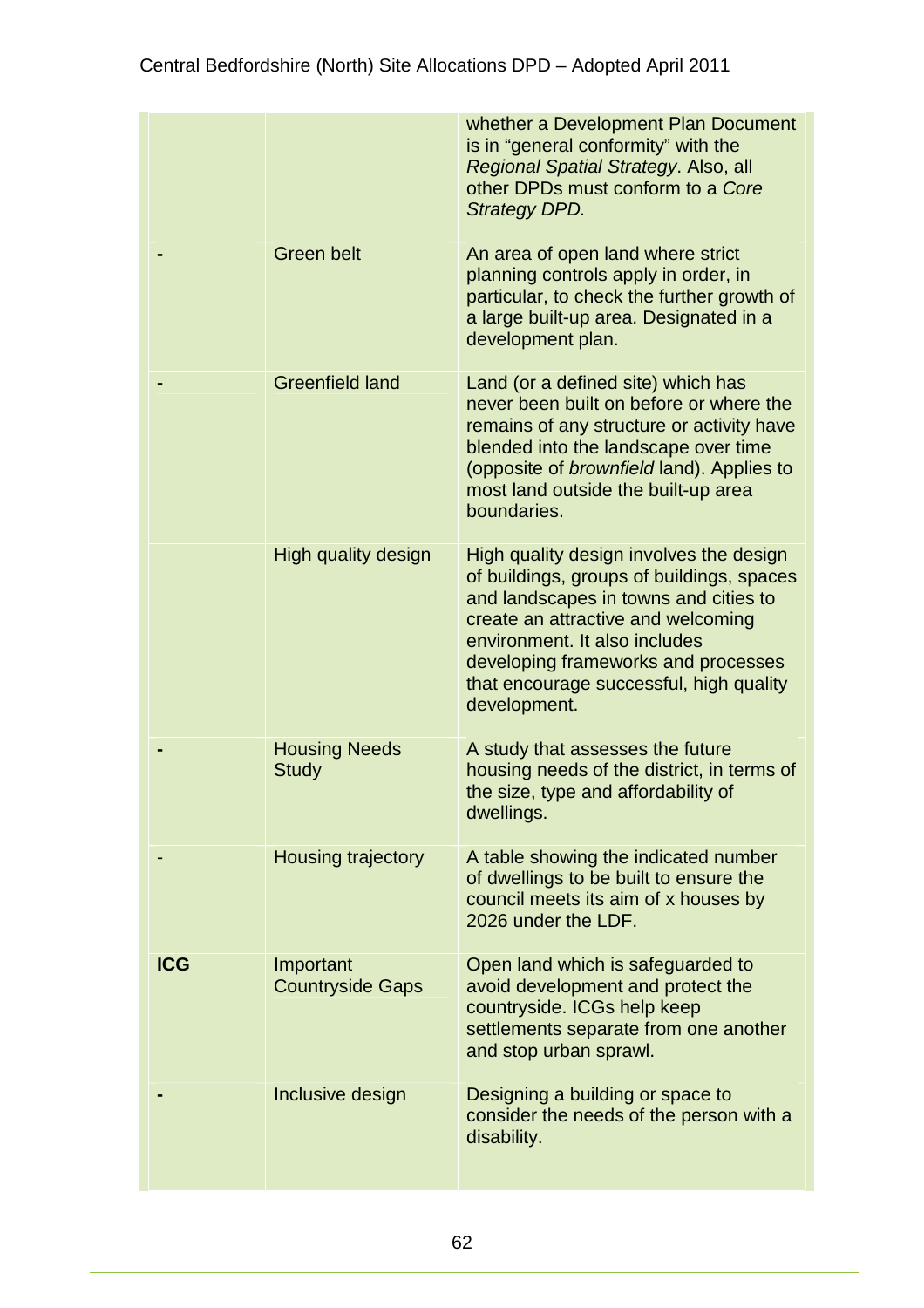| | | |
|---|---|---|
| | | whether a Development Plan Document is in "general conformity" with the *Regional Spatial Strategy*. Also, all other DPDs must conform to a *Core Strategy DPD.* |
| - | Green belt | An area of open land where strict planning controls apply in order, in particular, to check the further growth of a large built-up area. Designated in a development plan. |
| - | Greenfield land | Land (or a defined site) which has never been built on before or where the remains of any structure or activity have blended into the landscape over time (opposite of *brownfield* land). Applies to most land outside the built-up area boundaries. |
| | High quality design | High quality design involves the design of buildings, groups of buildings, spaces and landscapes in towns and cities to create an attractive and welcoming environment. It also includes developing frameworks and processes that encourage successful, high quality development. |
| - | Housing Needs Study | A study that assesses the future housing needs of the district, in terms of the size, type and affordability of dwellings. |
| - | Housing trajectory | A table showing the indicated number of dwellings to be built to ensure the council meets its aim of x houses by 2026 under the LDF. |
| **ICG** | Important Countryside Gaps | Open land which is safeguarded to avoid development and protect the countryside. ICGs help keep settlements separate from one another and stop urban sprawl. |
| - | Inclusive design | Designing a building or space to consider the needs of the person with a disability. |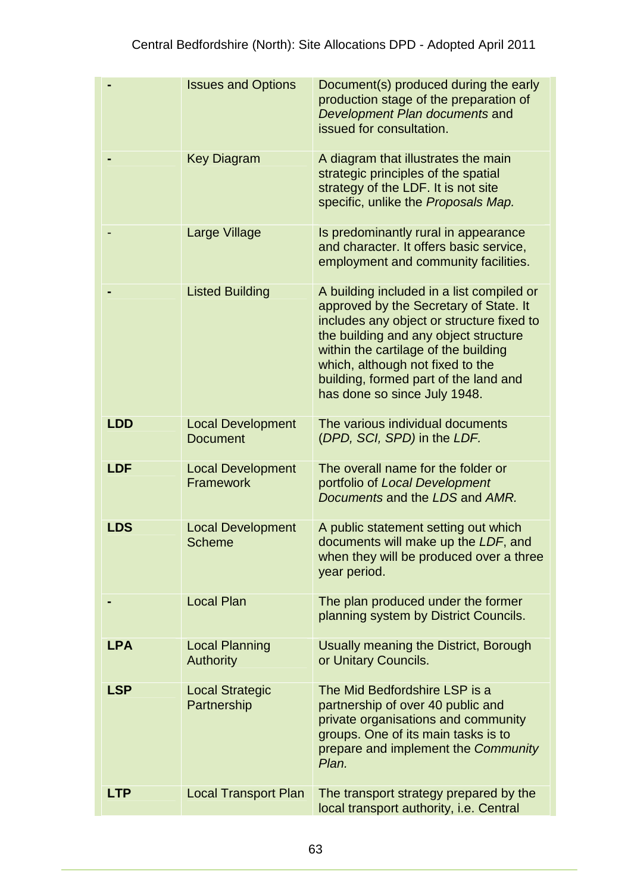| | | |
|---|---|---|
| **-** | Issues and Options | Document(s) produced during the early production stage of the preparation of *Development Plan documents* and issued for consultation. |
| **-** | Key Diagram | A diagram that illustrates the main strategic principles of the spatial strategy of the LDF. It is not site specific, unlike the *Proposals Map.* |
| - | Large Village | Is predominantly rural in appearance and character. It offers basic service, employment and community facilities. |
| **-** | Listed Building | A building included in a list compiled or approved by the Secretary of State. It includes any object or structure fixed to the building and any object structure within the cartilage of the building which, although not fixed to the building, formed part of the land and has done so since July 1948. |
| **LDD** | Local Development Document | The various individual documents (*DPD, SCI, SPD)* in the *LDF.* |
| **LDF** | Local Development Framework | The overall name for the folder or portfolio of *Local Development Documents* and the *LDS* and *AMR.* |
| **LDS** | Local Development Scheme | A public statement setting out which documents will make up the *LDF*, and when they will be produced over a three year period. |
| **-** | Local Plan | The plan produced under the former planning system by District Councils. |
| **LPA** | Local Planning Authority | Usually meaning the District, Borough or Unitary Councils. |
| **LSP** | Local Strategic Partnership | The Mid Bedfordshire LSP is a partnership of over 40 public and private organisations and community groups. One of its main tasks is to prepare and implement the *Community Plan.* |
| **LTP** | Local Transport Plan | The transport strategy prepared by the local transport authority, i.e. Central |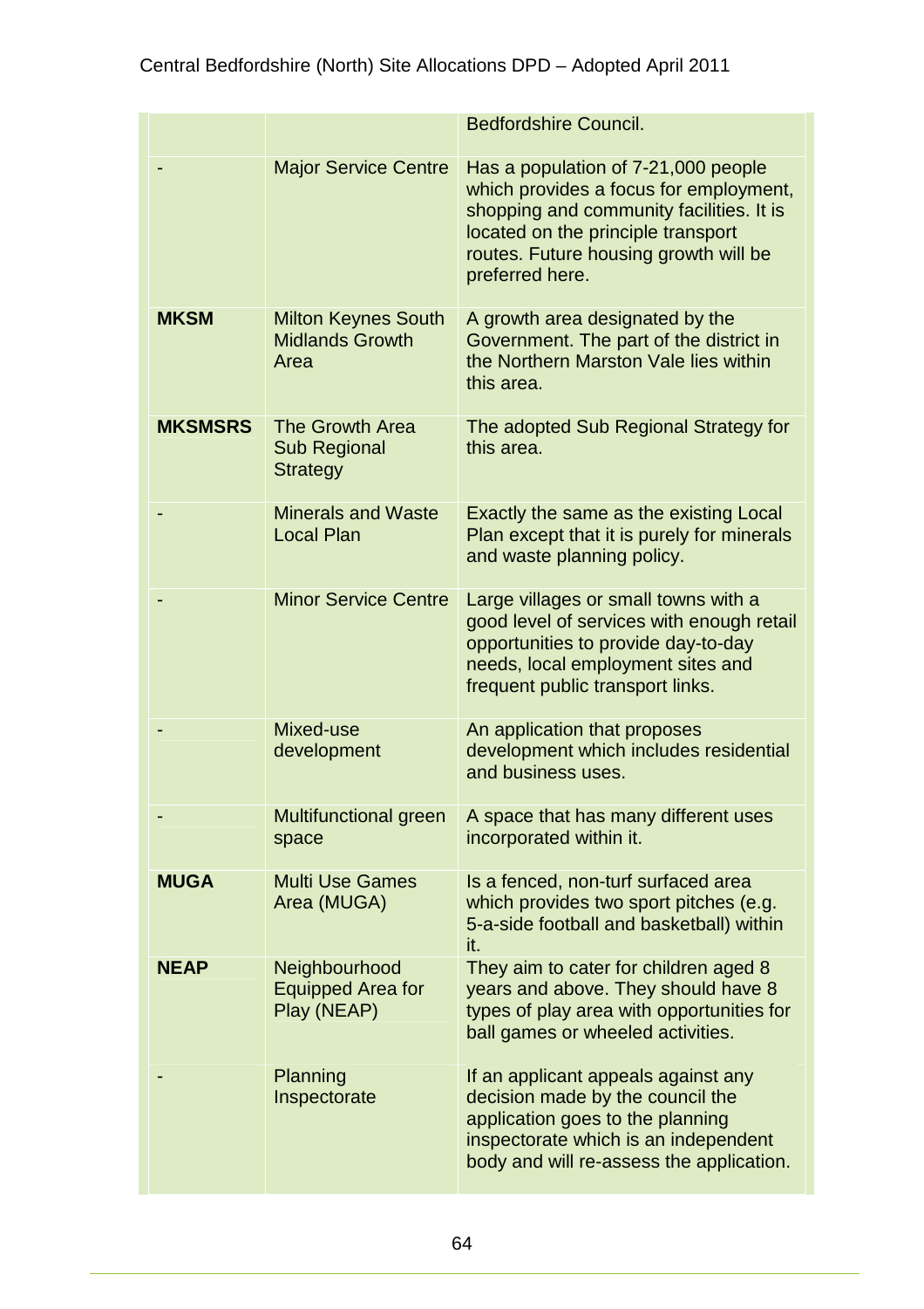| | | |
|---|---|---|
| | | Bedfordshire Council. |
| - | Major Service Centre | Has a population of 7-21,000 people which provides a focus for employment, shopping and community facilities. It is located on the principle transport routes. Future housing growth will be preferred here. |
| **MKSM** | Milton Keynes South Midlands Growth Area | A growth area designated by the Government. The part of the district in the Northern Marston Vale lies within this area. |
| **MKSMSRS** | The Growth Area Sub Regional Strategy | The adopted Sub Regional Strategy for this area. |
| - | Minerals and Waste Local Plan | Exactly the same as the existing Local Plan except that it is purely for minerals and waste planning policy. |
| - | Minor Service Centre | Large villages or small towns with a good level of services with enough retail opportunities to provide day-to-day needs, local employment sites and frequent public transport links. |
| - | Mixed-use development | An application that proposes development which includes residential and business uses. |
| - | Multifunctional green space | A space that has many different uses incorporated within it. |
| **MUGA** | Multi Use Games Area (MUGA) | Is a fenced, non-turf surfaced area which provides two sport pitches (e.g. 5-a-side football and basketball) within it. |
| **NEAP** | Neighbourhood Equipped Area for Play (NEAP) | They aim to cater for children aged 8 years and above. They should have 8 types of play area with opportunities for ball games or wheeled activities. |
| - | Planning Inspectorate | If an applicant appeals against any decision made by the council the application goes to the planning inspectorate which is an independent body and will re-assess the application. |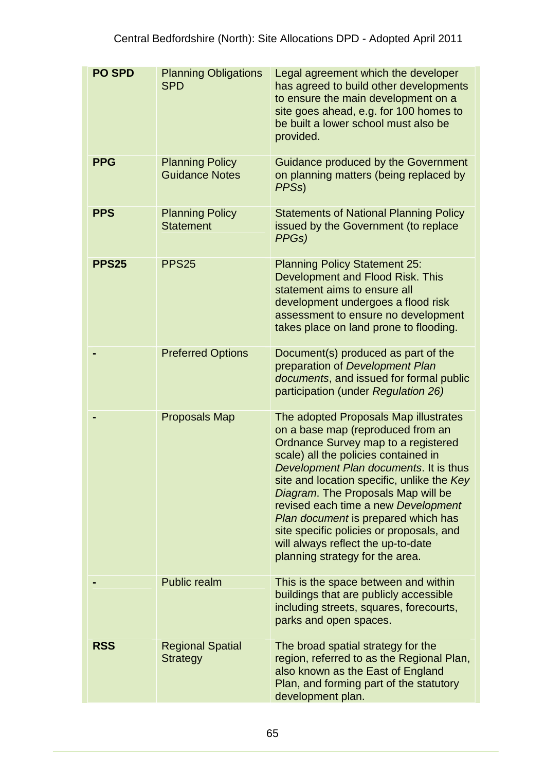| | | |
|---|---|---|
| **PO SPD** | Planning Obligations SPD | Legal agreement which the developer has agreed to build other developments to ensure the main development on a site goes ahead, e.g. for 100 homes to be built a lower school must also be provided. |
| **PPG** | Planning Policy Guidance Notes | Guidance produced by the Government on planning matters (being replaced by *PPSs*) |
| **PPS** | Planning Policy Statement | Statements of National Planning Policy issued by the Government (to replace *PPGs)* |
| **PPS25** | PPS25 | Planning Policy Statement 25: Development and Flood Risk. This statement aims to ensure all development undergoes a flood risk assessment to ensure no development takes place on land prone to flooding. |
| **-** | Preferred Options | Document(s) produced as part of the preparation of *Development Plan documents*, and issued for formal public participation (under *Regulation 26)* |
| **-** | Proposals Map | The adopted Proposals Map illustrates on a base map (reproduced from an Ordnance Survey map to a registered scale) all the policies contained in *Development Plan documents*. It is thus site and location specific, unlike the *Key Diagram*. The Proposals Map will be revised each time a new *Development Plan document* is prepared which has site specific policies or proposals, and will always reflect the up-to-date planning strategy for the area. |
| **-** | Public realm | This is the space between and within buildings that are publicly accessible including streets, squares, forecourts, parks and open spaces. |
| **RSS** | Regional Spatial Strategy | The broad spatial strategy for the region, referred to as the Regional Plan, also known as the East of England Plan, and forming part of the statutory development plan. |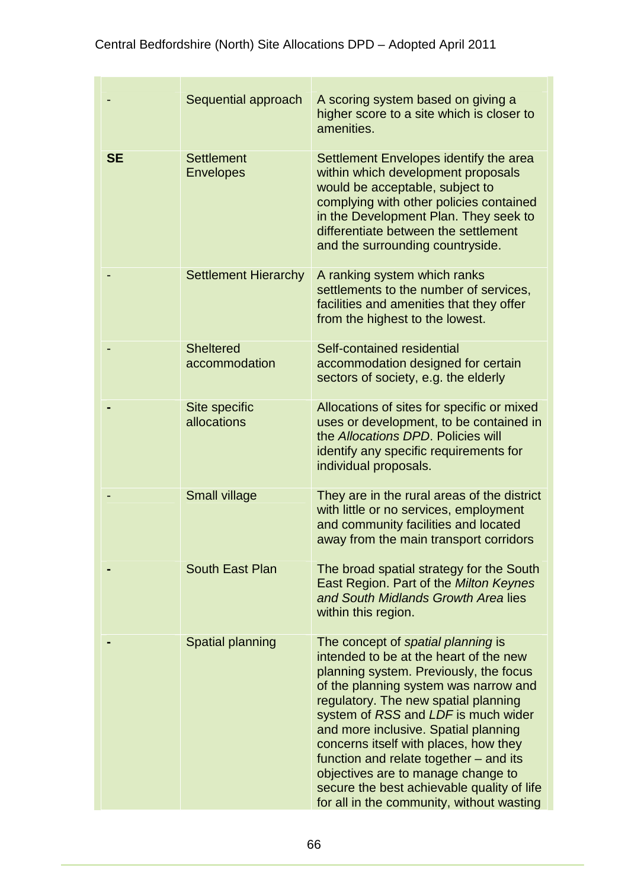| | | |
|---|---|---|
| - | Sequential approach | A scoring system based on giving a higher score to a site which is closer to amenities. |
| **SE** | Settlement Envelopes | Settlement Envelopes identify the area within which development proposals would be acceptable, subject to complying with other policies contained in the Development Plan. They seek to differentiate between the settlement and the surrounding countryside. |
| - | Settlement Hierarchy | A ranking system which ranks settlements to the number of services, facilities and amenities that they offer from the highest to the lowest. |
| - | Sheltered accommodation | Self-contained residential accommodation designed for certain sectors of society, e.g. the elderly |
| - | Site specific allocations | Allocations of sites for specific or mixed uses or development, to be contained in the *Allocations DPD*. Policies will identify any specific requirements for individual proposals. |
| - | Small village | They are in the rural areas of the district with little or no services, employment and community facilities and located away from the main transport corridors |
| - | South East Plan | The broad spatial strategy for the South East Region. Part of the *Milton Keynes and South Midlands Growth Area* lies within this region. |
| - | Spatial planning | The concept of *spatial planning* is intended to be at the heart of the new planning system. Previously, the focus of the planning system was narrow and regulatory. The new spatial planning system of *RSS* and *LDF* is much wider and more inclusive. Spatial planning concerns itself with places, how they function and relate together – and its objectives are to manage change to secure the best achievable quality of life for all in the community, without wasting |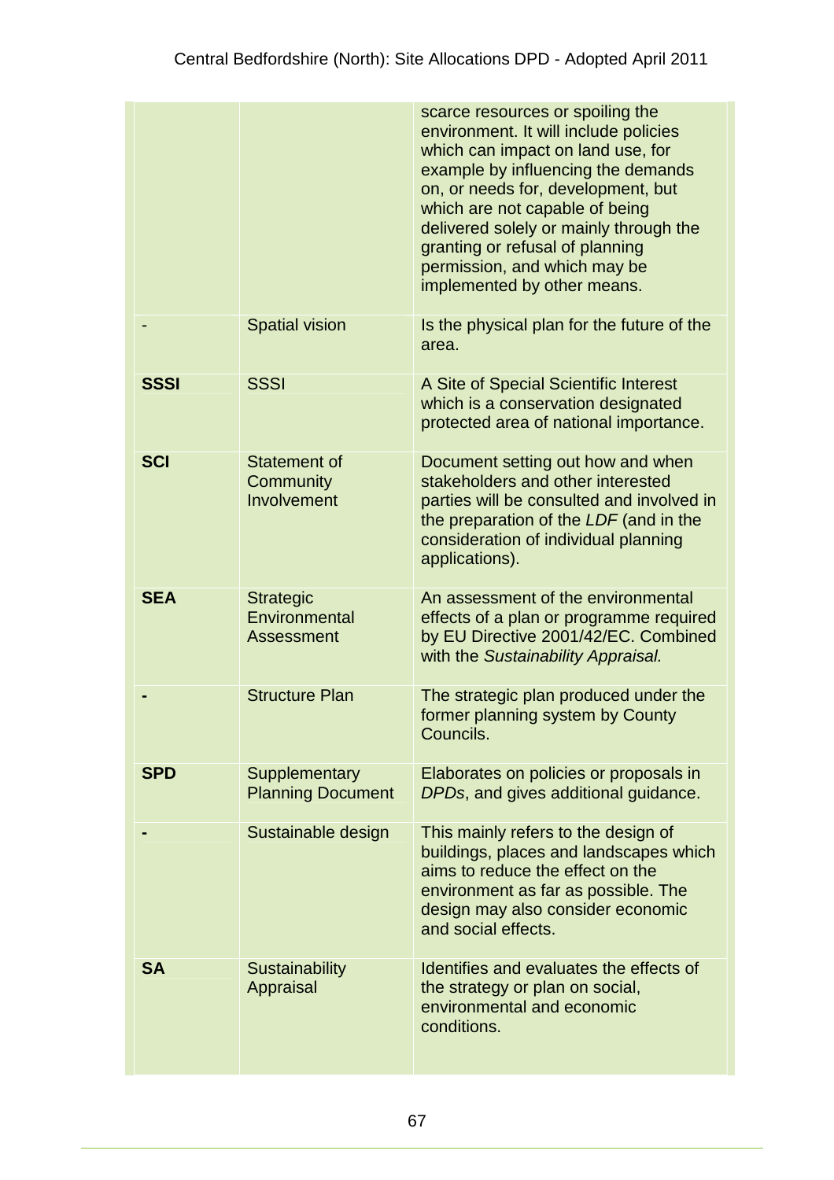| | | |
|---|---|---|
| | | scarce resources or spoiling the environment. It will include policies which can impact on land use, for example by influencing the demands on, or needs for, development, but which are not capable of being delivered solely or mainly through the granting or refusal of planning permission, and which may be implemented by other means. |
| - | Spatial vision | Is the physical plan for the future of the area. |
| **SSSI** | SSSI | A Site of Special Scientific Interest which is a conservation designated protected area of national importance. |
| **SCI** | Statement of Community Involvement | Document setting out how and when stakeholders and other interested parties will be consulted and involved in the preparation of the *LDF* (and in the consideration of individual planning applications). |
| **SEA** | Strategic Environmental Assessment | An assessment of the environmental effects of a plan or programme required by EU Directive 2001/42/EC. Combined with the *Sustainability Appraisal.* |
| **-** | Structure Plan | The strategic plan produced under the former planning system by County Councils. |
| **SPD** | Supplementary Planning Document | Elaborates on policies or proposals in *DPDs*, and gives additional guidance. |
| **-** | Sustainable design | This mainly refers to the design of buildings, places and landscapes which aims to reduce the effect on the environment as far as possible. The design may also consider economic and social effects. |
| **SA** | Sustainability Appraisal | Identifies and evaluates the effects of the strategy or plan on social, environmental and economic conditions. |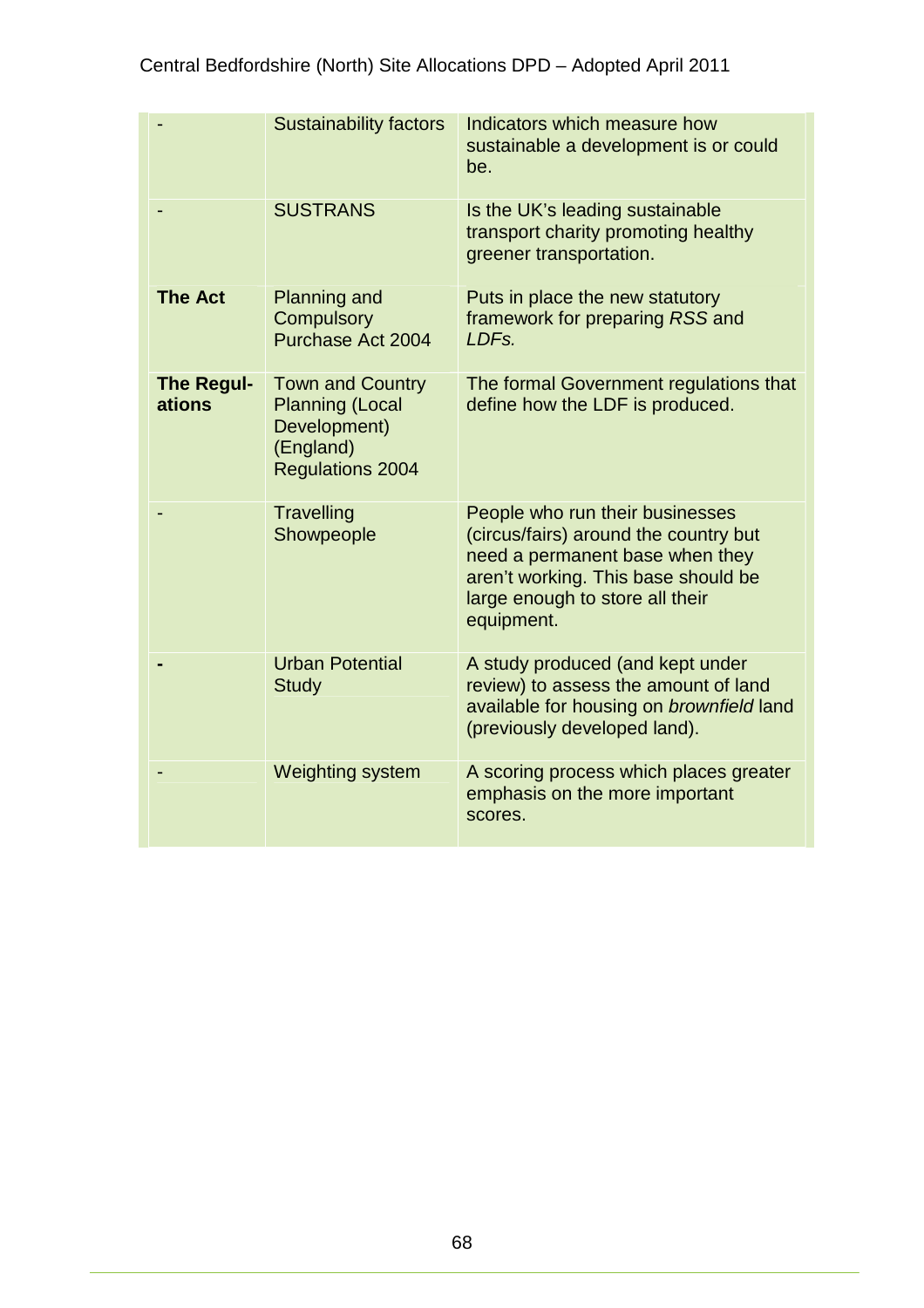| | | |
|---|---|---|
| - | Sustainability factors | Indicators which measure how sustainable a development is or could be. |
| - | SUSTRANS | Is the UK's leading sustainable transport charity promoting healthy greener transportation. |
| **The Act** | Planning and Compulsory Purchase Act 2004 | Puts in place the new statutory framework for preparing *RSS* and *LDFs.* |
| **The Regul-ations** | Town and Country Planning (Local Development) (England) Regulations 2004 | The formal Government regulations that define how the LDF is produced. |
| - | Travelling Showpeople | People who run their businesses (circus/fairs) around the country but need a permanent base when they aren't working. This base should be large enough to store all their equipment. |
| **-** | Urban Potential Study | A study produced (and kept under review) to assess the amount of land available for housing on *brownfield* land (previously developed land). |
| - | Weighting system | A scoring process which places greater emphasis on the more important scores. |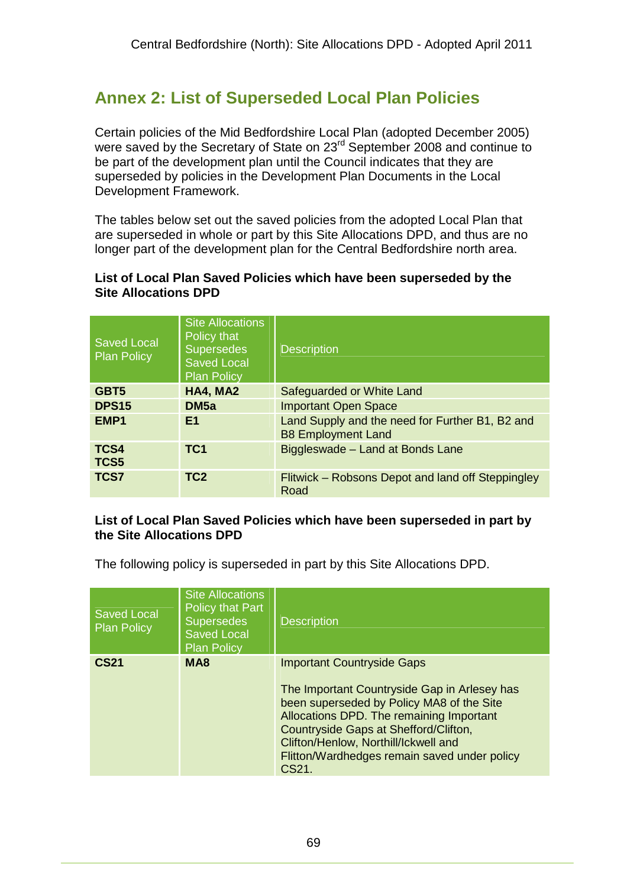## Annex 2: List of Superseded Local Plan Policies

Certain policies of the Mid Bedfordshire Local Plan (adopted December 2005) were saved by the Secretary of State on 23rd September 2008 and continue to be part of the development plan until the Council indicates that they are superseded by policies in the Development Plan Documents in the Local Development Framework.

The tables below set out the saved policies from the adopted Local Plan that are superseded in whole or part by this Site Allocations DPD, and thus are no longer part of the development plan for the Central Bedfordshire north area.

**List of Local Plan Saved Policies which have been superseded by the Site Allocations DPD**

| Saved Local Plan Policy | Site Allocations Policy that Supersedes Saved Local Plan Policy | Description |
|---|---|---|
| **GBT5** | **HA4, MA2** | Safeguarded or White Land |
| **DPS15** | **DM5a** | Important Open Space |
| **EMP1** | **E1** | Land Supply and the need for Further B1, B2 and B8 Employment Land |
| **TCS4** **TCS5** | **TC1** | Biggleswade – Land at Bonds Lane |
| **TCS7** | **TC2** | Flitwick – Robsons Depot and land off Steppingley Road |

**List of Local Plan Saved Policies which have been superseded in part by the Site Allocations DPD**

The following policy is superseded in part by this Site Allocations DPD.

| Saved Local Plan Policy | Site Allocations Policy that Part Supersedes Saved Local Plan Policy | Description |
|---|---|---|
| **CS21** | **MA8** | Important Countryside Gaps<br><br>The Important Countryside Gap in Arlesey has been superseded by Policy MA8 of the Site Allocations DPD. The remaining Important Countryside Gaps at Shefford/Clifton, Clifton/Henlow, Northill/Ickwell and Flitton/Wardhedges remain saved under policy CS21. |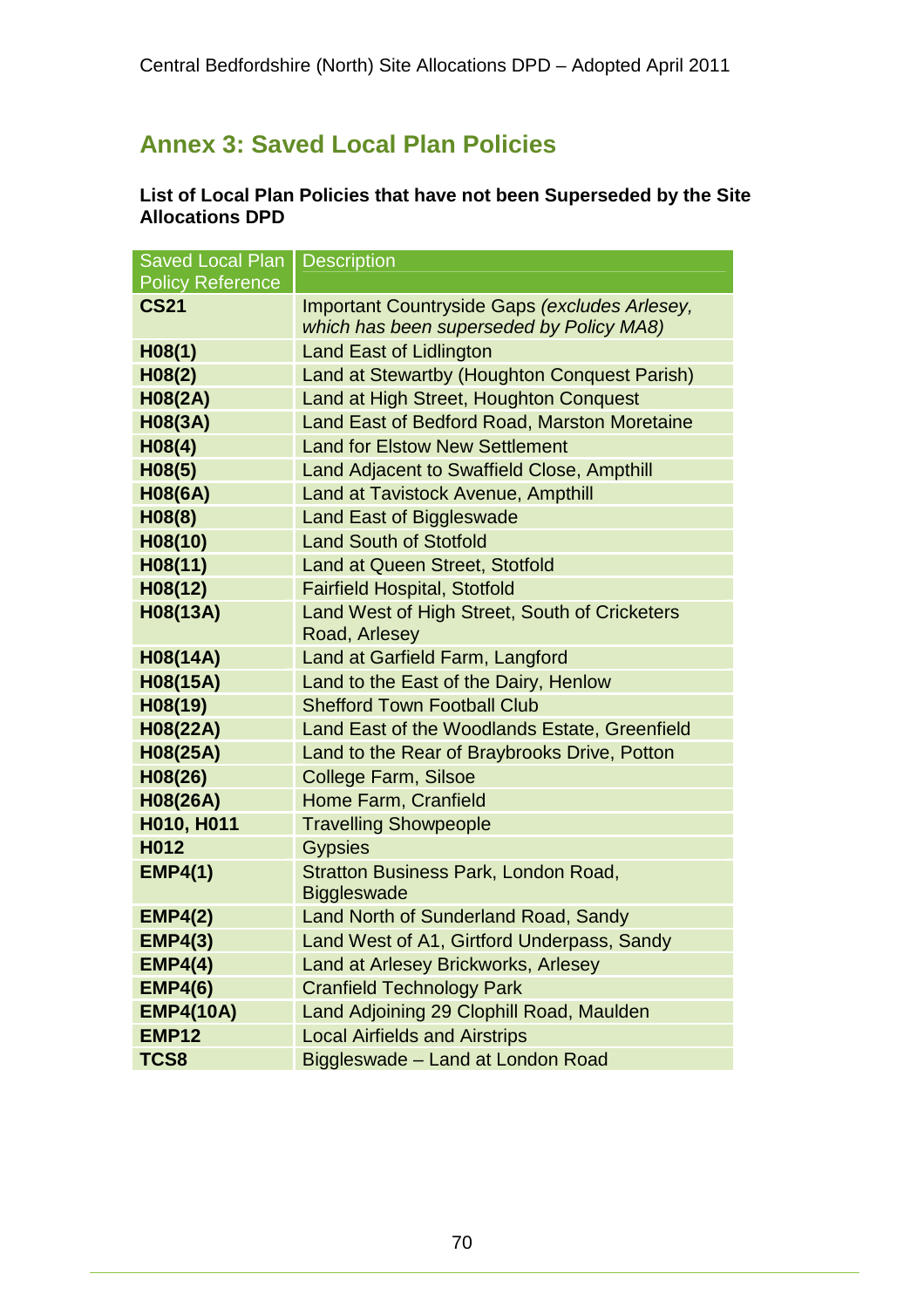## Annex 3: Saved Local Plan Policies

**List of Local Plan Policies that have not been Superseded by the Site Allocations DPD**

| Saved Local Plan Policy Reference | Description |
|---|---|
| **CS21** | Important Countryside Gaps *(excludes Arlesey, which has been superseded by Policy MA8)* |
| **H08(1)** | Land East of Lidlington |
| **H08(2)** | Land at Stewartby (Houghton Conquest Parish) |
| **H08(2A)** | Land at High Street, Houghton Conquest |
| **H08(3A)** | Land East of Bedford Road, Marston Moretaine |
| **H08(4)** | Land for Elstow New Settlement |
| **H08(5)** | Land Adjacent to Swaffield Close, Ampthill |
| **H08(6A)** | Land at Tavistock Avenue, Ampthill |
| **H08(8)** | Land East of Biggleswade |
| **H08(10)** | Land South of Stotfold |
| **H08(11)** | Land at Queen Street, Stotfold |
| **H08(12)** | Fairfield Hospital, Stotfold |
| **H08(13A)** | Land West of High Street, South of Cricketers Road, Arlesey |
| **H08(14A)** | Land at Garfield Farm, Langford |
| **H08(15A)** | Land to the East of the Dairy, Henlow |
| **H08(19)** | Shefford Town Football Club |
| **H08(22A)** | Land East of the Woodlands Estate, Greenfield |
| **H08(25A)** | Land to the Rear of Braybrooks Drive, Potton |
| **H08(26)** | College Farm, Silsoe |
| **H08(26A)** | Home Farm, Cranfield |
| **H010, H011** | Travelling Showpeople |
| **H012** | Gypsies |
| **EMP4(1)** | Stratton Business Park, London Road, Biggleswade |
| **EMP4(2)** | Land North of Sunderland Road, Sandy |
| **EMP4(3)** | Land West of A1, Girtford Underpass, Sandy |
| **EMP4(4)** | Land at Arlesey Brickworks, Arlesey |
| **EMP4(6)** | Cranfield Technology Park |
| **EMP4(10A)** | Land Adjoining 29 Clophill Road, Maulden |
| **EMP12** | Local Airfields and Airstrips |
| **TCS8** | Biggleswade – Land at London Road |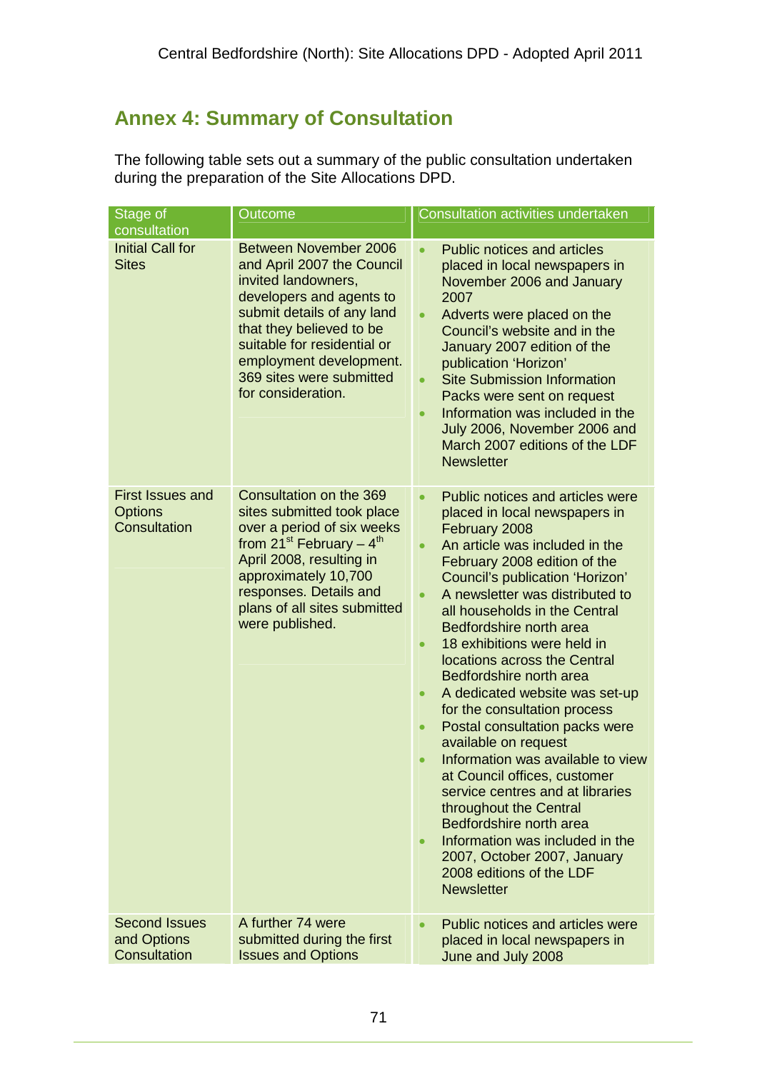## Annex 4: Summary of Consultation

The following table sets out a summary of the public consultation undertaken during the preparation of the Site Allocations DPD.

| Stage of consultation | Outcome | Consultation activities undertaken |
|---|---|---|
| Initial Call for Sites | Between November 2006 and April 2007 the Council invited landowners, developers and agents to submit details of any land that they believed to be suitable for residential or employment development. 369 sites were submitted for consideration. | • Public notices and articles placed in local newspapers in November 2006 and January 2007<br>• Adverts were placed on the Council's website and in the January 2007 edition of the publication 'Horizon'<br>• Site Submission Information Packs were sent on request<br>• Information was included in the July 2006, November 2006 and March 2007 editions of the LDF Newsletter |
| First Issues and Options Consultation | Consultation on the 369 sites submitted took place over a period of six weeks from 21st February – 4th April 2008, resulting in approximately 10,700 responses. Details and plans of all sites submitted were published. | • Public notices and articles were placed in local newspapers in February 2008<br>• An article was included in the February 2008 edition of the Council's publication 'Horizon'<br>• A newsletter was distributed to all households in the Central Bedfordshire north area<br>• 18 exhibitions were held in locations across the Central Bedfordshire north area<br>• A dedicated website was set-up for the consultation process<br>• Postal consultation packs were available on request<br>• Information was available to view at Council offices, customer service centres and at libraries throughout the Central Bedfordshire north area<br>• Information was included in the 2007, October 2007, January 2008 editions of the LDF Newsletter |
| Second Issues and Options Consultation | A further 74 were submitted during the first Issues and Options | • Public notices and articles were placed in local newspapers in June and July 2008 |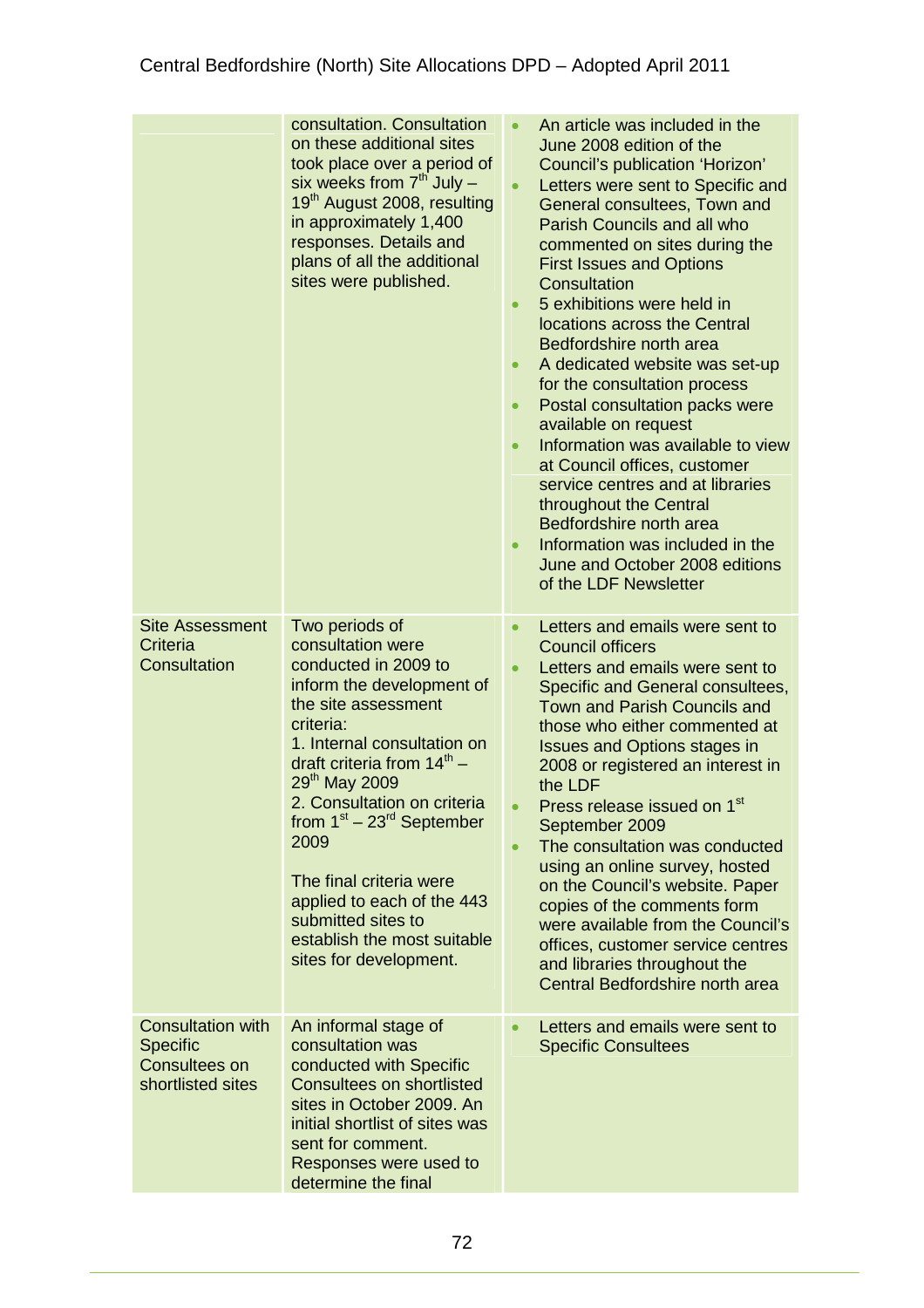| | | |
|---|---|---|
| | consultation. Consultation on these additional sites took place over a period of six weeks from 7th July – 19th August 2008, resulting in approximately 1,400 responses. Details and plans of all the additional sites were published. | • An article was included in the June 2008 edition of the Council's publication 'Horizon'<br>• Letters were sent to Specific and General consultees, Town and Parish Councils and all who commented on sites during the First Issues and Options Consultation<br>• 5 exhibitions were held in locations across the Central Bedfordshire north area<br>• A dedicated website was set-up for the consultation process<br>• Postal consultation packs were available on request<br>• Information was available to view at Council offices, customer service centres and at libraries throughout the Central Bedfordshire north area<br>• Information was included in the June and October 2008 editions of the LDF Newsletter |
| Site Assessment Criteria Consultation | Two periods of consultation were conducted in 2009 to inform the development of the site assessment criteria:<br>1. Internal consultation on draft criteria from 14th – 29th May 2009<br>2. Consultation on criteria from 1st – 23rd September 2009<br><br>The final criteria were applied to each of the 443 submitted sites to establish the most suitable sites for development. | • Letters and emails were sent to Council officers<br>• Letters and emails were sent to Specific and General consultees, Town and Parish Councils and those who either commented at Issues and Options stages in 2008 or registered an interest in the LDF<br>• Press release issued on 1st September 2009<br>• The consultation was conducted using an online survey, hosted on the Council's website. Paper copies of the comments form were available from the Council's offices, customer service centres and libraries throughout the Central Bedfordshire north area |
| Consultation with Specific Consultees on shortlisted sites | An informal stage of consultation was conducted with Specific Consultees on shortlisted sites in October 2009. An initial shortlist of sites was sent for comment. Responses were used to determine the final | • Letters and emails were sent to Specific Consultees |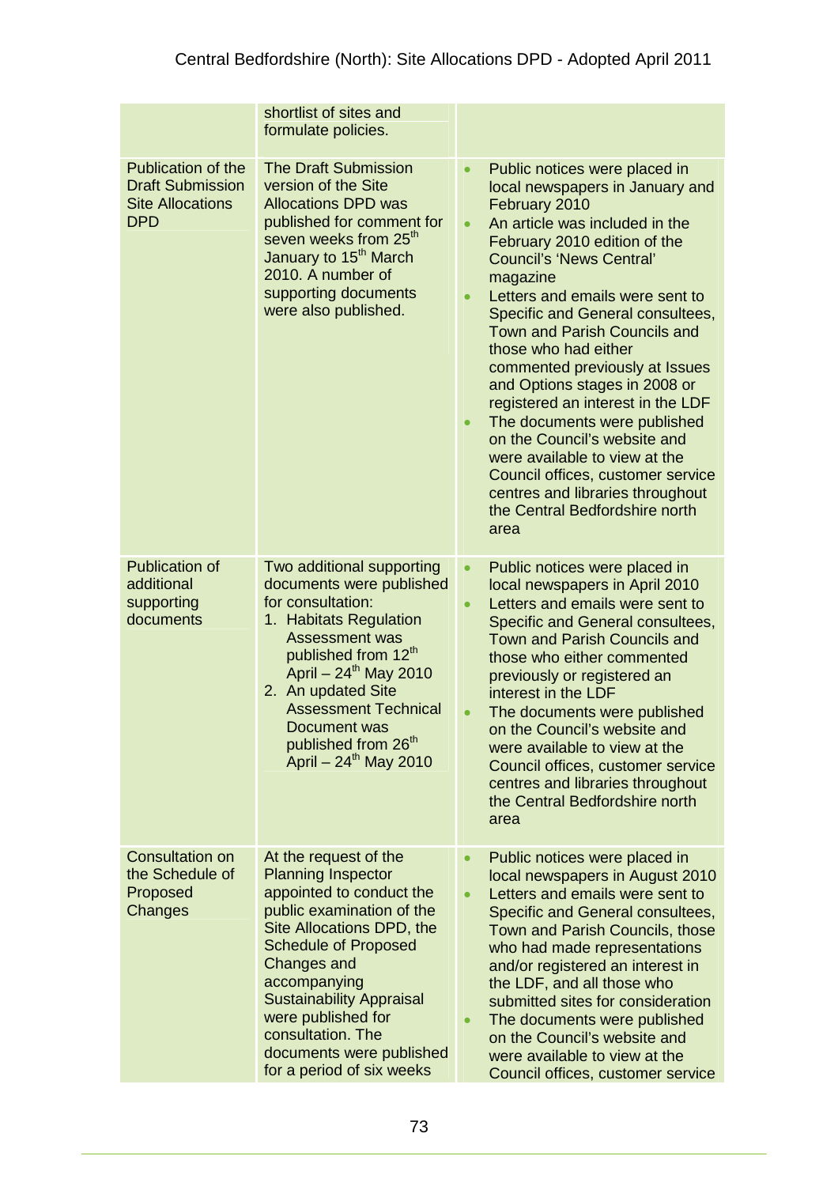| | | |
|---|---|---|
| | shortlist of sites and formulate policies. | |
| Publication of the Draft Submission Site Allocations DPD | The Draft Submission version of the Site Allocations DPD was published for comment for seven weeks from 25th January to 15th March 2010. A number of supporting documents were also published. | • Public notices were placed in local newspapers in January and February 2010<br>• An article was included in the February 2010 edition of the Council's 'News Central' magazine<br>• Letters and emails were sent to Specific and General consultees, Town and Parish Councils and those who had either commented previously at Issues and Options stages in 2008 or registered an interest in the LDF<br>• The documents were published on the Council's website and were available to view at the Council offices, customer service centres and libraries throughout the Central Bedfordshire north area |
| Publication of additional supporting documents | Two additional supporting documents were published for consultation:<br>1. Habitats Regulation Assessment was published from 12th April – 24th May 2010<br>2. An updated Site Assessment Technical Document was published from 26th April – 24th May 2010 | • Public notices were placed in local newspapers in April 2010<br>• Letters and emails were sent to Specific and General consultees, Town and Parish Councils and those who either commented previously or registered an interest in the LDF<br>• The documents were published on the Council's website and were available to view at the Council offices, customer service centres and libraries throughout the Central Bedfordshire north area |
| Consultation on the Schedule of Proposed Changes | At the request of the Planning Inspector appointed to conduct the public examination of the Site Allocations DPD, the Schedule of Proposed Changes and accompanying Sustainability Appraisal were published for consultation. The documents were published for a period of six weeks | • Public notices were placed in local newspapers in August 2010<br>• Letters and emails were sent to Specific and General consultees, Town and Parish Councils, those who had made representations and/or registered an interest in the LDF, and all those who submitted sites for consideration<br>• The documents were published on the Council's website and were available to view at the Council offices, customer service |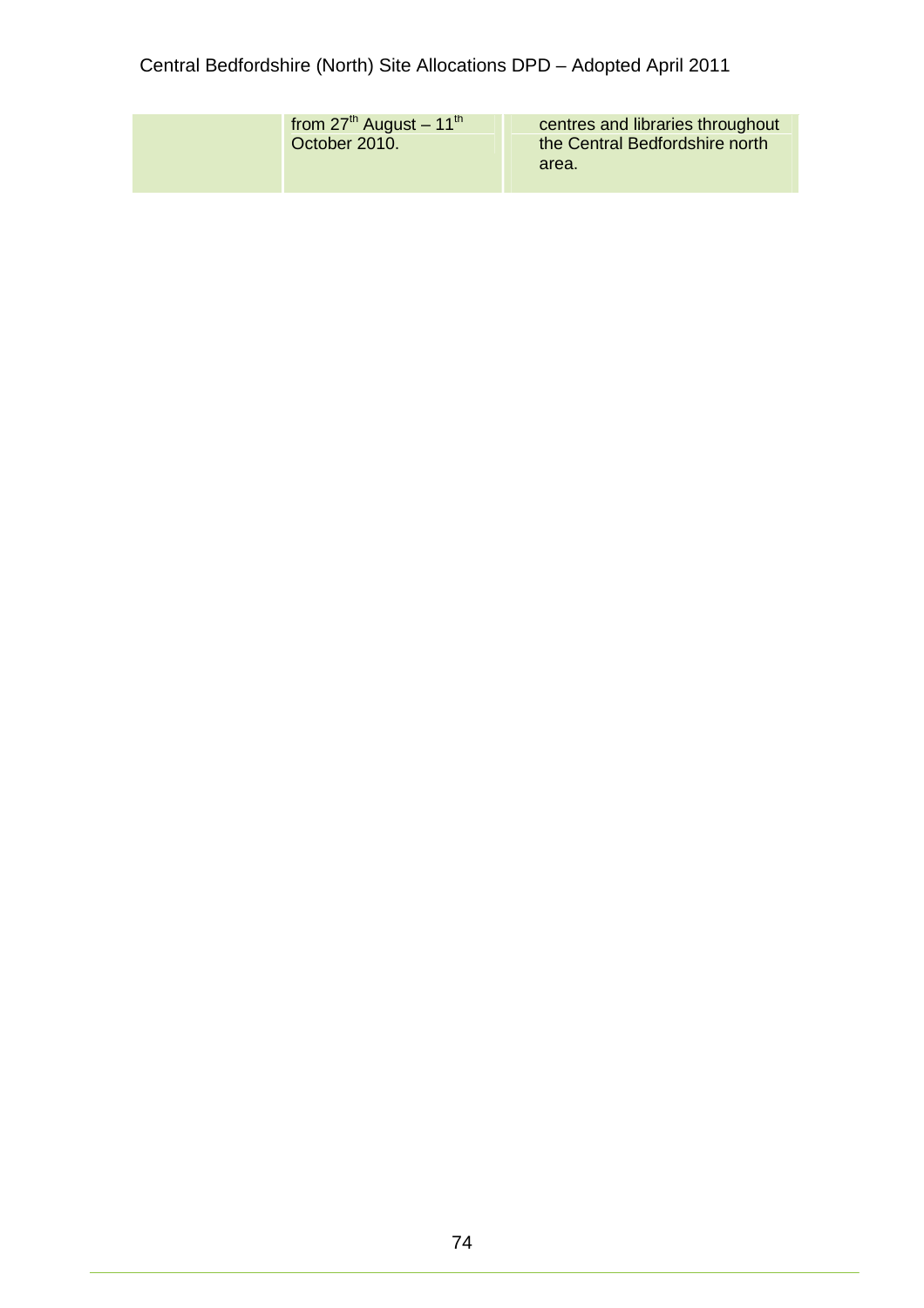| | | |
|---|---|---|
| | from 27th August – 11th October 2010. | centres and libraries throughout the Central Bedfordshire north area. |